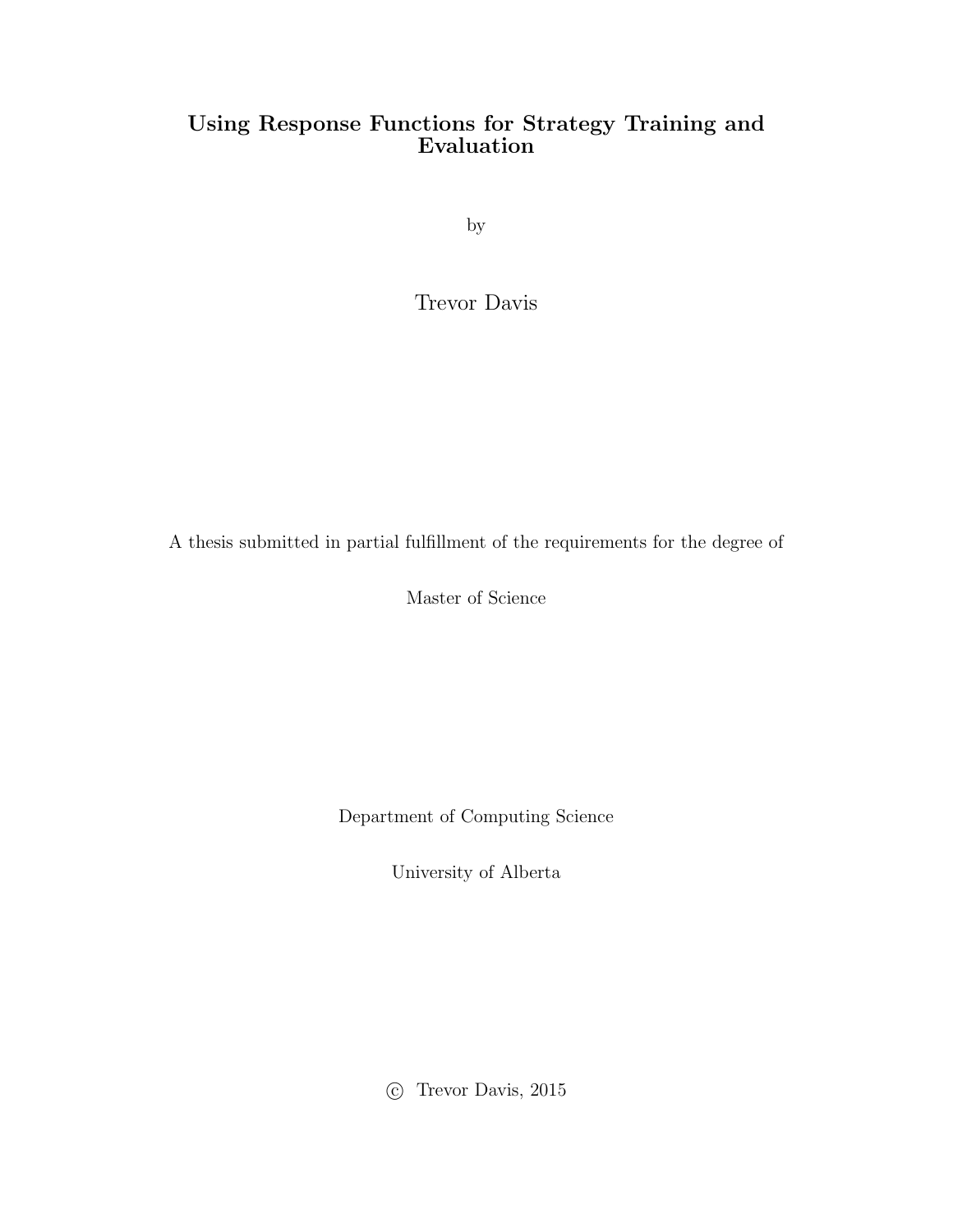# Using Response Functions for Strategy Training and Evaluation

by

Trevor Davis

A thesis submitted in partial fulfillment of the requirements for the degree of

Master of Science

Department of Computing Science

University of Alberta

© Trevor Davis, 2015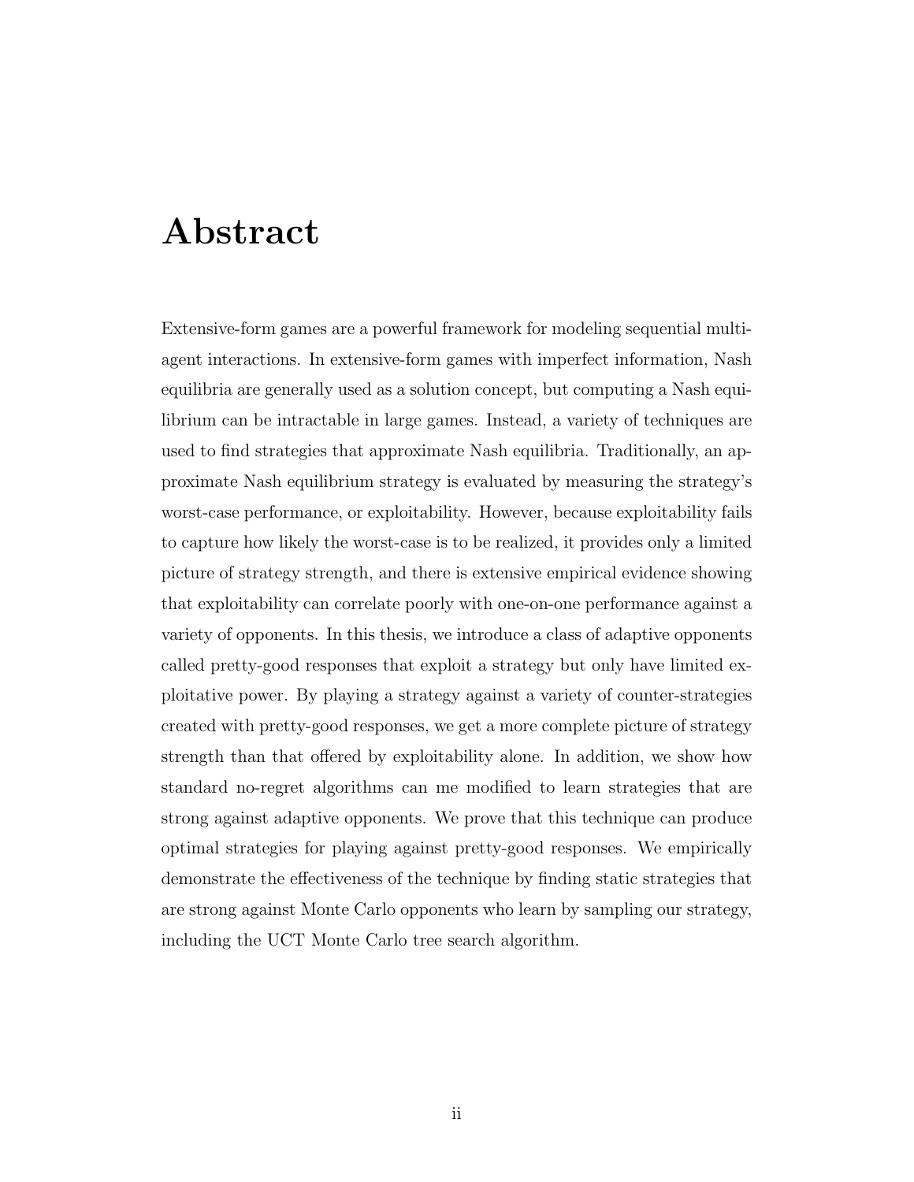# Abstract

Extensive-form games are a powerful framework for modeling sequential multi-agent interactions. In extensive-form games with imperfect information, Nash equilibria are generally used as a solution concept, but computing a Nash equilibrium can be intractable in large games. Instead, a variety of techniques are used to find strategies that approximate Nash equilibria. Traditionally, an approximate Nash equilibrium strategy is evaluated by measuring the strategy's worst-case performance, or exploitability. However, because exploitability fails to capture how likely the worst-case is to be realized, it provides only a limited picture of strategy strength, and there is extensive empirical evidence showing that exploitability can correlate poorly with one-on-one performance against a variety of opponents. In this thesis, we introduce a class of adaptive opponents called pretty-good responses that exploit a strategy but only have limited exploitative power. By playing a strategy against a variety of counter-strategies created with pretty-good responses, we get a more complete picture of strategy strength than that offered by exploitability alone. In addition, we show how standard no-regret algorithms can me modified to learn strategies that are strong against adaptive opponents. We prove that this technique can produce optimal strategies for playing against pretty-good responses. We empirically demonstrate the effectiveness of the technique by finding static strategies that are strong against Monte Carlo opponents who learn by sampling our strategy, including the UCT Monte Carlo tree search algorithm.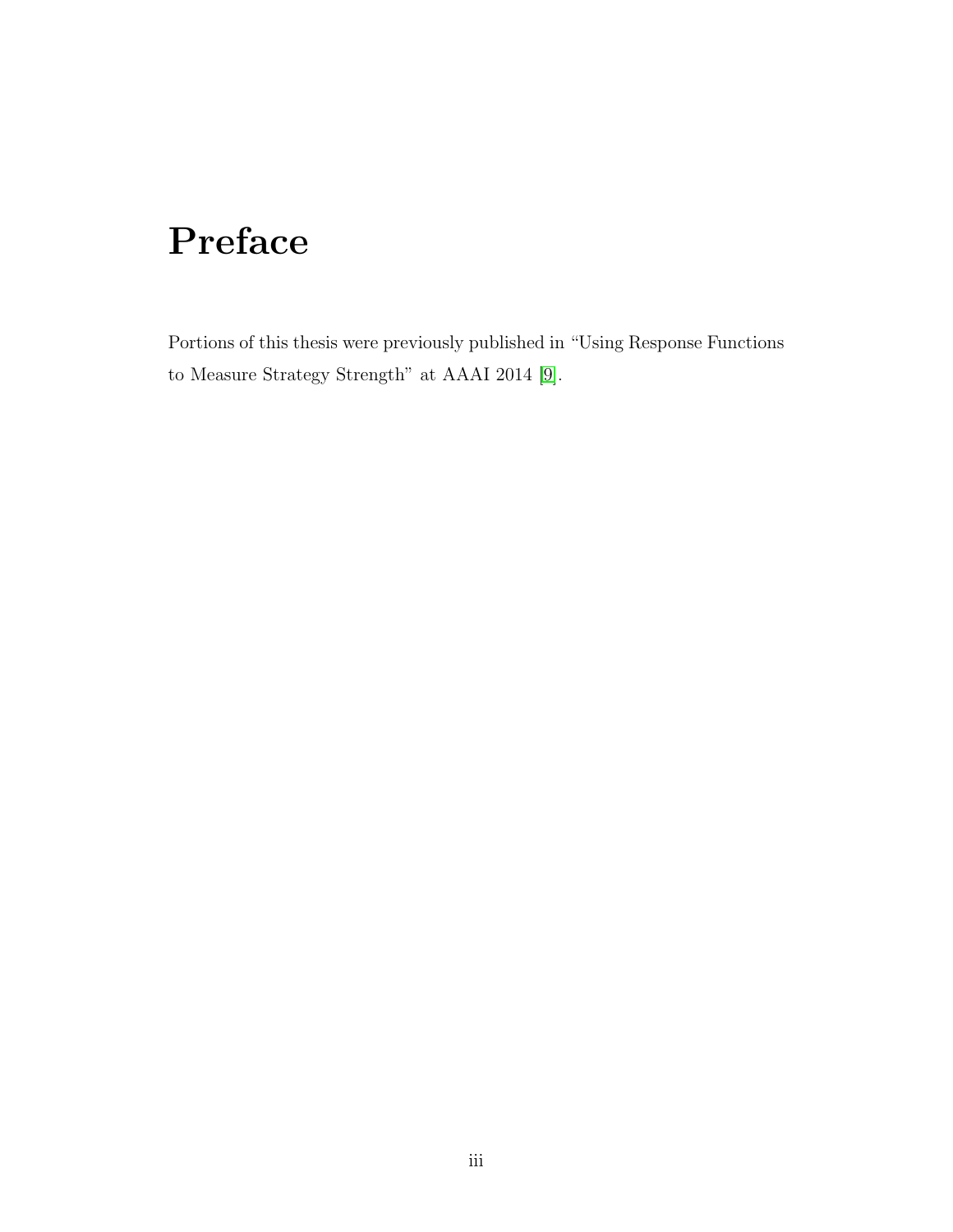# Preface

Portions of this thesis were previously published in "Using Response Functions to Measure Strategy Strength" at AAAI 2014 [9].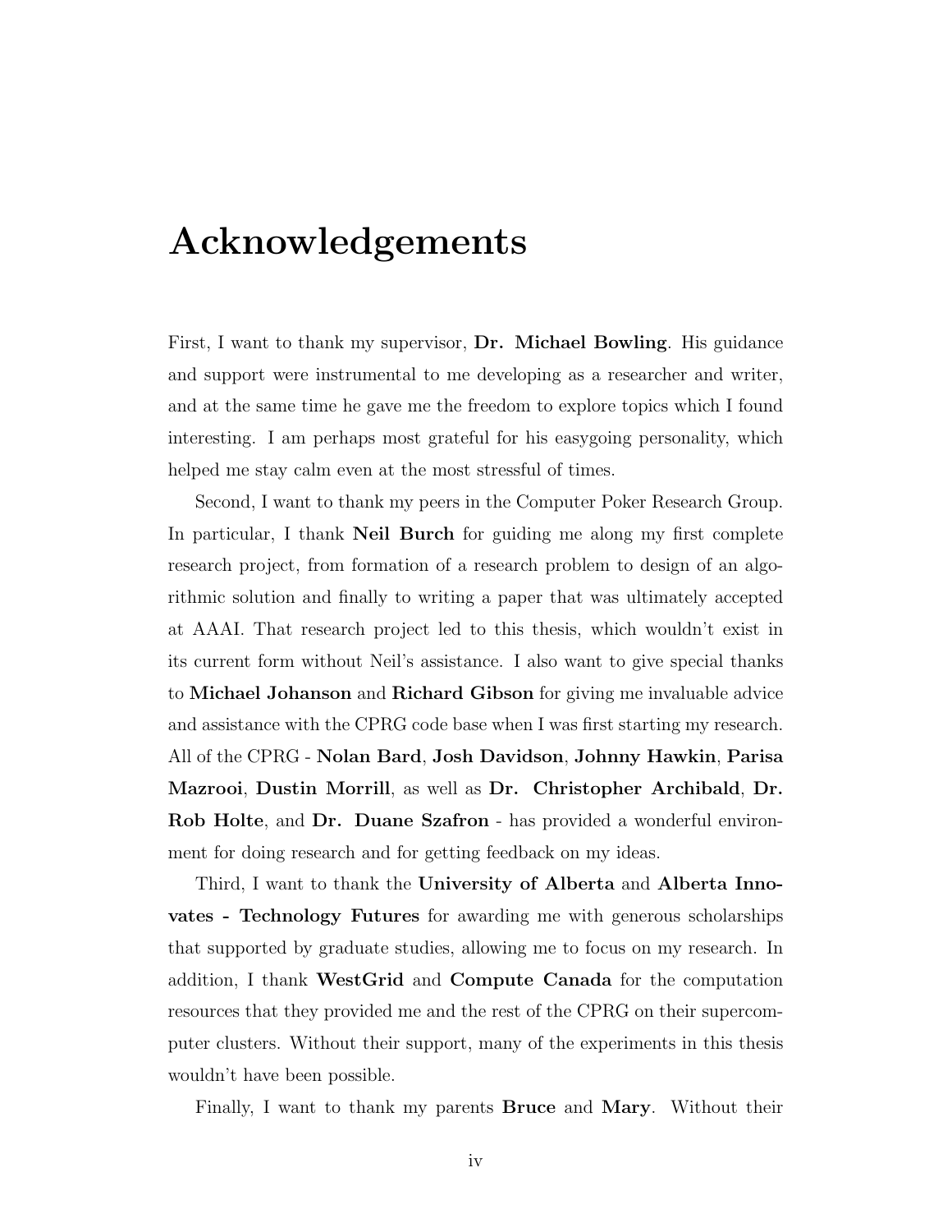# Acknowledgements

First, I want to thank my supervisor, **Dr. Michael Bowling**. His guidance and support were instrumental to me developing as a researcher and writer, and at the same time he gave me the freedom to explore topics which I found interesting. I am perhaps most grateful for his easygoing personality, which helped me stay calm even at the most stressful of times.

Second, I want to thank my peers in the Computer Poker Research Group. In particular, I thank **Neil Burch** for guiding me along my first complete research project, from formation of a research problem to design of an algorithmic solution and finally to writing a paper that was ultimately accepted at AAAI. That research project led to this thesis, which wouldn't exist in its current form without Neil's assistance. I also want to give special thanks to **Michael Johanson** and **Richard Gibson** for giving me invaluable advice and assistance with the CPRG code base when I was first starting my research. All of the CPRG - **Nolan Bard**, **Josh Davidson**, **Johnny Hawkin**, **Parisa Mazrooi**, **Dustin Morrill**, as well as **Dr. Christopher Archibald**, **Dr. Rob Holte**, and **Dr. Duane Szafron** - has provided a wonderful environment for doing research and for getting feedback on my ideas.

Third, I want to thank the **University of Alberta** and **Alberta Innovates - Technology Futures** for awarding me with generous scholarships that supported by graduate studies, allowing me to focus on my research. In addition, I thank **WestGrid** and **Compute Canada** for the computation resources that they provided me and the rest of the CPRG on their supercomputer clusters. Without their support, many of the experiments in this thesis wouldn't have been possible.

Finally, I want to thank my parents **Bruce** and **Mary**. Without their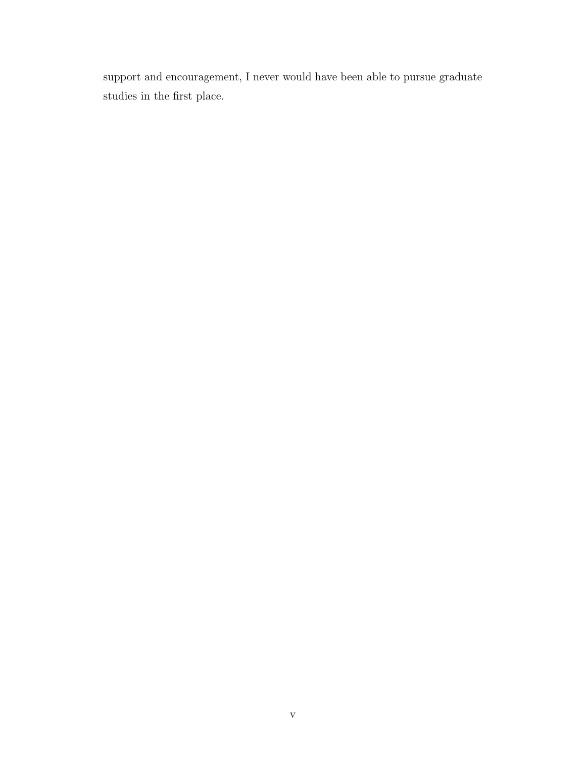support and encouragement, I never would have been able to pursue graduate studies in the first place.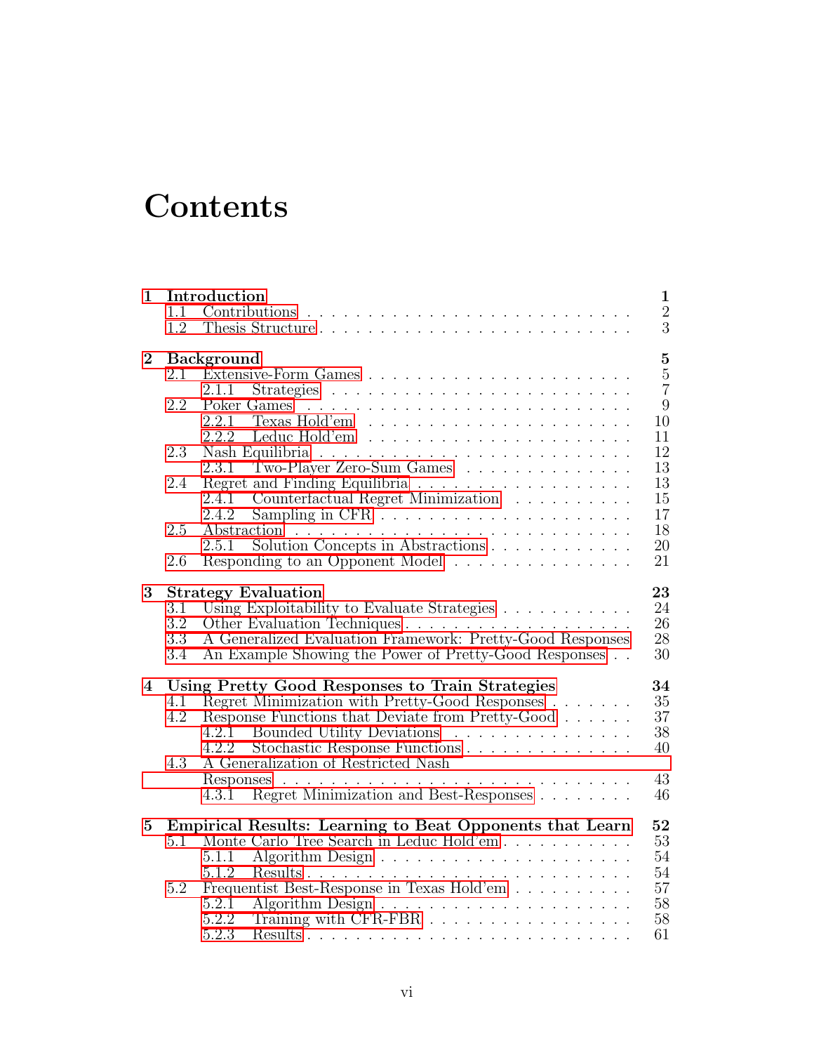# Contents

**1 Introduction** **1**
- 1.1 Contributions . . . 2
- 1.2 Thesis Structure . . . 3

**2 Background** **5**
- 2.1 Extensive-Form Games . . . 5
  - 2.1.1 Strategies . . . 7
- 2.2 Poker Games . . . 9
  - 2.2.1 Texas Hold'em . . . 10
  - 2.2.2 Leduc Hold'em . . . 11
- 2.3 Nash Equilibria . . . 12
  - 2.3.1 Two-Player Zero-Sum Games . . . 13
- 2.4 Regret and Finding Equilibria . . . 13
  - 2.4.1 Counterfactual Regret Minimization . . . 15
  - 2.4.2 Sampling in CFR . . . 17
- 2.5 Abstraction . . . 18
  - 2.5.1 Solution Concepts in Abstractions . . . 20
- 2.6 Responding to an Opponent Model . . . 21

**3 Strategy Evaluation** **23**
- 3.1 Using Exploitability to Evaluate Strategies . . . 24
- 3.2 Other Evaluation Techniques . . . 26
- 3.3 A Generalized Evaluation Framework: Pretty-Good Responses . . . 28
- 3.4 An Example Showing the Power of Pretty-Good Responses . . . 30

**4 Using Pretty Good Responses to Train Strategies** **34**
- 4.1 Regret Minimization with Pretty-Good Responses . . . 35
- 4.2 Response Functions that Deviate from Pretty-Good . . . 37
  - 4.2.1 Bounded Utility Deviations . . . 38
  - 4.2.2 Stochastic Response Functions . . . 40
- 4.3 A Generalization of Restricted Nash Responses . . . 43
  - 4.3.1 Regret Minimization and Best-Responses . . . 46

**5 Empirical Results: Learning to Beat Opponents that Learn** **52**
- 5.1 Monte Carlo Tree Search in Leduc Hold'em . . . 53
  - 5.1.1 Algorithm Design . . . 54
  - 5.1.2 Results . . . 54
- 5.2 Frequentist Best-Response in Texas Hold'em . . . 57
  - 5.2.1 Algorithm Design . . . 58
  - 5.2.2 Training with CFR-FBR . . . 58
  - 5.2.3 Results . . . 61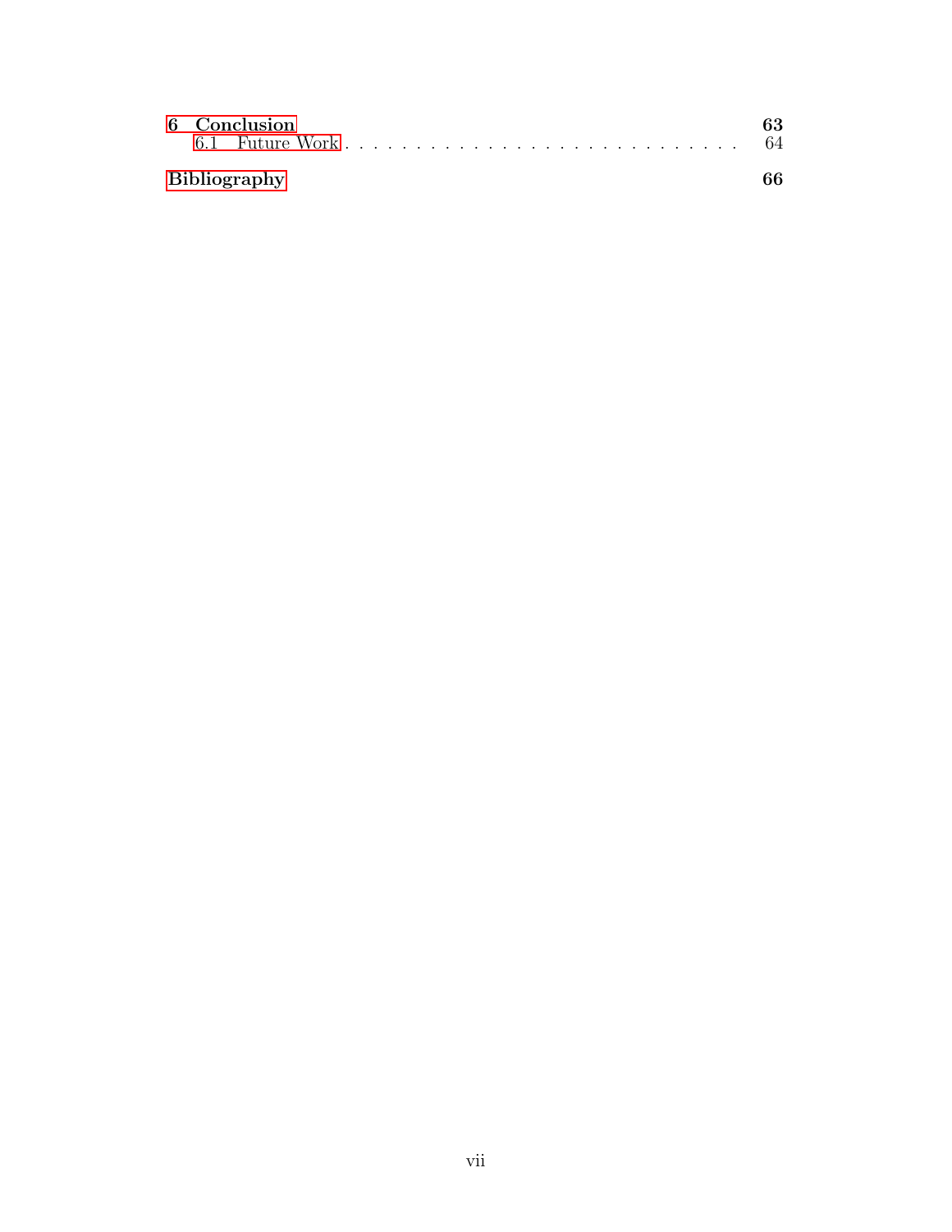**6 Conclusion** **63**

6.1 Future Work . . . . . . . . . . . . . . . . . . . . . . . . . . . . 64

**Bibliography** **66**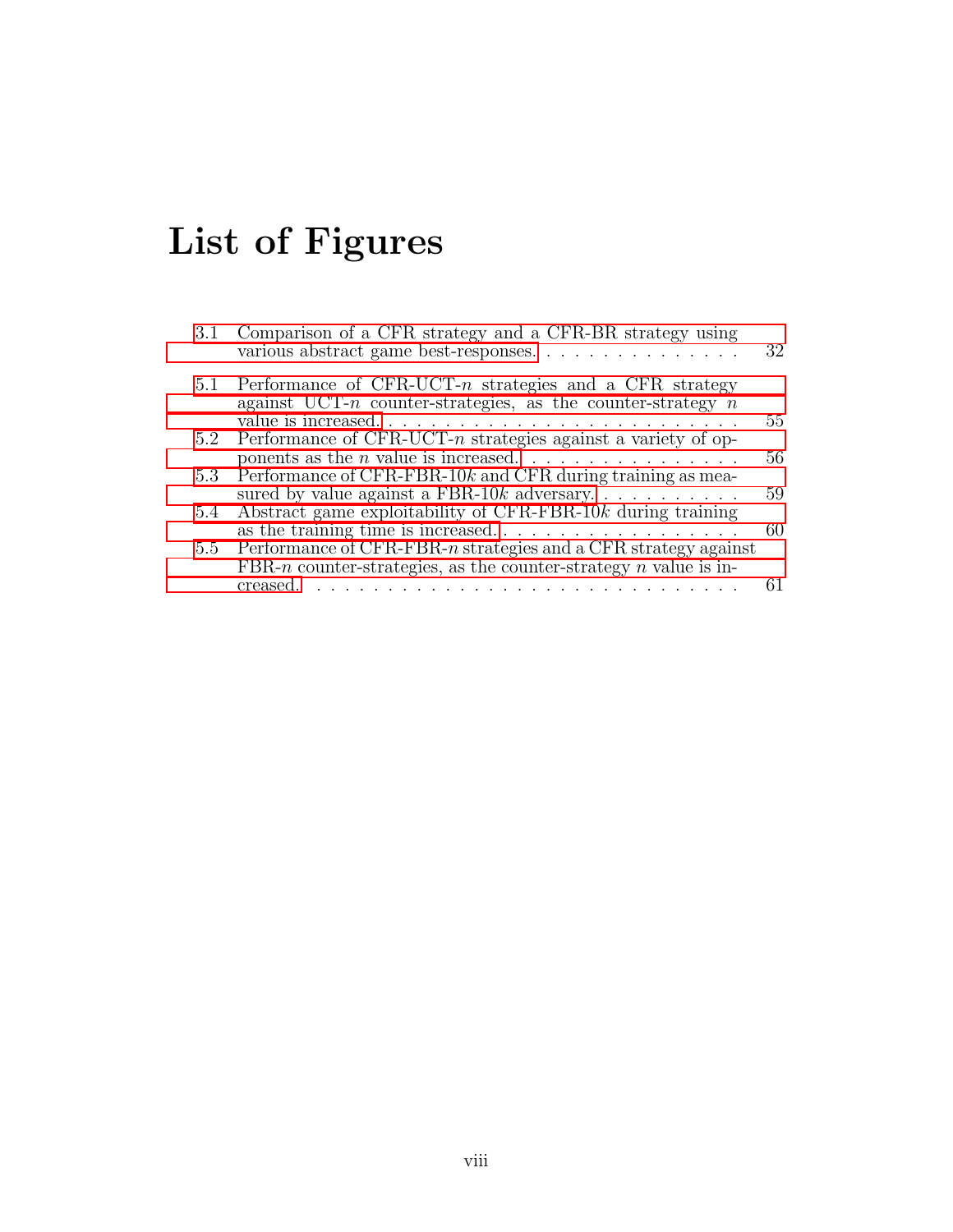# List of Figures

3.1 Comparison of a CFR strategy and a CFR-BR strategy using various abstract game best-responses. . . . . . . . . . . . . . . . 32

5.1 Performance of CFR-UCT-$n$ strategies and a CFR strategy against UCT-$n$ counter-strategies, as the counter-strategy $n$ value is increased. . . . . . . . . . . . . . . . . . . . . . . . . . 55

5.2 Performance of CFR-UCT-$n$ strategies against a variety of opponents as the $n$ value is increased. . . . . . . . . . . . . . . . 56

5.3 Performance of CFR-FBR-10$k$ and CFR during training as measured by value against a FBR-10$k$ adversary. . . . . . . . . . . 59

5.4 Abstract game exploitability of CFR-FBR-10$k$ during training as the training time is increased. . . . . . . . . . . . . . . . . . 60

5.5 Performance of CFR-FBR-$n$ strategies and a CFR strategy against FBR-$n$ counter-strategies, as the counter-strategy $n$ value is increased. . . . . . . . . . . . . . . . . . . . . . . . . . . . . . . . 61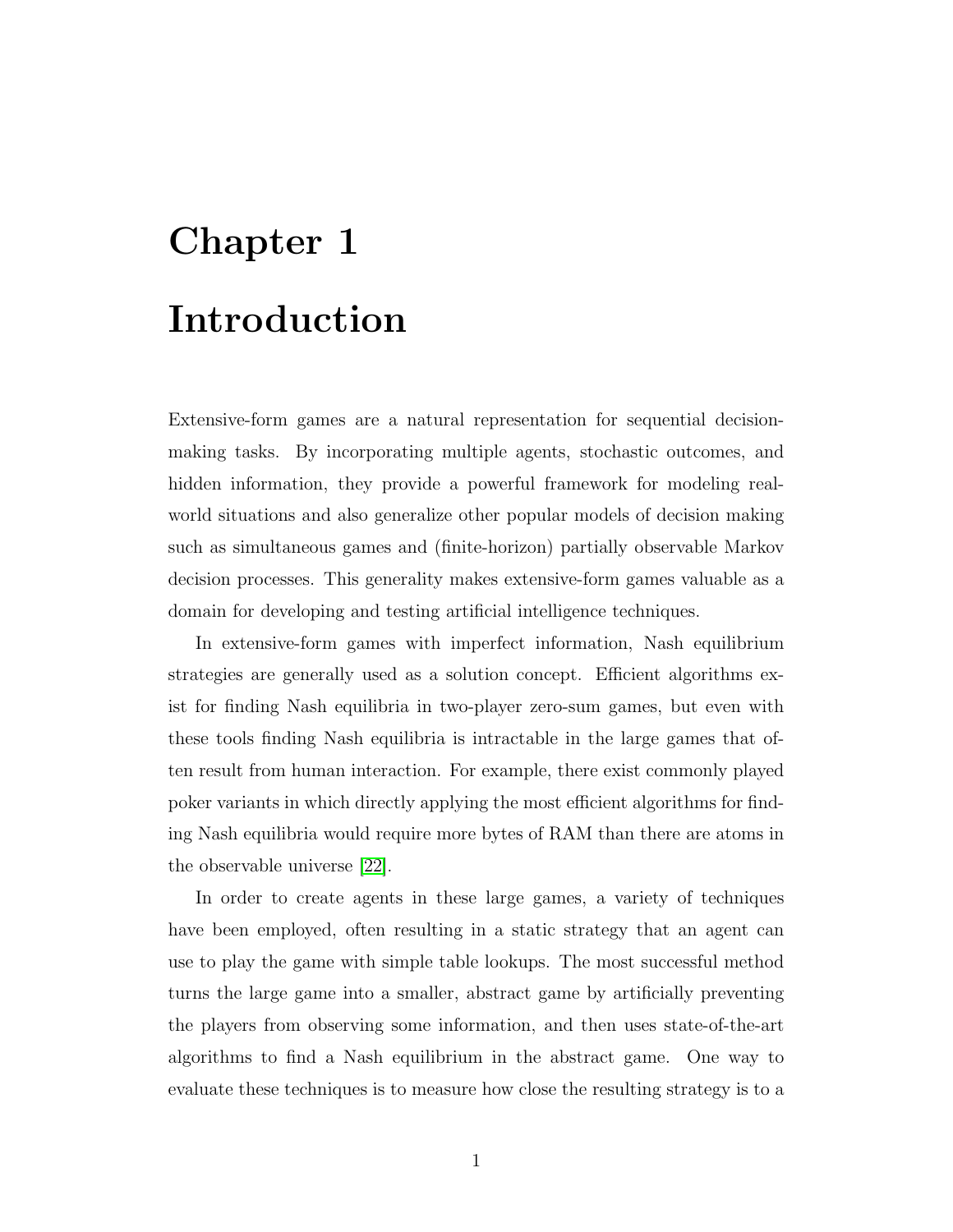# Chapter 1

# Introduction

Extensive-form games are a natural representation for sequential decision-making tasks. By incorporating multiple agents, stochastic outcomes, and hidden information, they provide a powerful framework for modeling real-world situations and also generalize other popular models of decision making such as simultaneous games and (finite-horizon) partially observable Markov decision processes. This generality makes extensive-form games valuable as a domain for developing and testing artificial intelligence techniques.

In extensive-form games with imperfect information, Nash equilibrium strategies are generally used as a solution concept. Efficient algorithms exist for finding Nash equilibria in two-player zero-sum games, but even with these tools finding Nash equilibria is intractable in the large games that often result from human interaction. For example, there exist commonly played poker variants in which directly applying the most efficient algorithms for finding Nash equilibria would require more bytes of RAM than there are atoms in the observable universe [22].

In order to create agents in these large games, a variety of techniques have been employed, often resulting in a static strategy that an agent can use to play the game with simple table lookups. The most successful method turns the large game into a smaller, abstract game by artificially preventing the players from observing some information, and then uses state-of-the-art algorithms to find a Nash equilibrium in the abstract game. One way to evaluate these techniques is to measure how close the resulting strategy is to a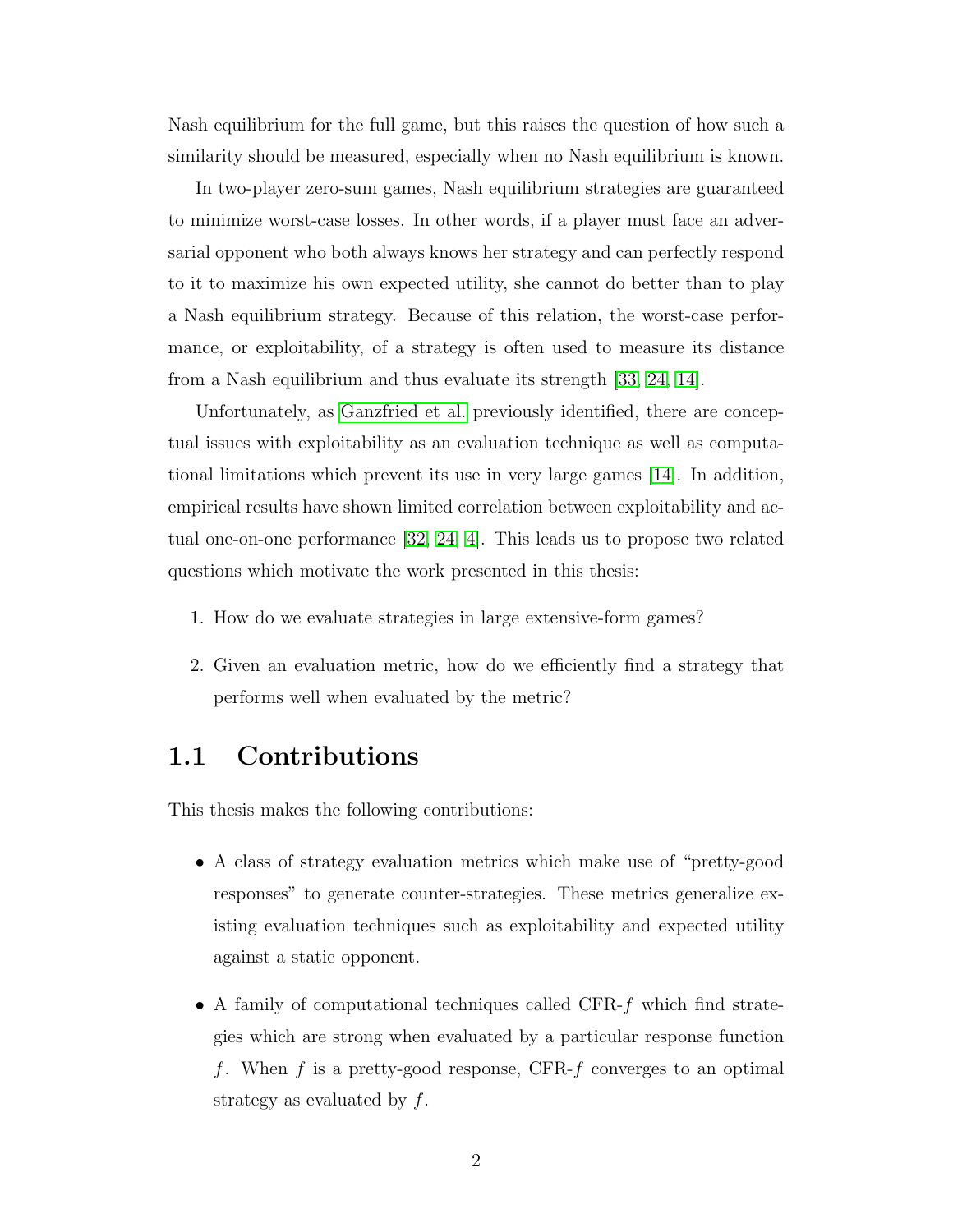Nash equilibrium for the full game, but this raises the question of how such a similarity should be measured, especially when no Nash equilibrium is known.

In two-player zero-sum games, Nash equilibrium strategies are guaranteed to minimize worst-case losses. In other words, if a player must face an adversarial opponent who both always knows her strategy and can perfectly respond to it to maximize his own expected utility, she cannot do better than to play a Nash equilibrium strategy. Because of this relation, the worst-case performance, or exploitability, of a strategy is often used to measure its distance from a Nash equilibrium and thus evaluate its strength [33, 24, 14].

Unfortunately, as Ganzfried et al. previously identified, there are conceptual issues with exploitability as an evaluation technique as well as computational limitations which prevent its use in very large games [14]. In addition, empirical results have shown limited correlation between exploitability and actual one-on-one performance [32, 24, 4]. This leads us to propose two related questions which motivate the work presented in this thesis:

1. How do we evaluate strategies in large extensive-form games?
2. Given an evaluation metric, how do we efficiently find a strategy that performs well when evaluated by the metric?

## 1.1 Contributions

This thesis makes the following contributions:

- A class of strategy evaluation metrics which make use of "pretty-good responses" to generate counter-strategies. These metrics generalize existing evaluation techniques such as exploitability and expected utility against a static opponent.
- A family of computational techniques called CFR-$f$ which find strategies which are strong when evaluated by a particular response function $f$. When $f$ is a pretty-good response, CFR-$f$ converges to an optimal strategy as evaluated by $f$.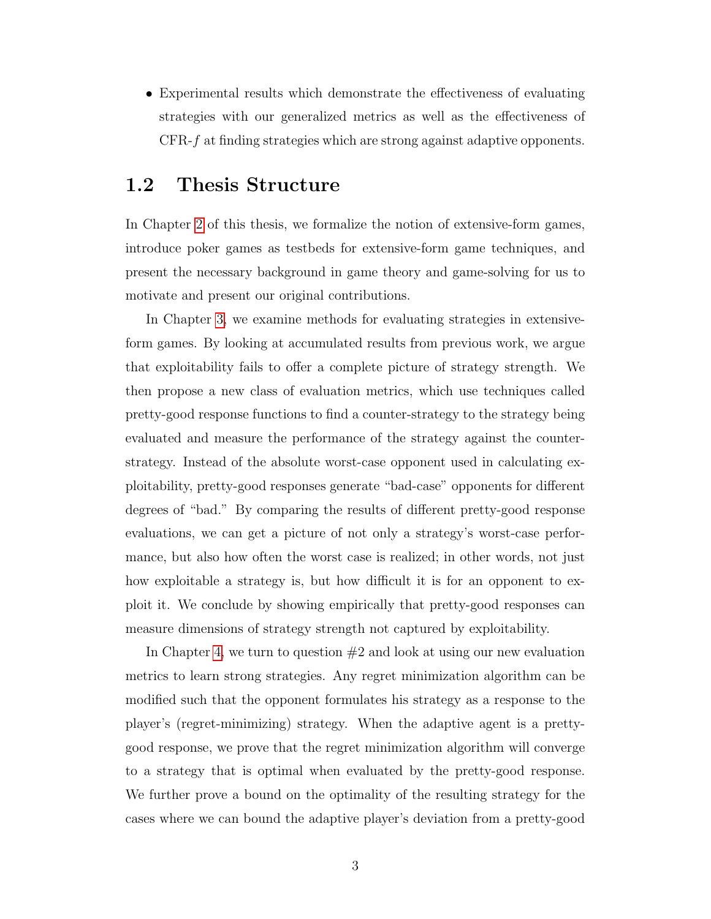- Experimental results which demonstrate the effectiveness of evaluating strategies with our generalized metrics as well as the effectiveness of CFR-$f$ at finding strategies which are strong against adaptive opponents.

## 1.2 Thesis Structure

In Chapter 2 of this thesis, we formalize the notion of extensive-form games, introduce poker games as testbeds for extensive-form game techniques, and present the necessary background in game theory and game-solving for us to motivate and present our original contributions.

In Chapter 3, we examine methods for evaluating strategies in extensive-form games. By looking at accumulated results from previous work, we argue that exploitability fails to offer a complete picture of strategy strength. We then propose a new class of evaluation metrics, which use techniques called pretty-good response functions to find a counter-strategy to the strategy being evaluated and measure the performance of the strategy against the counter-strategy. Instead of the absolute worst-case opponent used in calculating exploitability, pretty-good responses generate "bad-case" opponents for different degrees of "bad." By comparing the results of different pretty-good response evaluations, we can get a picture of not only a strategy's worst-case performance, but also how often the worst case is realized; in other words, not just how exploitable a strategy is, but how difficult it is for an opponent to exploit it. We conclude by showing empirically that pretty-good responses can measure dimensions of strategy strength not captured by exploitability.

In Chapter 4, we turn to question #2 and look at using our new evaluation metrics to learn strong strategies. Any regret minimization algorithm can be modified such that the opponent formulates his strategy as a response to the player's (regret-minimizing) strategy. When the adaptive agent is a pretty-good response, we prove that the regret minimization algorithm will converge to a strategy that is optimal when evaluated by the pretty-good response. We further prove a bound on the optimality of the resulting strategy for the cases where we can bound the adaptive player's deviation from a pretty-good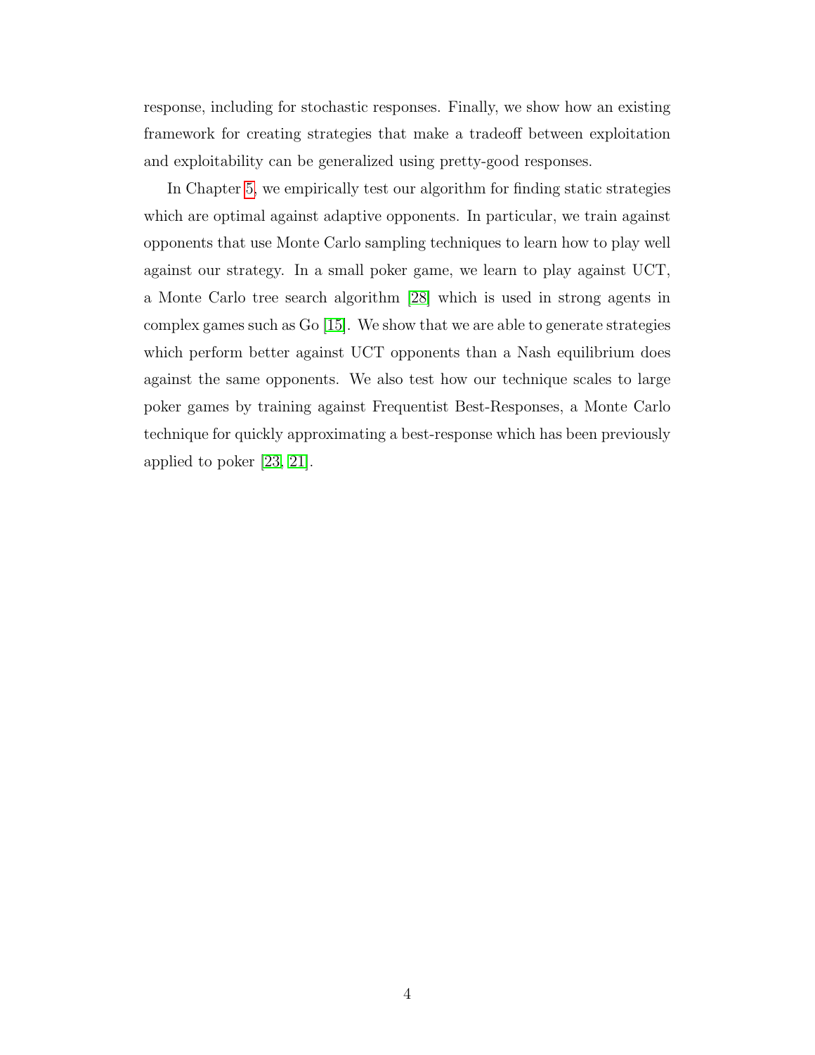response, including for stochastic responses. Finally, we show how an existing framework for creating strategies that make a tradeoff between exploitation and exploitability can be generalized using pretty-good responses.

In Chapter 5, we empirically test our algorithm for finding static strategies which are optimal against adaptive opponents. In particular, we train against opponents that use Monte Carlo sampling techniques to learn how to play well against our strategy. In a small poker game, we learn to play against UCT, a Monte Carlo tree search algorithm [28] which is used in strong agents in complex games such as Go [15]. We show that we are able to generate strategies which perform better against UCT opponents than a Nash equilibrium does against the same opponents. We also test how our technique scales to large poker games by training against Frequentist Best-Responses, a Monte Carlo technique for quickly approximating a best-response which has been previously applied to poker [23, 21].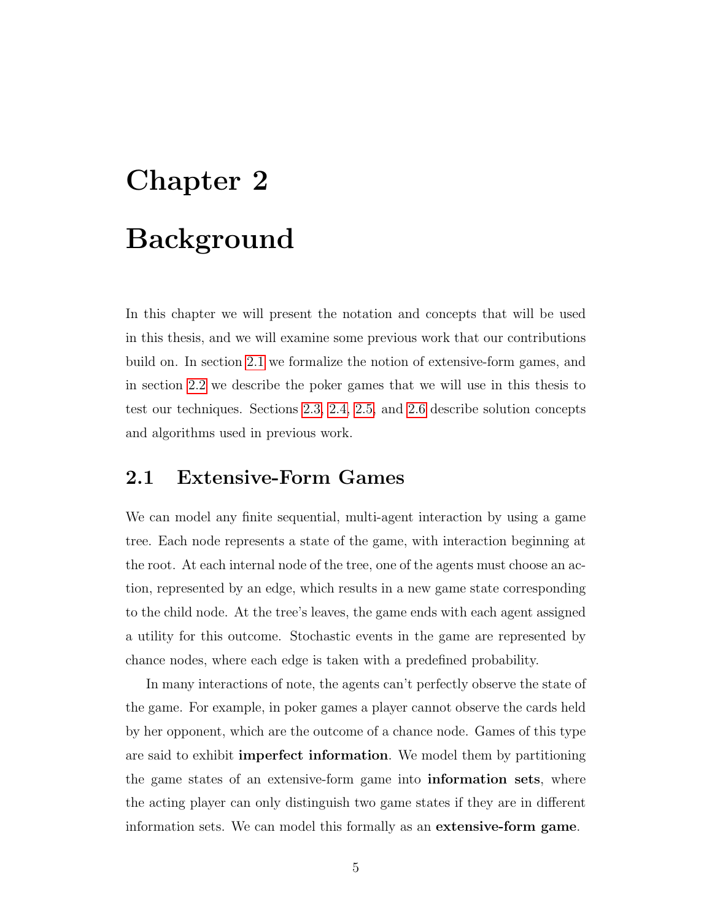# Chapter 2

# Background

In this chapter we will present the notation and concepts that will be used in this thesis, and we will examine some previous work that our contributions build on. In section 2.1 we formalize the notion of extensive-form games, and in section 2.2 we describe the poker games that we will use in this thesis to test our techniques. Sections 2.3, 2.4, 2.5, and 2.6 describe solution concepts and algorithms used in previous work.

## 2.1 Extensive-Form Games

We can model any finite sequential, multi-agent interaction by using a game tree. Each node represents a state of the game, with interaction beginning at the root. At each internal node of the tree, one of the agents must choose an action, represented by an edge, which results in a new game state corresponding to the child node. At the tree's leaves, the game ends with each agent assigned a utility for this outcome. Stochastic events in the game are represented by chance nodes, where each edge is taken with a predefined probability.

In many interactions of note, the agents can't perfectly observe the state of the game. For example, in poker games a player cannot observe the cards held by her opponent, which are the outcome of a chance node. Games of this type are said to exhibit **imperfect information**. We model them by partitioning the game states of an extensive-form game into **information sets**, where the acting player can only distinguish two game states if they are in different information sets. We can model this formally as an **extensive-form game**.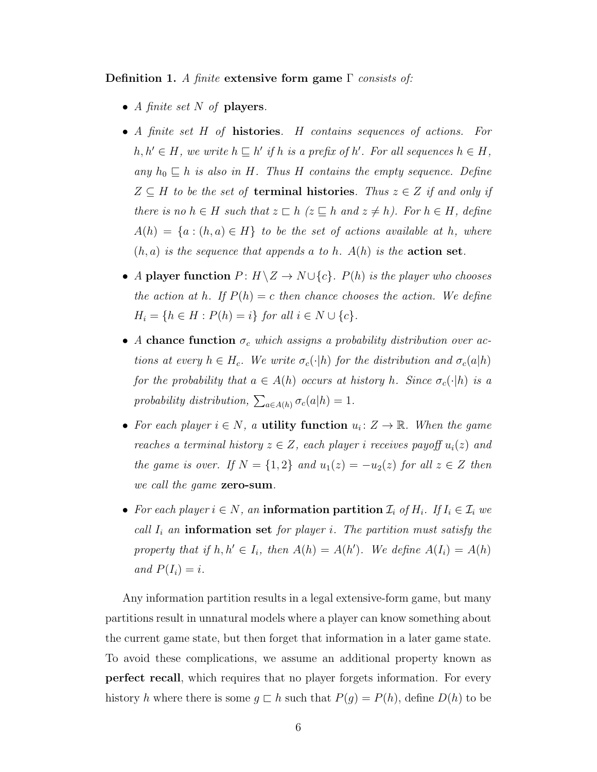**Definition 1.** *A finite* **extensive form game** $\Gamma$ *consists of:*

- *A finite set $N$ of* **players**.
- *A finite set $H$ of* **histories**. *$H$ contains sequences of actions. For $h, h' \in H$, we write $h \sqsubseteq h'$ if $h$ is a prefix of $h'$. For all sequences $h \in H$, any $h_0 \sqsubseteq h$ is also in $H$. Thus $H$ contains the empty sequence. Define $Z \subseteq H$ to be the set of* **terminal histories**. *Thus $z \in Z$ if and only if there is no $h \in H$ such that $z \sqsubset h$ ($z \sqsubseteq h$ and $z \neq h$). For $h \in H$, define $A(h) = \{a : (h, a) \in H\}$ to be the set of actions available at $h$, where $(h, a)$ is the sequence that appends $a$ to $h$. $A(h)$ is the* **action set**.
- *A* **player function** $P \colon H \backslash Z \to N \cup \{c\}$. *$P(h)$ is the player who chooses the action at $h$. If $P(h) = c$ then chance chooses the action. We define $H_i = \{h \in H : P(h) = i\}$ for all $i \in N \cup \{c\}$.*
- *A* **chance function** $\sigma_c$ *which assigns a probability distribution over actions at every $h \in H_c$. We write $\sigma_c(\cdot|h)$ for the distribution and $\sigma_c(a|h)$ for the probability that $a \in A(h)$ occurs at history $h$. Since $\sigma_c(\cdot|h)$ is a probability distribution, $\sum_{a \in A(h)} \sigma_c(a|h) = 1$.*
- *For each player $i \in N$, a* **utility function** $u_i \colon Z \to \mathbb{R}$. *When the game reaches a terminal history $z \in Z$, each player $i$ receives payoff $u_i(z)$ and the game is over. If $N = \{1, 2\}$ and $u_1(z) = -u_2(z)$ for all $z \in Z$ then we call the game* **zero-sum**.
- *For each player $i \in N$, an* **information partition** $\mathcal{I}_i$ *of $H_i$. If $I_i \in \mathcal{I}_i$ we call $I_i$ an* **information set** *for player $i$. The partition must satisfy the property that if $h, h' \in I_i$, then $A(h) = A(h')$. We define $A(I_i) = A(h)$ and $P(I_i) = i$.*

Any information partition results in a legal extensive-form game, but many partitions result in unnatural models where a player can know something about the current game state, but then forget that information in a later game state. To avoid these complications, we assume an additional property known as **perfect recall**, which requires that no player forgets information. For every history $h$ where there is some $g \sqsubset h$ such that $P(g) = P(h)$, define $D(h)$ to be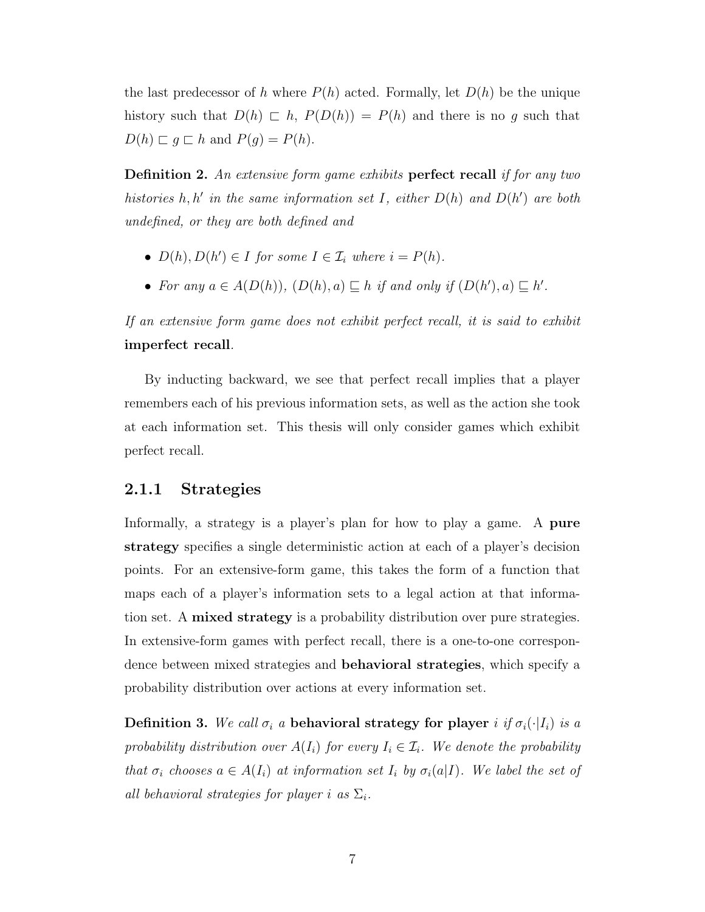the last predecessor of $h$ where $P(h)$ acted. Formally, let $D(h)$ be the unique history such that $D(h) \sqsubset h$, $P(D(h)) = P(h)$ and there is no $g$ such that $D(h) \sqsubset g \sqsubset h$ and $P(g) = P(h)$.

**Definition 2.** *An extensive form game exhibits* **perfect recall** *if for any two histories $h, h'$ in the same information set $I$, either $D(h)$ and $D(h')$ are both undefined, or they are both defined and*

- *$D(h), D(h') \in I$ for some $I \in \mathcal{I}_i$ where $i = P(h)$.*
- *For any $a \in A(D(h))$, $(D(h), a) \sqsubseteq h$ if and only if $(D(h'), a) \sqsubseteq h'$.*

*If an extensive form game does not exhibit perfect recall, it is said to exhibit* **imperfect recall**.

By inducting backward, we see that perfect recall implies that a player remembers each of his previous information sets, as well as the action she took at each information set. This thesis will only consider games which exhibit perfect recall.

### 2.1.1 Strategies

Informally, a strategy is a player's plan for how to play a game. A **pure strategy** specifies a single deterministic action at each of a player's decision points. For an extensive-form game, this takes the form of a function that maps each of a player's information sets to a legal action at that information set. A **mixed strategy** is a probability distribution over pure strategies. In extensive-form games with perfect recall, there is a one-to-one correspondence between mixed strategies and **behavioral strategies**, which specify a probability distribution over actions at every information set.

**Definition 3.** *We call $\sigma_i$ a* **behavioral strategy for player** *$i$ if $\sigma_i(\cdot|I_i)$ is a probability distribution over $A(I_i)$ for every $I_i \in \mathcal{I}_i$. We denote the probability that $\sigma_i$ chooses $a \in A(I_i)$ at information set $I_i$ by $\sigma_i(a|I)$. We label the set of all behavioral strategies for player $i$ as $\Sigma_i$.*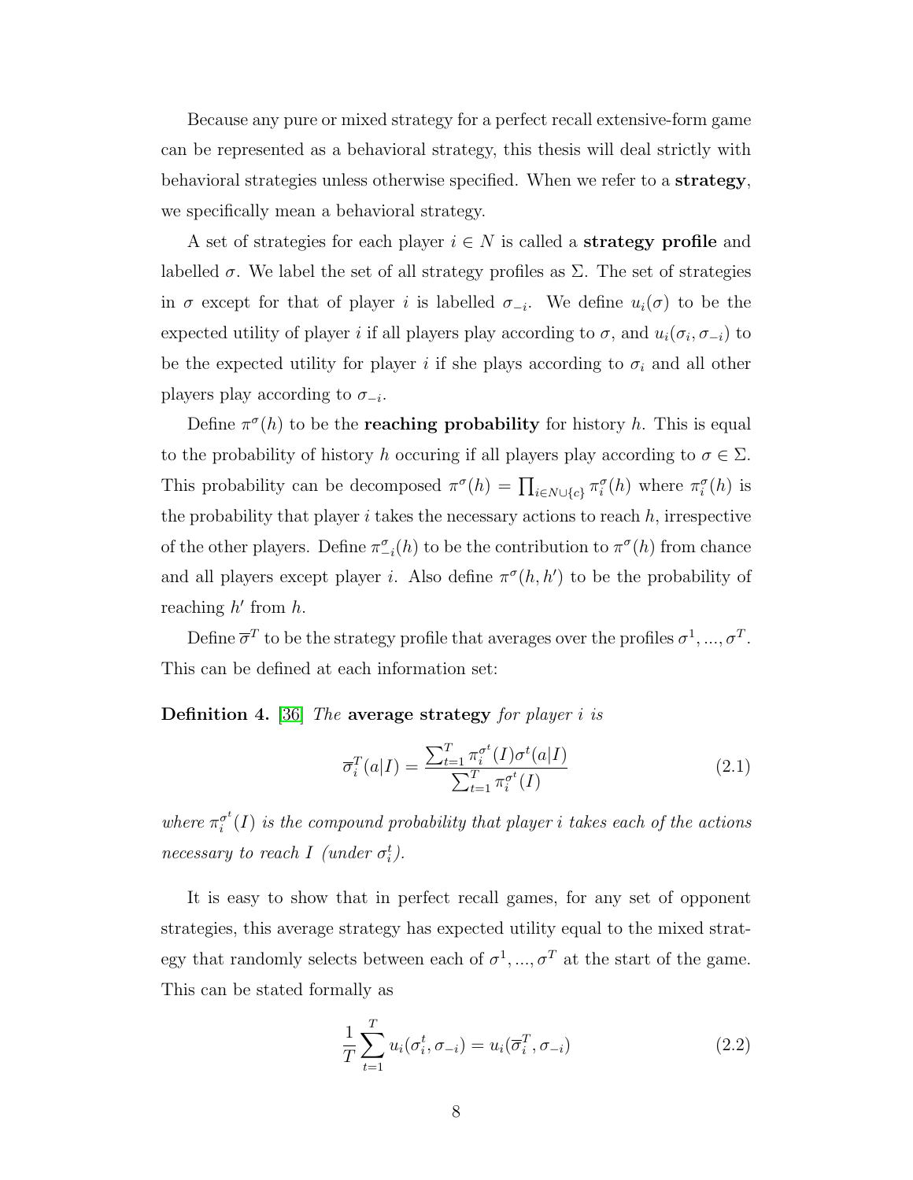Because any pure or mixed strategy for a perfect recall extensive-form game can be represented as a behavioral strategy, this thesis will deal strictly with behavioral strategies unless otherwise specified. When we refer to a **strategy**, we specifically mean a behavioral strategy.

A set of strategies for each player $i \in N$ is called a **strategy profile** and labelled $\sigma$. We label the set of all strategy profiles as $\Sigma$. The set of strategies in $\sigma$ except for that of player $i$ is labelled $\sigma_{-i}$. We define $u_i(\sigma)$ to be the expected utility of player $i$ if all players play according to $\sigma$, and $u_i(\sigma_i, \sigma_{-i})$ to be the expected utility for player $i$ if she plays according to $\sigma_i$ and all other players play according to $\sigma_{-i}$.

Define $\pi^\sigma(h)$ to be the **reaching probability** for history $h$. This is equal to the probability of history $h$ occuring if all players play according to $\sigma \in \Sigma$. This probability can be decomposed $\pi^\sigma(h) = \prod_{i \in N \cup \{c\}} \pi_i^\sigma(h)$ where $\pi_i^\sigma(h)$ is the probability that player $i$ takes the necessary actions to reach $h$, irrespective of the other players. Define $\pi_{-i}^\sigma(h)$ to be the contribution to $\pi^\sigma(h)$ from chance and all players except player $i$. Also define $\pi^\sigma(h, h')$ to be the probability of reaching $h'$ from $h$.

Define $\overline{\sigma}^T$ to be the strategy profile that averages over the profiles $\sigma^1, ..., \sigma^T$. This can be defined at each information set:

**Definition 4.** [36] *The* **average strategy** *for player $i$ is*

$$\overline{\sigma}_i^T(a|I) = \frac{\sum_{t=1}^T \pi_i^{\sigma^t}(I)\sigma^t(a|I)}{\sum_{t=1}^T \pi_i^{\sigma^t}(I)} \tag{2.1}$$

*where $\pi_i^{\sigma^t}(I)$ is the compound probability that player $i$ takes each of the actions necessary to reach $I$ (under $\sigma_i^t$).*

It is easy to show that in perfect recall games, for any set of opponent strategies, this average strategy has expected utility equal to the mixed strategy that randomly selects between each of $\sigma^1, ..., \sigma^T$ at the start of the game. This can be stated formally as

$$\frac{1}{T}\sum_{t=1}^{T} u_i(\sigma_i^t, \sigma_{-i}) = u_i(\overline{\sigma}_i^T, \sigma_{-i}) \tag{2.2}$$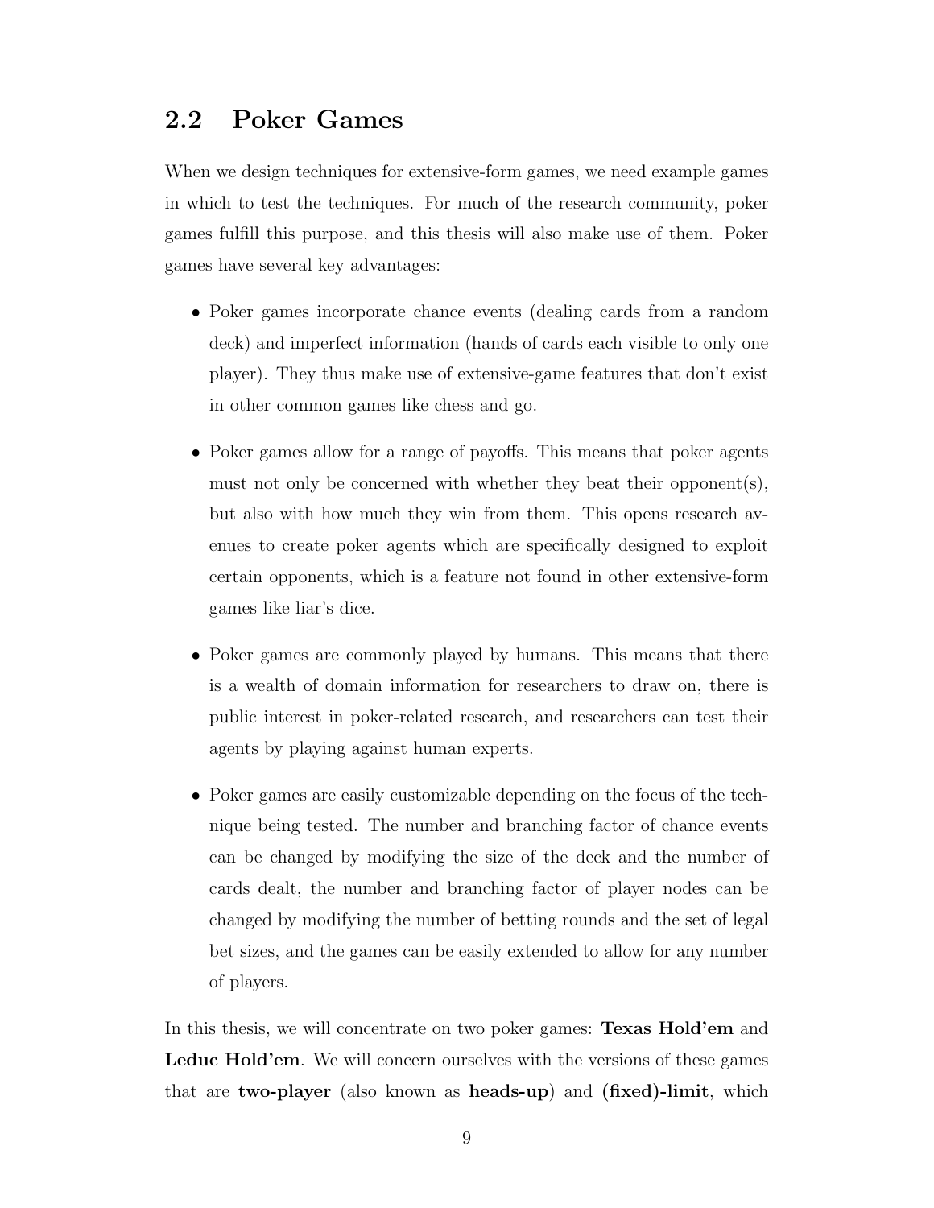## 2.2 Poker Games

When we design techniques for extensive-form games, we need example games in which to test the techniques. For much of the research community, poker games fulfill this purpose, and this thesis will also make use of them. Poker games have several key advantages:

- Poker games incorporate chance events (dealing cards from a random deck) and imperfect information (hands of cards each visible to only one player). They thus make use of extensive-game features that don't exist in other common games like chess and go.
- Poker games allow for a range of payoffs. This means that poker agents must not only be concerned with whether they beat their opponent(s), but also with how much they win from them. This opens research avenues to create poker agents which are specifically designed to exploit certain opponents, which is a feature not found in other extensive-form games like liar's dice.
- Poker games are commonly played by humans. This means that there is a wealth of domain information for researchers to draw on, there is public interest in poker-related research, and researchers can test their agents by playing against human experts.
- Poker games are easily customizable depending on the focus of the technique being tested. The number and branching factor of chance events can be changed by modifying the size of the deck and the number of cards dealt, the number and branching factor of player nodes can be changed by modifying the number of betting rounds and the set of legal bet sizes, and the games can be easily extended to allow for any number of players.

In this thesis, we will concentrate on two poker games: **Texas Hold'em** and **Leduc Hold'em**. We will concern ourselves with the versions of these games that are **two-player** (also known as **heads-up**) and **(fixed)-limit**, which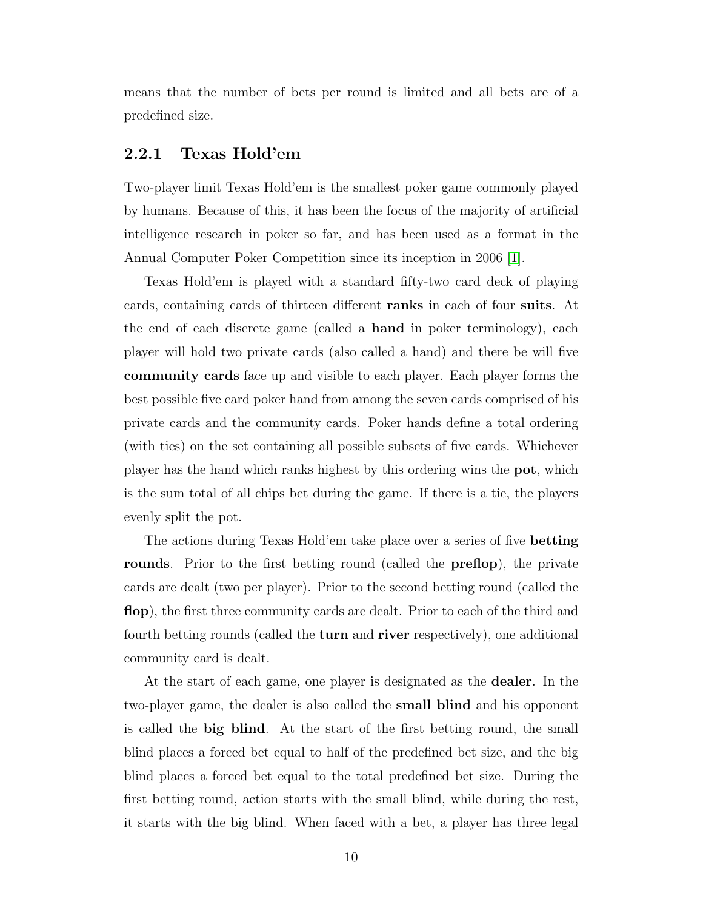means that the number of bets per round is limited and all bets are of a predefined size.

### 2.2.1 Texas Hold'em

Two-player limit Texas Hold'em is the smallest poker game commonly played by humans. Because of this, it has been the focus of the majority of artificial intelligence research in poker so far, and has been used as a format in the Annual Computer Poker Competition since its inception in 2006 [1].

Texas Hold'em is played with a standard fifty-two card deck of playing cards, containing cards of thirteen different **ranks** in each of four **suits**. At the end of each discrete game (called a **hand** in poker terminology), each player will hold two private cards (also called a hand) and there be will five **community cards** face up and visible to each player. Each player forms the best possible five card poker hand from among the seven cards comprised of his private cards and the community cards. Poker hands define a total ordering (with ties) on the set containing all possible subsets of five cards. Whichever player has the hand which ranks highest by this ordering wins the **pot**, which is the sum total of all chips bet during the game. If there is a tie, the players evenly split the pot.

The actions during Texas Hold'em take place over a series of five **betting rounds**. Prior to the first betting round (called the **preflop**), the private cards are dealt (two per player). Prior to the second betting round (called the **flop**), the first three community cards are dealt. Prior to each of the third and fourth betting rounds (called the **turn** and **river** respectively), one additional community card is dealt.

At the start of each game, one player is designated as the **dealer**. In the two-player game, the dealer is also called the **small blind** and his opponent is called the **big blind**. At the start of the first betting round, the small blind places a forced bet equal to half of the predefined bet size, and the big blind places a forced bet equal to the total predefined bet size. During the first betting round, action starts with the small blind, while during the rest, it starts with the big blind. When faced with a bet, a player has three legal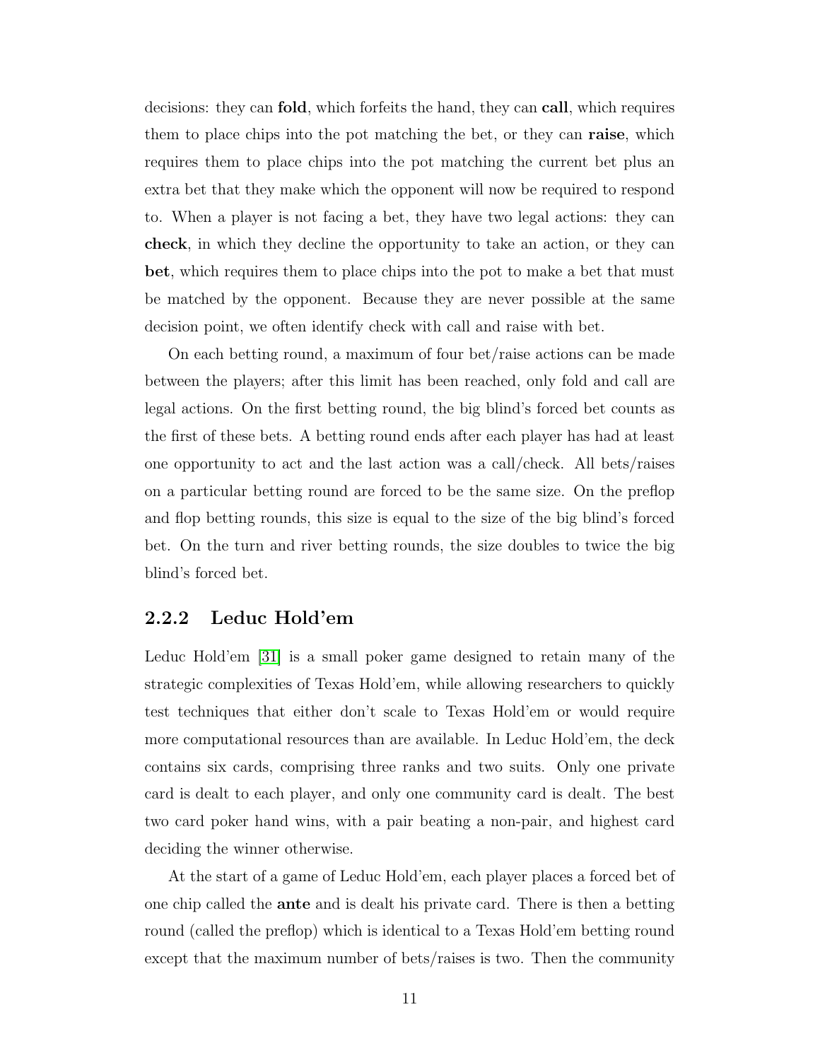decisions: they can **fold**, which forfeits the hand, they can **call**, which requires them to place chips into the pot matching the bet, or they can **raise**, which requires them to place chips into the pot matching the current bet plus an extra bet that they make which the opponent will now be required to respond to. When a player is not facing a bet, they have two legal actions: they can **check**, in which they decline the opportunity to take an action, or they can **bet**, which requires them to place chips into the pot to make a bet that must be matched by the opponent. Because they are never possible at the same decision point, we often identify check with call and raise with bet.

On each betting round, a maximum of four bet/raise actions can be made between the players; after this limit has been reached, only fold and call are legal actions. On the first betting round, the big blind's forced bet counts as the first of these bets. A betting round ends after each player has had at least one opportunity to act and the last action was a call/check. All bets/raises on a particular betting round are forced to be the same size. On the preflop and flop betting rounds, this size is equal to the size of the big blind's forced bet. On the turn and river betting rounds, the size doubles to twice the big blind's forced bet.

### 2.2.2 Leduc Hold'em

Leduc Hold'em [31] is a small poker game designed to retain many of the strategic complexities of Texas Hold'em, while allowing researchers to quickly test techniques that either don't scale to Texas Hold'em or would require more computational resources than are available. In Leduc Hold'em, the deck contains six cards, comprising three ranks and two suits. Only one private card is dealt to each player, and only one community card is dealt. The best two card poker hand wins, with a pair beating a non-pair, and highest card deciding the winner otherwise.

At the start of a game of Leduc Hold'em, each player places a forced bet of one chip called the **ante** and is dealt his private card. There is then a betting round (called the preflop) which is identical to a Texas Hold'em betting round except that the maximum number of bets/raises is two. Then the community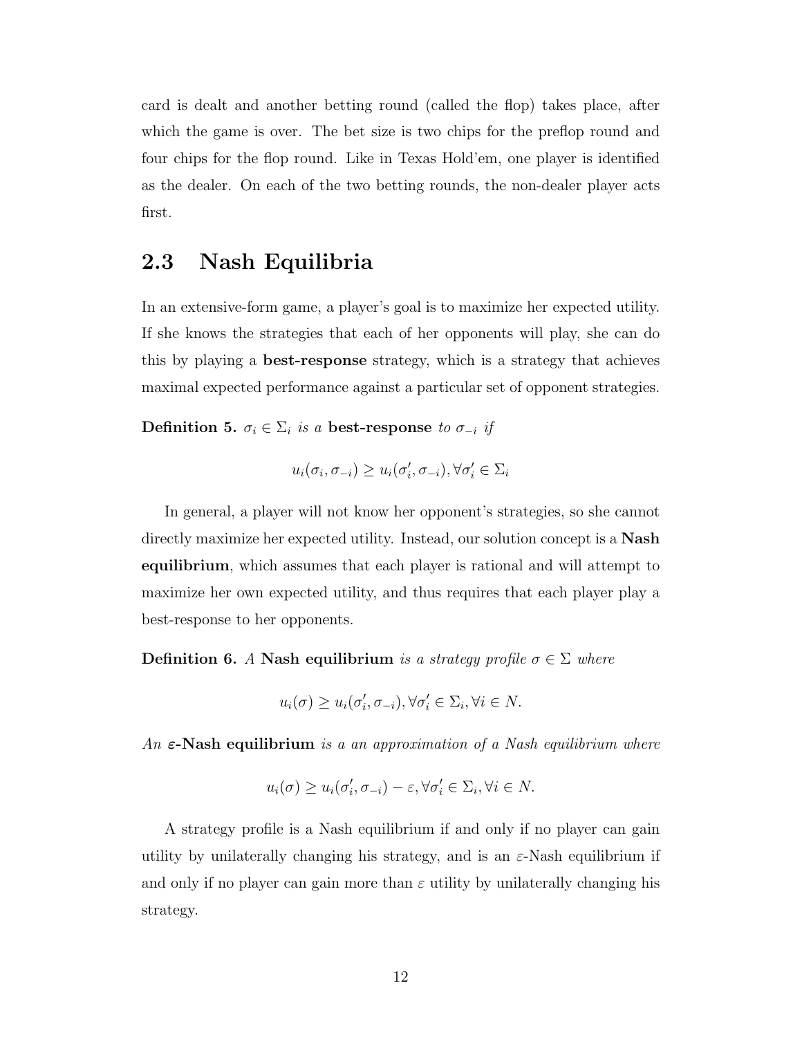card is dealt and another betting round (called the flop) takes place, after which the game is over. The bet size is two chips for the preflop round and four chips for the flop round. Like in Texas Hold'em, one player is identified as the dealer. On each of the two betting rounds, the non-dealer player acts first.

## 2.3 Nash Equilibria

In an extensive-form game, a player's goal is to maximize her expected utility. If she knows the strategies that each of her opponents will play, she can do this by playing a **best-response** strategy, which is a strategy that achieves maximal expected performance against a particular set of opponent strategies.

**Definition 5.** *$\sigma_i \in \Sigma_i$ is a* **best-response** *to $\sigma_{-i}$ if*

$$u_i(\sigma_i, \sigma_{-i}) \geq u_i(\sigma_i', \sigma_{-i}), \forall \sigma_i' \in \Sigma_i$$

In general, a player will not know her opponent's strategies, so she cannot directly maximize her expected utility. Instead, our solution concept is a **Nash equilibrium**, which assumes that each player is rational and will attempt to maximize her own expected utility, and thus requires that each player play a best-response to her opponents.

**Definition 6.** *A* **Nash equilibrium** *is a strategy profile $\sigma \in \Sigma$ where*

$$u_i(\sigma) \geq u_i(\sigma_i', \sigma_{-i}), \forall \sigma_i' \in \Sigma_i, \forall i \in N.$$

*An* **$\varepsilon$-Nash equilibrium** *is a an approximation of a Nash equilibrium where*

$$u_i(\sigma) \geq u_i(\sigma_i', \sigma_{-i}) - \varepsilon, \forall \sigma_i' \in \Sigma_i, \forall i \in N.$$

A strategy profile is a Nash equilibrium if and only if no player can gain utility by unilaterally changing his strategy, and is an $\varepsilon$-Nash equilibrium if and only if no player can gain more than $\varepsilon$ utility by unilaterally changing his strategy.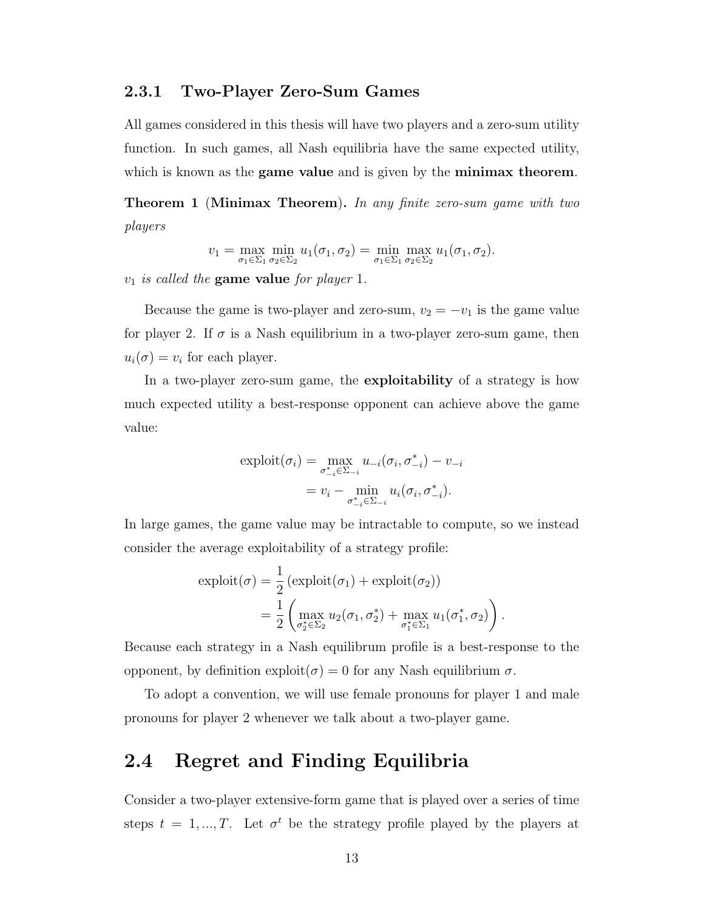### 2.3.1 Two-Player Zero-Sum Games

All games considered in this thesis will have two players and a zero-sum utility function. In such games, all Nash equilibria have the same expected utility, which is known as the **game value** and is given by the **minimax theorem**.

**Theorem 1** (**Minimax Theorem**). *In any finite zero-sum game with two players*

$$v_1 = \max_{\sigma_1 \in \Sigma_1} \min_{\sigma_2 \in \Sigma_2} u_1(\sigma_1, \sigma_2) = \min_{\sigma_1 \in \Sigma_1} \max_{\sigma_2 \in \Sigma_2} u_1(\sigma_1, \sigma_2).$$

$v_1$ *is called the* **game value** *for player* 1.

Because the game is two-player and zero-sum, $v_2 = -v_1$ is the game value for player 2. If $\sigma$ is a Nash equilibrium in a two-player zero-sum game, then $u_i(\sigma) = v_i$ for each player.

In a two-player zero-sum game, the **exploitability** of a strategy is how much expected utility a best-response opponent can achieve above the game value:

$$\begin{aligned}
\text{exploit}(\sigma_i) &= \max_{\sigma^*_{-i} \in \Sigma_{-i}} u_{-i}(\sigma_i, \sigma^*_{-i}) - v_{-i} \\
&= v_i - \min_{\sigma^*_{-i} \in \Sigma_{-i}} u_i(\sigma_i, \sigma^*_{-i}).
\end{aligned}$$

In large games, the game value may be intractable to compute, so we instead consider the average exploitability of a strategy profile:

$$\begin{aligned}
\text{exploit}(\sigma) &= \frac{1}{2}\left(\text{exploit}(\sigma_1) + \text{exploit}(\sigma_2)\right) \\
&= \frac{1}{2}\left(\max_{\sigma_2^* \in \Sigma_2} u_2(\sigma_1, \sigma_2^*) + \max_{\sigma_1^* \in \Sigma_1} u_1(\sigma_1^*, \sigma_2)\right).
\end{aligned}$$

Because each strategy in a Nash equilibrum profile is a best-response to the opponent, by definition $\text{exploit}(\sigma) = 0$ for any Nash equilibrium $\sigma$.

To adopt a convention, we will use female pronouns for player 1 and male pronouns for player 2 whenever we talk about a two-player game.

## 2.4 Regret and Finding Equilibria

Consider a two-player extensive-form game that is played over a series of time steps $t = 1, ..., T$. Let $\sigma^t$ be the strategy profile played by the players at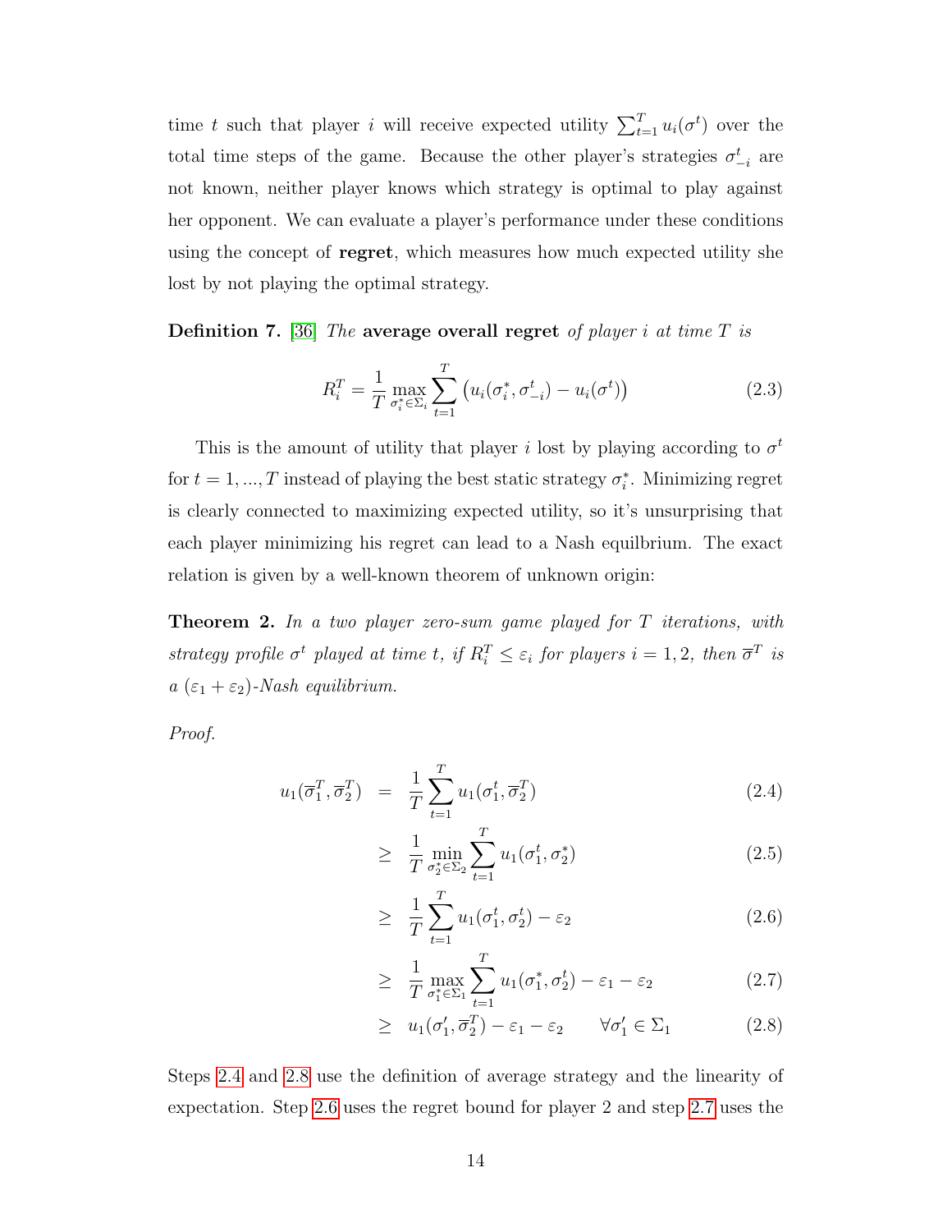time $t$ such that player $i$ will receive expected utility $\sum_{t=1}^{T} u_i(\sigma^t)$ over the total time steps of the game. Because the other player's strategies $\sigma_{-i}^t$ are not known, neither player knows which strategy is optimal to play against her opponent. We can evaluate a player's performance under these conditions using the concept of **regret**, which measures how much expected utility she lost by not playing the optimal strategy.

**Definition 7.** [36] *The* **average overall regret** *of player $i$ at time $T$ is*

$$R_i^T = \frac{1}{T} \max_{\sigma_i^* \in \Sigma_i} \sum_{t=1}^{T} \left( u_i(\sigma_i^*, \sigma_{-i}^t) - u_i(\sigma^t) \right) \tag{2.3}$$

This is the amount of utility that player $i$ lost by playing according to $\sigma^t$ for $t = 1, ..., T$ instead of playing the best static strategy $\sigma_i^*$. Minimizing regret is clearly connected to maximizing expected utility, so it's unsurprising that each player minimizing his regret can lead to a Nash equilbrium. The exact relation is given by a well-known theorem of unknown origin:

**Theorem 2.** *In a two player zero-sum game played for $T$ iterations, with strategy profile $\sigma^t$ played at time $t$, if $R_i^T \leq \varepsilon_i$ for players $i = 1, 2$, then $\overline{\sigma}^T$ is a $(\varepsilon_1 + \varepsilon_2)$-Nash equilibrium.*

*Proof.*

$$\begin{aligned}
u_1(\overline{\sigma}_1^T, \overline{\sigma}_2^T) &= \frac{1}{T} \sum_{t=1}^{T} u_1(\sigma_1^t, \overline{\sigma}_2^T) && (2.4) \\
&\geq \frac{1}{T} \min_{\sigma_2^* \in \Sigma_2} \sum_{t=1}^{T} u_1(\sigma_1^t, \sigma_2^*) && (2.5) \\
&\geq \frac{1}{T} \sum_{t=1}^{T} u_1(\sigma_1^t, \sigma_2^t) - \varepsilon_2 && (2.6) \\
&\geq \frac{1}{T} \max_{\sigma_1^* \in \Sigma_1} \sum_{t=1}^{T} u_1(\sigma_1^*, \sigma_2^t) - \varepsilon_1 - \varepsilon_2 && (2.7) \\
&\geq u_1(\sigma_1', \overline{\sigma}_2^T) - \varepsilon_1 - \varepsilon_2 \qquad \forall \sigma_1' \in \Sigma_1 && (2.8)
\end{aligned}$$

Steps 2.4 and 2.8 use the definition of average strategy and the linearity of expectation. Step 2.6 uses the regret bound for player 2 and step 2.7 uses the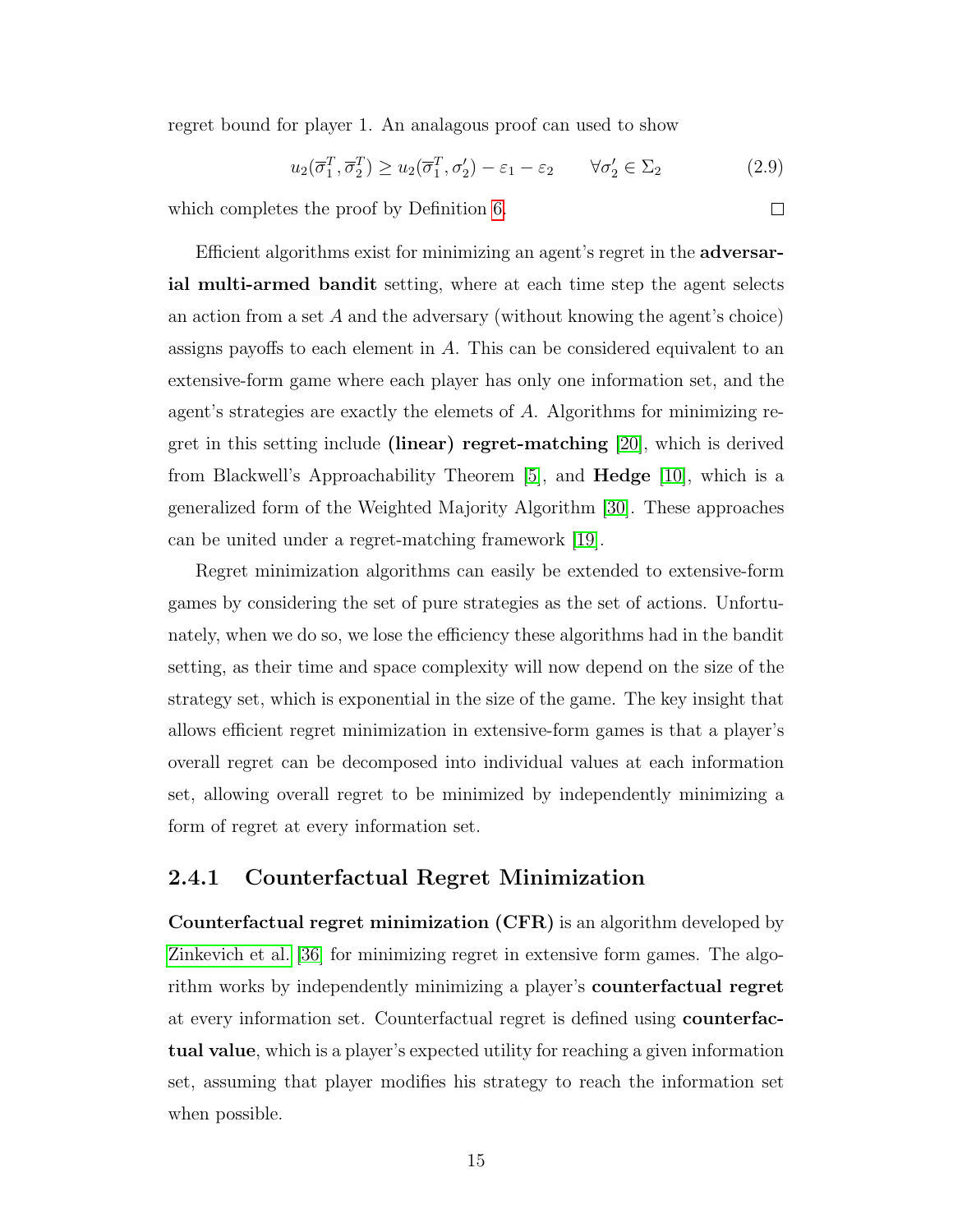regret bound for player 1. An analagous proof can used to show

$$u_2(\overline{\sigma}_1^T, \overline{\sigma}_2^T) \geq u_2(\overline{\sigma}_1^T, \sigma_2') - \varepsilon_1 - \varepsilon_2 \qquad \forall \sigma_2' \in \Sigma_2 \tag{2.9}$$

which completes the proof by Definition 6. □

Efficient algorithms exist for minimizing an agent's regret in the **adversarial multi-armed bandit** setting, where at each time step the agent selects an action from a set $A$ and the adversary (without knowing the agent's choice) assigns payoffs to each element in $A$. This can be considered equivalent to an extensive-form game where each player has only one information set, and the agent's strategies are exactly the elemets of $A$. Algorithms for minimizing regret in this setting include **(linear) regret-matching** [20], which is derived from Blackwell's Approachability Theorem [5], and **Hedge** [10], which is a generalized form of the Weighted Majority Algorithm [30]. These approaches can be united under a regret-matching framework [19].

Regret minimization algorithms can easily be extended to extensive-form games by considering the set of pure strategies as the set of actions. Unfortunately, when we do so, we lose the efficiency these algorithms had in the bandit setting, as their time and space complexity will now depend on the size of the strategy set, which is exponential in the size of the game. The key insight that allows efficient regret minimization in extensive-form games is that a player's overall regret can be decomposed into individual values at each information set, allowing overall regret to be minimized by independently minimizing a form of regret at every information set.

### 2.4.1 Counterfactual Regret Minimization

**Counterfactual regret minimization (CFR)** is an algorithm developed by Zinkevich et al. [36] for minimizing regret in extensive form games. The algorithm works by independently minimizing a player's **counterfactual regret** at every information set. Counterfactual regret is defined using **counterfactual value**, which is a player's expected utility for reaching a given information set, assuming that player modifies his strategy to reach the information set when possible.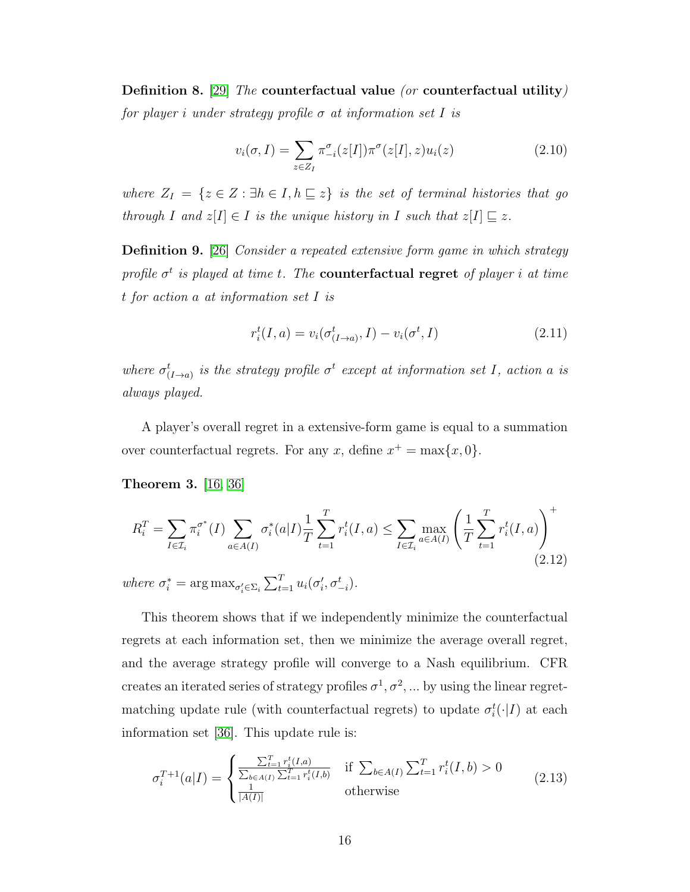**Definition 8.** [29] *The* **counterfactual value** *(or* **counterfactual utility***) for player $i$ under strategy profile $\sigma$ at information set $I$ is*

$$v_i(\sigma, I) = \sum_{z \in Z_I} \pi^\sigma_{-i}(z[I]) \pi^\sigma(z[I], z) u_i(z) \tag{2.10}$$

*where $Z_I = \{z \in Z : \exists h \in I, h \sqsubseteq z\}$ is the set of terminal histories that go through $I$ and $z[I] \in I$ is the unique history in $I$ such that $z[I] \sqsubseteq z$.*

**Definition 9.** [26] *Consider a repeated extensive form game in which strategy profile $\sigma^t$ is played at time $t$. The* **counterfactual regret** *of player $i$ at time $t$ for action $a$ at information set $I$ is*

$$r_i^t(I, a) = v_i(\sigma^t_{(I \to a)}, I) - v_i(\sigma^t, I) \tag{2.11}$$

*where $\sigma^t_{(I \to a)}$ is the strategy profile $\sigma^t$ except at information set $I$, action $a$ is always played.*

A player's overall regret in a extensive-form game is equal to a summation over counterfactual regrets. For any $x$, define $x^+ = \max\{x, 0\}$.

**Theorem 3.** [16, 36]

$$R_i^T = \sum_{I \in \mathcal{I}_i} \pi_i^{\sigma^*}(I) \sum_{a \in A(I)} \sigma_i^*(a|I) \frac{1}{T} \sum_{t=1}^{T} r_i^t(I, a) \leq \sum_{I \in \mathcal{I}_i} \max_{a \in A(I)} \left( \frac{1}{T} \sum_{t=1}^{T} r_i^t(I, a) \right)^+ \tag{2.12}$$

*where $\sigma_i^* = \arg\max_{\sigma_i' \in \Sigma_i} \sum_{t=1}^{T} u_i(\sigma_i', \sigma_{-i}^t)$.*

This theorem shows that if we independently minimize the counterfactual regrets at each information set, then we minimize the average overall regret, and the average strategy profile will converge to a Nash equilibrium. CFR creates an iterated series of strategy profiles $\sigma^1, \sigma^2, \ldots$ by using the linear regret-matching update rule (with counterfactual regrets) to update $\sigma_i^t(\cdot|I)$ at each information set [36]. This update rule is:

$$\sigma_i^{T+1}(a|I) = \begin{cases} \frac{\sum_{t=1}^{T} r_i^t(I,a)}{\sum_{b \in A(I)} \sum_{t=1}^{T} r_i^t(I,b)} & \text{if } \sum_{b \in A(I)} \sum_{t=1}^{T} r_i^t(I, b) > 0 \\ \frac{1}{|A(I)|} & \text{otherwise} \end{cases} \tag{2.13}$$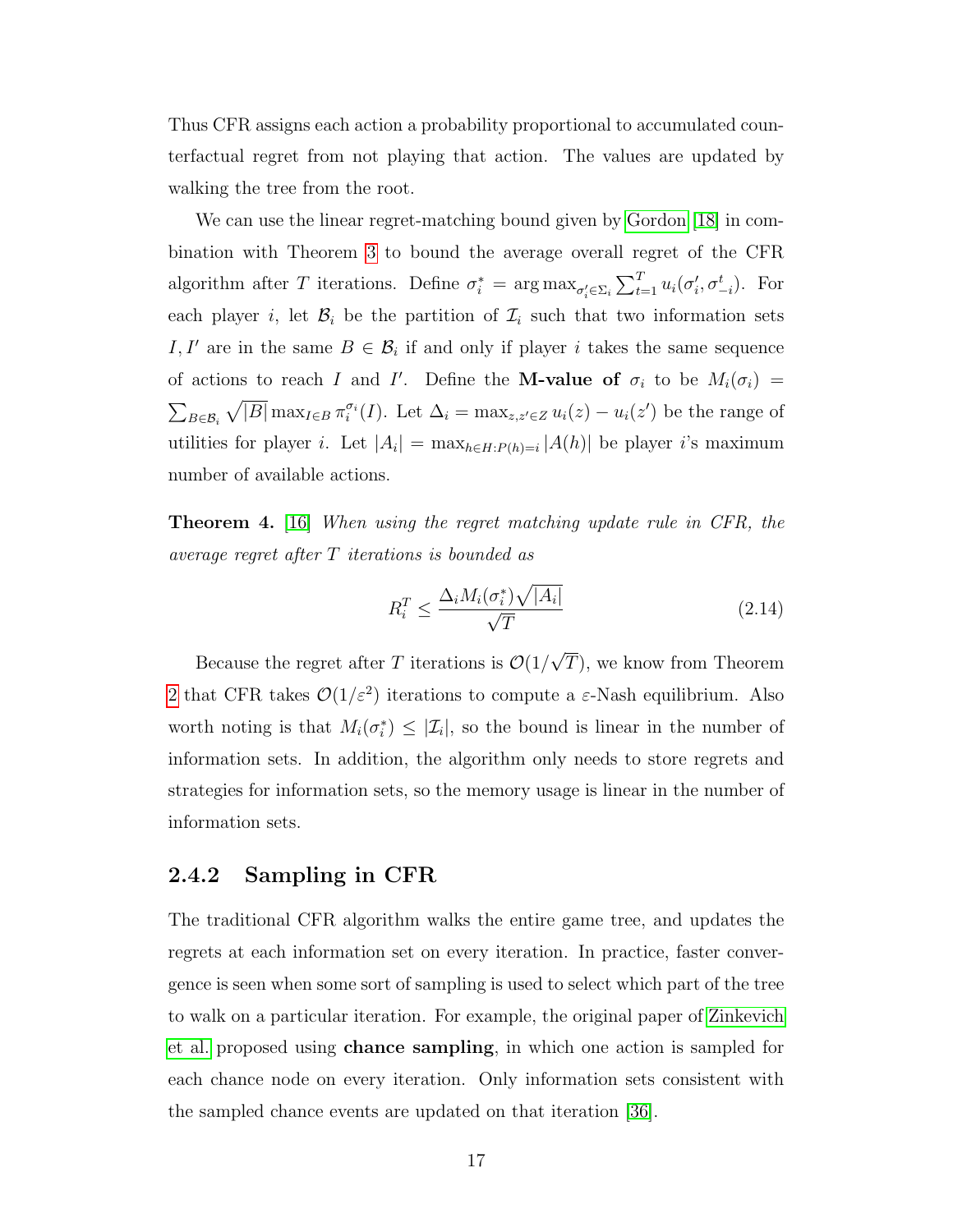Thus CFR assigns each action a probability proportional to accumulated counterfactual regret from not playing that action. The values are updated by walking the tree from the root.

We can use the linear regret-matching bound given by Gordon [18] in combination with Theorem 3 to bound the average overall regret of the CFR algorithm after $T$ iterations. Define $\sigma_i^* = \arg\max_{\sigma_i' \in \Sigma_i} \sum_{t=1}^{T} u_i(\sigma_i', \sigma_{-i}^t)$. For each player $i$, let $\mathcal{B}_i$ be the partition of $\mathcal{I}_i$ such that two information sets $I, I'$ are in the same $B \in \mathcal{B}_i$ if and only if player $i$ takes the same sequence of actions to reach $I$ and $I'$. Define the **M-value of** $\sigma_i$ to be $M_i(\sigma_i) = \sum_{B \in \mathcal{B}_i} \sqrt{|B|} \max_{I \in B} \pi_i^{\sigma_i}(I)$. Let $\Delta_i = \max_{z,z' \in Z} u_i(z) - u_i(z')$ be the range of utilities for player $i$. Let $|A_i| = \max_{h \in H: P(h)=i} |A(h)|$ be player $i$'s maximum number of available actions.

**Theorem 4.** [16] *When using the regret matching update rule in CFR, the average regret after $T$ iterations is bounded as*

$$R_i^T \leq \frac{\Delta_i M_i(\sigma_i^*) \sqrt{|A_i|}}{\sqrt{T}} \tag{2.14}$$

Because the regret after $T$ iterations is $\mathcal{O}(1/\sqrt{T})$, we know from Theorem 2 that CFR takes $\mathcal{O}(1/\varepsilon^2)$ iterations to compute a $\varepsilon$-Nash equilibrium. Also worth noting is that $M_i(\sigma_i^*) \leq |\mathcal{I}_i|$, so the bound is linear in the number of information sets. In addition, the algorithm only needs to store regrets and strategies for information sets, so the memory usage is linear in the number of information sets.

### 2.4.2 Sampling in CFR

The traditional CFR algorithm walks the entire game tree, and updates the regrets at each information set on every iteration. In practice, faster convergence is seen when some sort of sampling is used to select which part of the tree to walk on a particular iteration. For example, the original paper of Zinkevich et al. proposed using **chance sampling**, in which one action is sampled for each chance node on every iteration. Only information sets consistent with the sampled chance events are updated on that iteration [36].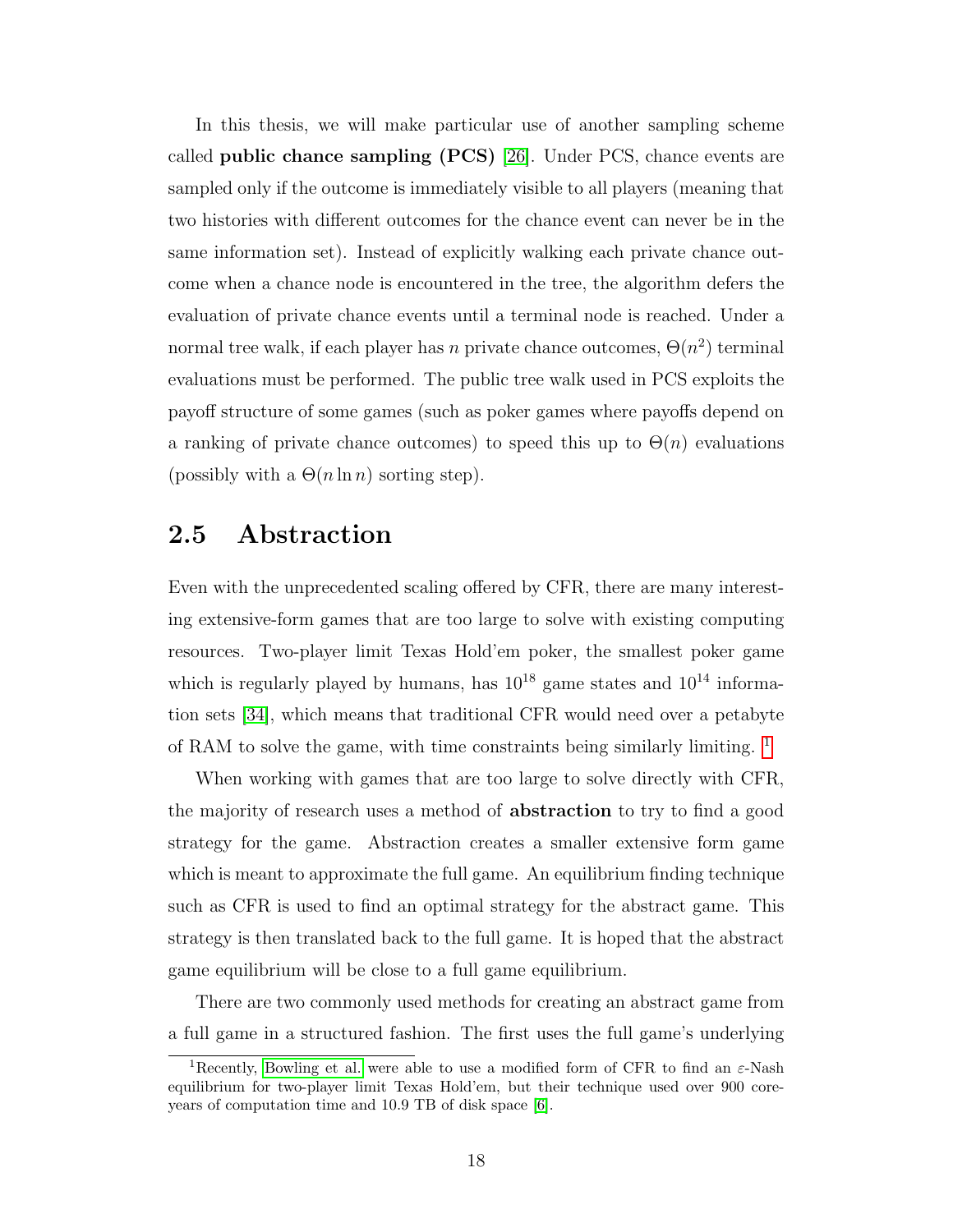In this thesis, we will make particular use of another sampling scheme called **public chance sampling (PCS)** [26]. Under PCS, chance events are sampled only if the outcome is immediately visible to all players (meaning that two histories with different outcomes for the chance event can never be in the same information set). Instead of explicitly walking each private chance outcome when a chance node is encountered in the tree, the algorithm defers the evaluation of private chance events until a terminal node is reached. Under a normal tree walk, if each player has $n$ private chance outcomes, $\Theta(n^2)$ terminal evaluations must be performed. The public tree walk used in PCS exploits the payoff structure of some games (such as poker games where payoffs depend on a ranking of private chance outcomes) to speed this up to $\Theta(n)$ evaluations (possibly with a $\Theta(n \ln n)$ sorting step).

## 2.5 Abstraction

Even with the unprecedented scaling offered by CFR, there are many interesting extensive-form games that are too large to solve with existing computing resources. Two-player limit Texas Hold'em poker, the smallest poker game which is regularly played by humans, has $10^{18}$ game states and $10^{14}$ information sets [34], which means that traditional CFR would need over a petabyte of RAM to solve the game, with time constraints being similarly limiting. [1]

When working with games that are too large to solve directly with CFR, the majority of research uses a method of **abstraction** to try to find a good strategy for the game. Abstraction creates a smaller extensive form game which is meant to approximate the full game. An equilibrium finding technique such as CFR is used to find an optimal strategy for the abstract game. This strategy is then translated back to the full game. It is hoped that the abstract game equilibrium will be close to a full game equilibrium.

There are two commonly used methods for creating an abstract game from a full game in a structured fashion. The first uses the full game's underlying

[1] Recently, Bowling et al. were able to use a modified form of CFR to find an $\varepsilon$-Nash equilibrium for two-player limit Texas Hold'em, but their technique used over 900 core-years of computation time and 10.9 TB of disk space [6].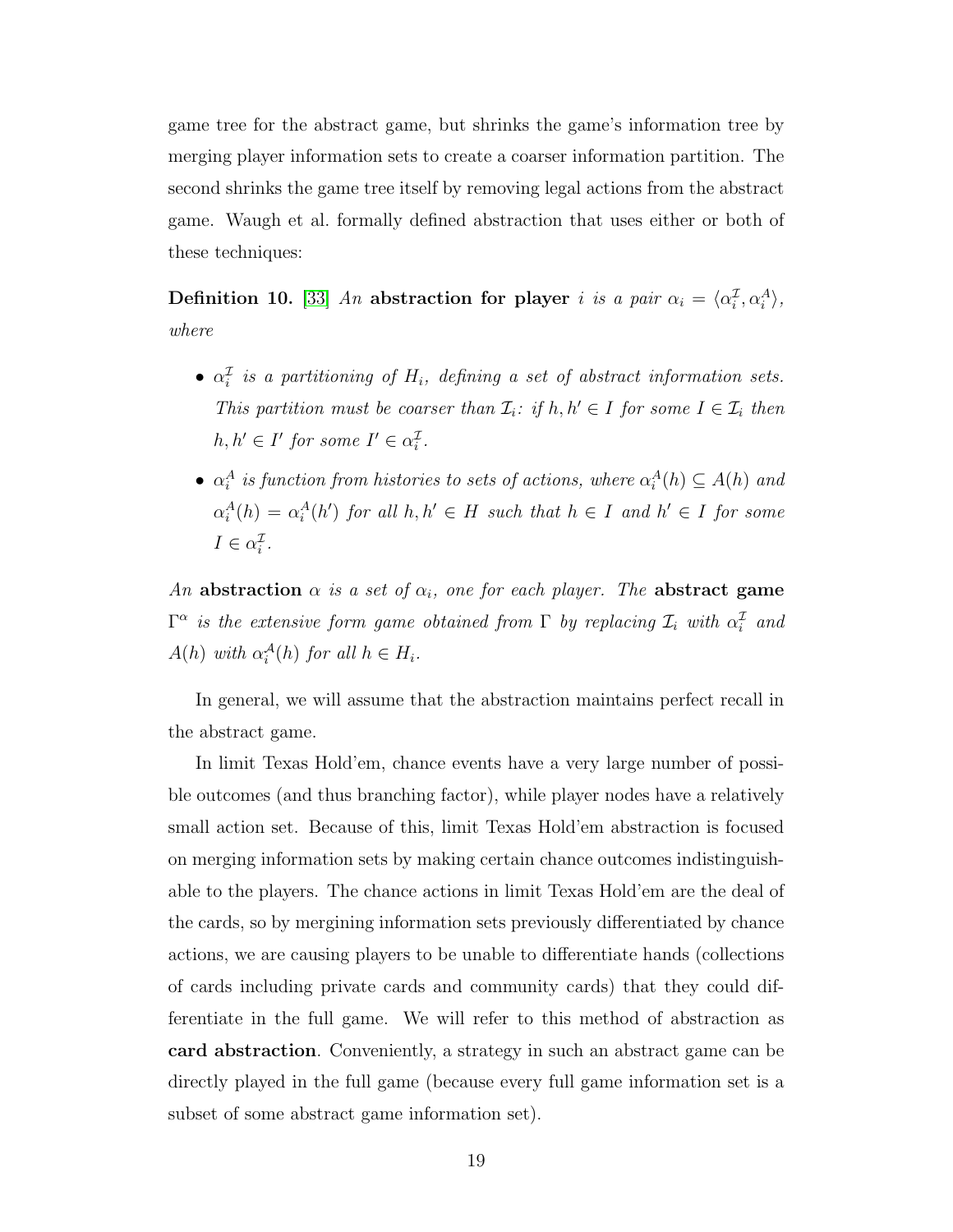game tree for the abstract game, but shrinks the game's information tree by merging player information sets to create a coarser information partition. The second shrinks the game tree itself by removing legal actions from the abstract game. Waugh et al. formally defined abstraction that uses either or both of these techniques:

**Definition 10.** [33] *An* **abstraction for player** $i$ *is a pair* $\alpha_i = \langle \alpha_i^{\mathcal{I}}, \alpha_i^{A} \rangle$, *where*

- $\alpha_i^{\mathcal{I}}$ *is a partitioning of* $H_i$*, defining a set of abstract information sets. This partition must be coarser than* $\mathcal{I}_i$*: if* $h, h' \in I$ *for some* $I \in \mathcal{I}_i$ *then* $h, h' \in I'$ *for some* $I' \in \alpha_i^{\mathcal{I}}$.
- $\alpha_i^{A}$ *is function from histories to sets of actions, where* $\alpha_i^{A}(h) \subseteq A(h)$ *and* $\alpha_i^{A}(h) = \alpha_i^{A}(h')$ *for all* $h, h' \in H$ *such that* $h \in I$ *and* $h' \in I$ *for some* $I \in \alpha_i^{\mathcal{I}}$.

*An* **abstraction** $\alpha$ *is a set of* $\alpha_i$*, one for each player. The* **abstract game** $\Gamma^{\alpha}$ *is the extensive form game obtained from* $\Gamma$ *by replacing* $\mathcal{I}_i$ *with* $\alpha_i^{\mathcal{I}}$ *and* $A(h)$ *with* $\alpha_i^{\mathcal{A}}(h)$ *for all* $h \in H_i$.

In general, we will assume that the abstraction maintains perfect recall in the abstract game.

In limit Texas Hold'em, chance events have a very large number of possible outcomes (and thus branching factor), while player nodes have a relatively small action set. Because of this, limit Texas Hold'em abstraction is focused on merging information sets by making certain chance outcomes indistinguishable to the players. The chance actions in limit Texas Hold'em are the deal of the cards, so by mergining information sets previously differentiated by chance actions, we are causing players to be unable to differentiate hands (collections of cards including private cards and community cards) that they could differentiate in the full game. We will refer to this method of abstraction as **card abstraction**. Conveniently, a strategy in such an abstract game can be directly played in the full game (because every full game information set is a subset of some abstract game information set).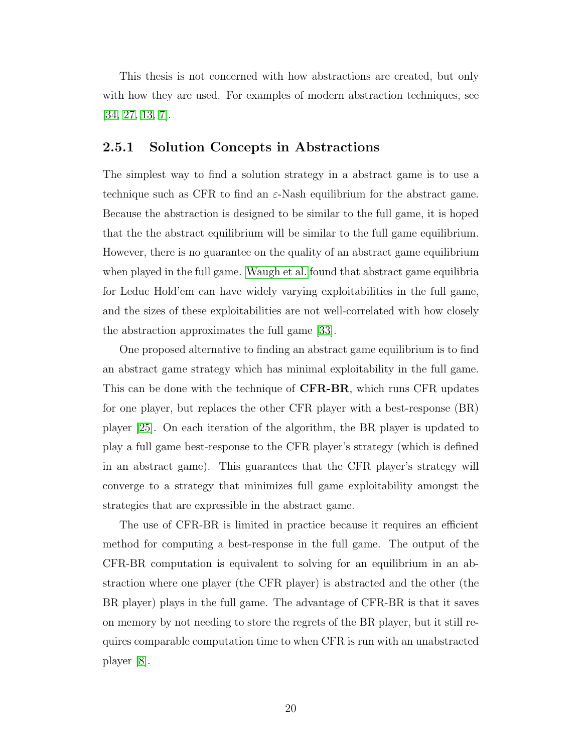This thesis is not concerned with how abstractions are created, but only with how they are used. For examples of modern abstraction techniques, see [34, 27, 13, 7].

### 2.5.1 Solution Concepts in Abstractions

The simplest way to find a solution strategy in a abstract game is to use a technique such as CFR to find an $\varepsilon$-Nash equilibrium for the abstract game. Because the abstraction is designed to be similar to the full game, it is hoped that the the abstract equilibrium will be similar to the full game equilibrium. However, there is no guarantee on the quality of an abstract game equilibrium when played in the full game. Waugh et al. found that abstract game equilibria for Leduc Hold'em can have widely varying exploitabilities in the full game, and the sizes of these exploitabilities are not well-correlated with how closely the abstraction approximates the full game [33].

One proposed alternative to finding an abstract game equilibrium is to find an abstract game strategy which has minimal exploitability in the full game. This can be done with the technique of **CFR-BR**, which runs CFR updates for one player, but replaces the other CFR player with a best-response (BR) player [25]. On each iteration of the algorithm, the BR player is updated to play a full game best-response to the CFR player's strategy (which is defined in an abstract game). This guarantees that the CFR player's strategy will converge to a strategy that minimizes full game exploitability amongst the strategies that are expressible in the abstract game.

The use of CFR-BR is limited in practice because it requires an efficient method for computing a best-response in the full game. The output of the CFR-BR computation is equivalent to solving for an equilibrium in an abstraction where one player (the CFR player) is abstracted and the other (the BR player) plays in the full game. The advantage of CFR-BR is that it saves on memory by not needing to store the regrets of the BR player, but it still requires comparable computation time to when CFR is run with an unabstracted player [8].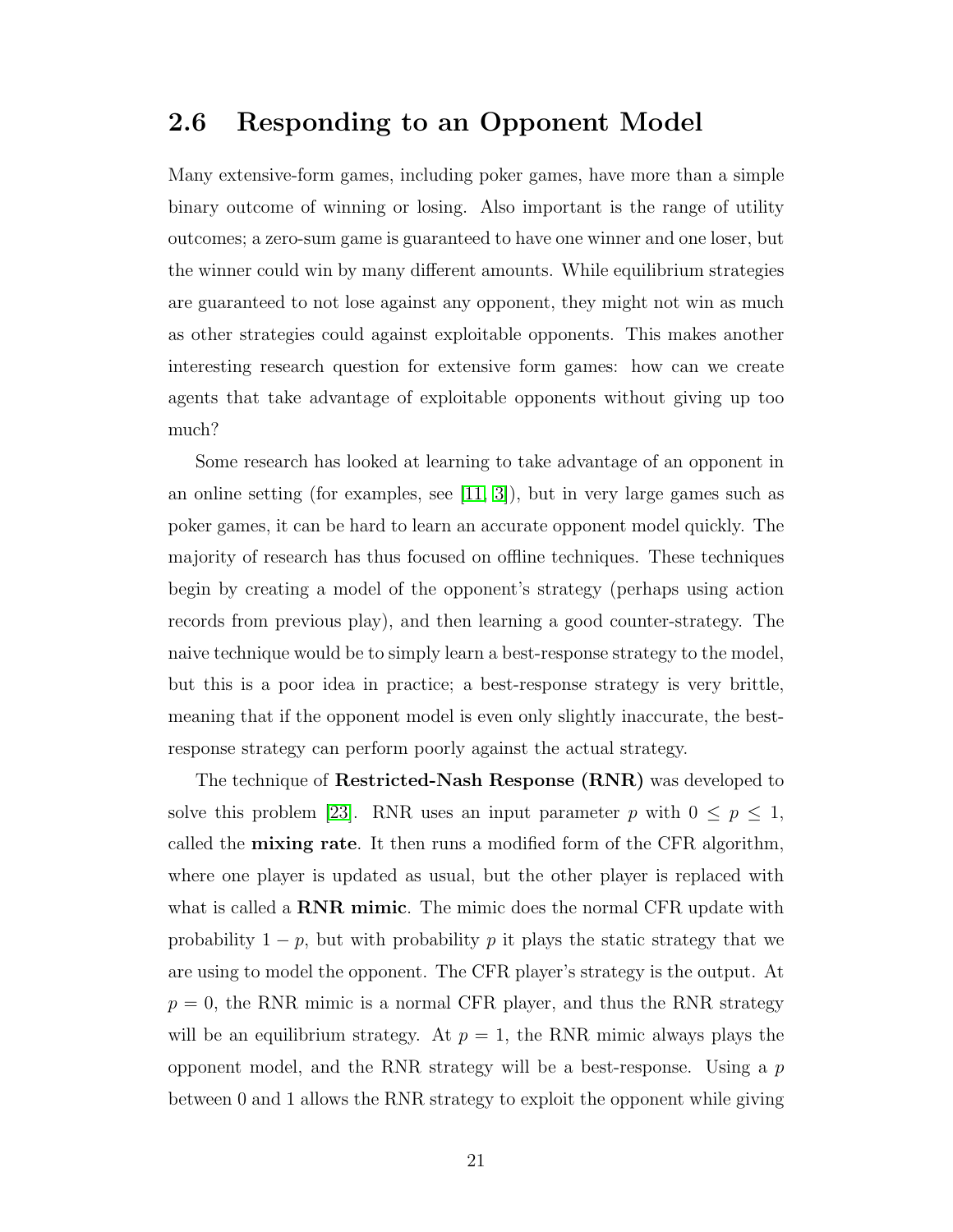## 2.6 Responding to an Opponent Model

Many extensive-form games, including poker games, have more than a simple binary outcome of winning or losing. Also important is the range of utility outcomes; a zero-sum game is guaranteed to have one winner and one loser, but the winner could win by many different amounts. While equilibrium strategies are guaranteed to not lose against any opponent, they might not win as much as other strategies could against exploitable opponents. This makes another interesting research question for extensive form games: how can we create agents that take advantage of exploitable opponents without giving up too much?

Some research has looked at learning to take advantage of an opponent in an online setting (for examples, see [11, 3]), but in very large games such as poker games, it can be hard to learn an accurate opponent model quickly. The majority of research has thus focused on offline techniques. These techniques begin by creating a model of the opponent's strategy (perhaps using action records from previous play), and then learning a good counter-strategy. The naive technique would be to simply learn a best-response strategy to the model, but this is a poor idea in practice; a best-response strategy is very brittle, meaning that if the opponent model is even only slightly inaccurate, the best-response strategy can perform poorly against the actual strategy.

The technique of **Restricted-Nash Response (RNR)** was developed to solve this problem [23]. RNR uses an input parameter $p$ with $0 \leq p \leq 1$, called the **mixing rate**. It then runs a modified form of the CFR algorithm, where one player is updated as usual, but the other player is replaced with what is called a **RNR mimic**. The mimic does the normal CFR update with probability $1 - p$, but with probability $p$ it plays the static strategy that we are using to model the opponent. The CFR player's strategy is the output. At $p = 0$, the RNR mimic is a normal CFR player, and thus the RNR strategy will be an equilibrium strategy. At $p = 1$, the RNR mimic always plays the opponent model, and the RNR strategy will be a best-response. Using a $p$ between 0 and 1 allows the RNR strategy to exploit the opponent while giving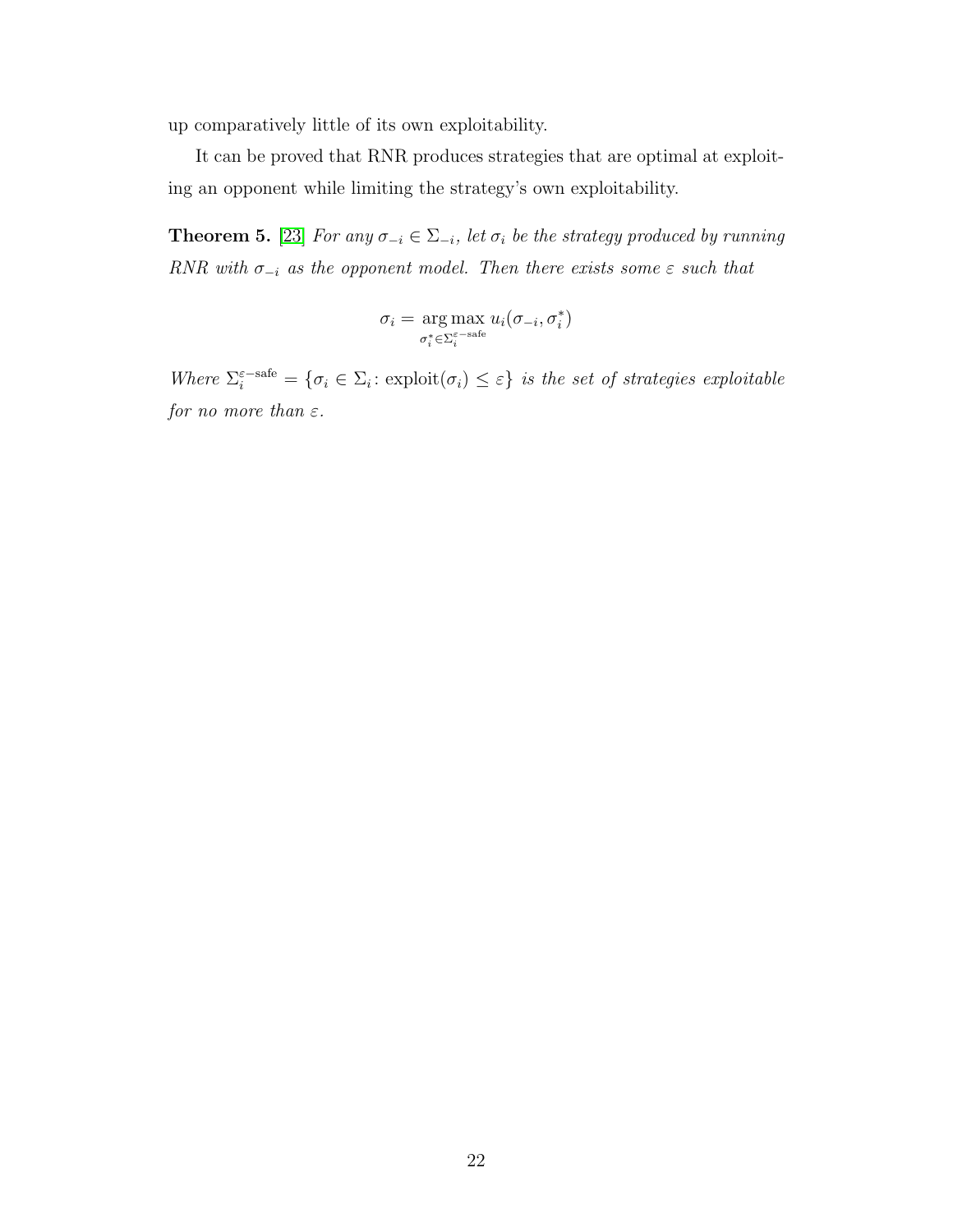up comparatively little of its own exploitability.

It can be proved that RNR produces strategies that are optimal at exploiting an opponent while limiting the strategy's own exploitability.

**Theorem 5.** [23] *For any $\sigma_{-i} \in \Sigma_{-i}$, let $\sigma_i$ be the strategy produced by running RNR with $\sigma_{-i}$ as the opponent model. Then there exists some $\varepsilon$ such that*

$$\sigma_i = \underset{\sigma_i^* \in \Sigma_i^{\varepsilon-\text{safe}}}{\arg\max}\, u_i(\sigma_{-i}, \sigma_i^*)$$

*Where $\Sigma_i^{\varepsilon-\text{safe}} = \{\sigma_i \in \Sigma_i \colon \text{exploit}(\sigma_i) \leq \varepsilon\}$ is the set of strategies exploitable for no more than $\varepsilon$.*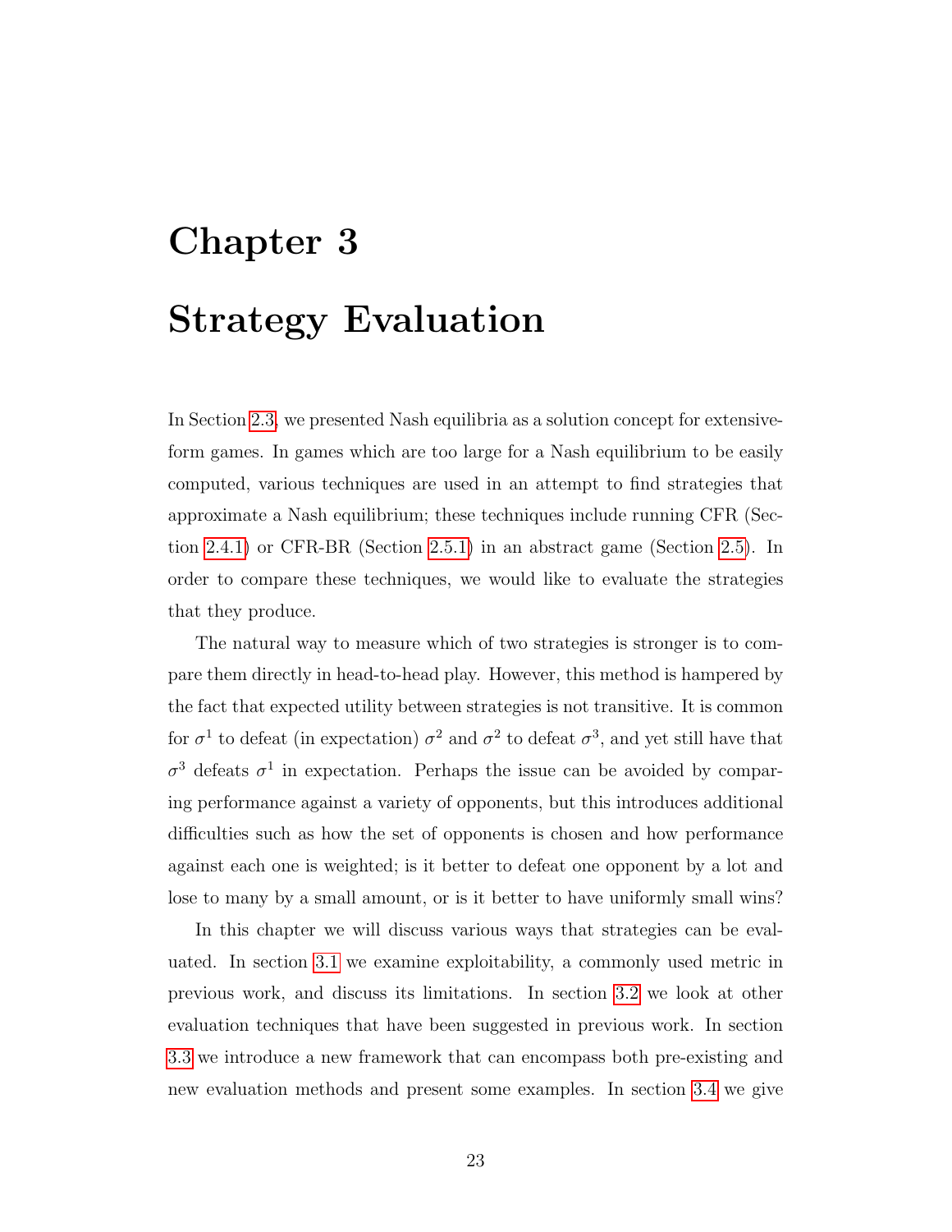# Chapter 3

# Strategy Evaluation

In Section 2.3, we presented Nash equilibria as a solution concept for extensive-form games. In games which are too large for a Nash equilibrium to be easily computed, various techniques are used in an attempt to find strategies that approximate a Nash equilibrium; these techniques include running CFR (Section 2.4.1) or CFR-BR (Section 2.5.1) in an abstract game (Section 2.5). In order to compare these techniques, we would like to evaluate the strategies that they produce.

The natural way to measure which of two strategies is stronger is to compare them directly in head-to-head play. However, this method is hampered by the fact that expected utility between strategies is not transitive. It is common for $\sigma^1$ to defeat (in expectation) $\sigma^2$ and $\sigma^2$ to defeat $\sigma^3$, and yet still have that $\sigma^3$ defeats $\sigma^1$ in expectation. Perhaps the issue can be avoided by comparing performance against a variety of opponents, but this introduces additional difficulties such as how the set of opponents is chosen and how performance against each one is weighted; is it better to defeat one opponent by a lot and lose to many by a small amount, or is it better to have uniformly small wins?

In this chapter we will discuss various ways that strategies can be evaluated. In section 3.1 we examine exploitability, a commonly used metric in previous work, and discuss its limitations. In section 3.2 we look at other evaluation techniques that have been suggested in previous work. In section 3.3 we introduce a new framework that can encompass both pre-existing and new evaluation methods and present some examples. In section 3.4 we give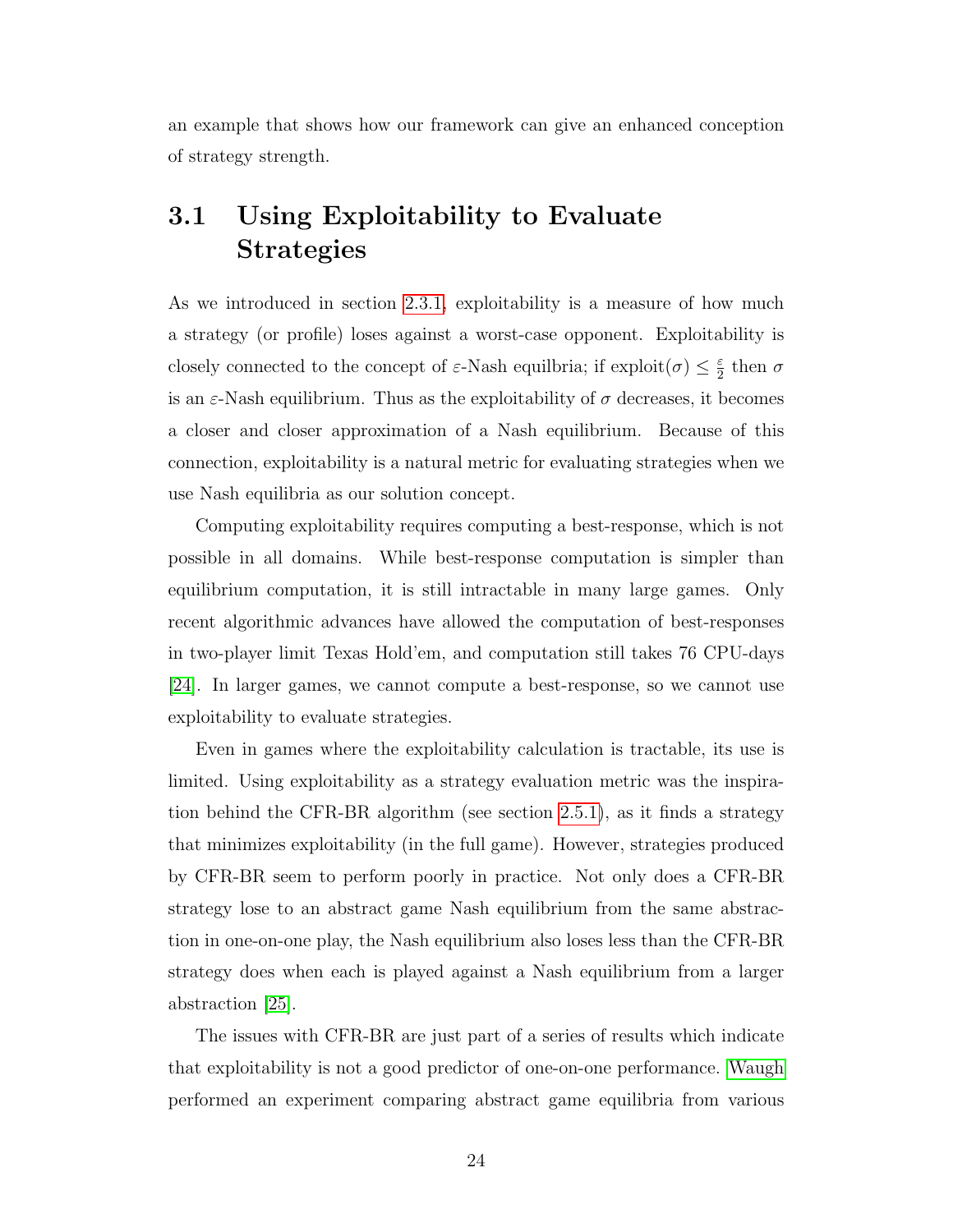an example that shows how our framework can give an enhanced conception of strategy strength.

## 3.1 Using Exploitability to Evaluate Strategies

As we introduced in section 2.3.1, exploitability is a measure of how much a strategy (or profile) loses against a worst-case opponent. Exploitability is closely connected to the concept of $\varepsilon$-Nash equilbria; if $\text{exploit}(\sigma) \leq \frac{\varepsilon}{2}$ then $\sigma$ is an $\varepsilon$-Nash equilibrium. Thus as the exploitability of $\sigma$ decreases, it becomes a closer and closer approximation of a Nash equilibrium. Because of this connection, exploitability is a natural metric for evaluating strategies when we use Nash equilibria as our solution concept.

Computing exploitability requires computing a best-response, which is not possible in all domains. While best-response computation is simpler than equilibrium computation, it is still intractable in many large games. Only recent algorithmic advances have allowed the computation of best-responses in two-player limit Texas Hold'em, and computation still takes 76 CPU-days [24]. In larger games, we cannot compute a best-response, so we cannot use exploitability to evaluate strategies.

Even in games where the exploitability calculation is tractable, its use is limited. Using exploitability as a strategy evaluation metric was the inspiration behind the CFR-BR algorithm (see section 2.5.1), as it finds a strategy that minimizes exploitability (in the full game). However, strategies produced by CFR-BR seem to perform poorly in practice. Not only does a CFR-BR strategy lose to an abstract game Nash equilibrium from the same abstraction in one-on-one play, the Nash equilibrium also loses less than the CFR-BR strategy does when each is played against a Nash equilibrium from a larger abstraction [25].

The issues with CFR-BR are just part of a series of results which indicate that exploitability is not a good predictor of one-on-one performance. Waugh performed an experiment comparing abstract game equilibria from various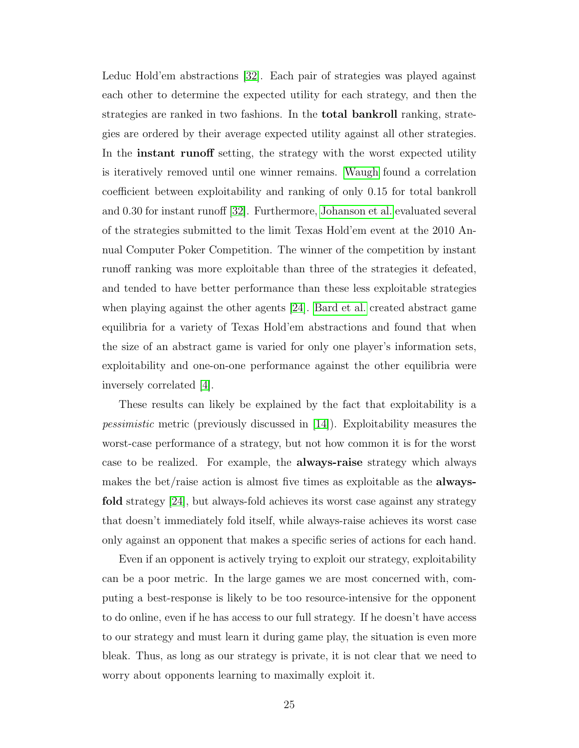Leduc Hold'em abstractions [32]. Each pair of strategies was played against each other to determine the expected utility for each strategy, and then the strategies are ranked in two fashions. In the **total bankroll** ranking, strategies are ordered by their average expected utility against all other strategies. In the **instant runoff** setting, the strategy with the worst expected utility is iteratively removed until one winner remains. Waugh found a correlation coefficient between exploitability and ranking of only 0.15 for total bankroll and 0.30 for instant runoff [32]. Furthermore, Johanson et al. evaluated several of the strategies submitted to the limit Texas Hold'em event at the 2010 Annual Computer Poker Competition. The winner of the competition by instant runoff ranking was more exploitable than three of the strategies it defeated, and tended to have better performance than these less exploitable strategies when playing against the other agents [24]. Bard et al. created abstract game equilibria for a variety of Texas Hold'em abstractions and found that when the size of an abstract game is varied for only one player's information sets, exploitability and one-on-one performance against the other equilibria were inversely correlated [4].

These results can likely be explained by the fact that exploitability is a *pessimistic* metric (previously discussed in [14]). Exploitability measures the worst-case performance of a strategy, but not how common it is for the worst case to be realized. For example, the **always-raise** strategy which always makes the bet/raise action is almost five times as exploitable as the **always-fold** strategy [24], but always-fold achieves its worst case against any strategy that doesn't immediately fold itself, while always-raise achieves its worst case only against an opponent that makes a specific series of actions for each hand.

Even if an opponent is actively trying to exploit our strategy, exploitability can be a poor metric. In the large games we are most concerned with, computing a best-response is likely to be too resource-intensive for the opponent to do online, even if he has access to our full strategy. If he doesn't have access to our strategy and must learn it during game play, the situation is even more bleak. Thus, as long as our strategy is private, it is not clear that we need to worry about opponents learning to maximally exploit it.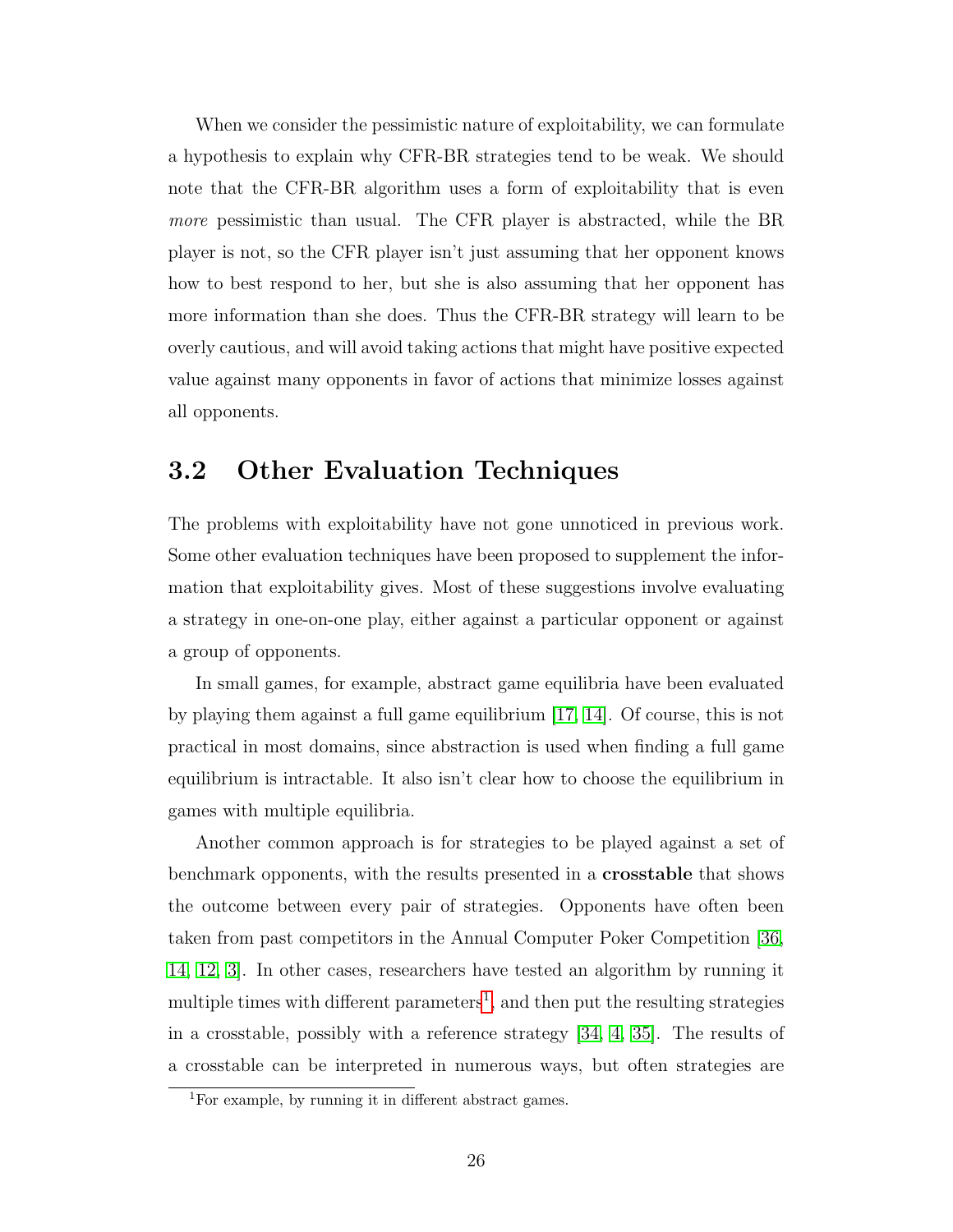When we consider the pessimistic nature of exploitability, we can formulate a hypothesis to explain why CFR-BR strategies tend to be weak. We should note that the CFR-BR algorithm uses a form of exploitability that is even *more* pessimistic than usual. The CFR player is abstracted, while the BR player is not, so the CFR player isn't just assuming that her opponent knows how to best respond to her, but she is also assuming that her opponent has more information than she does. Thus the CFR-BR strategy will learn to be overly cautious, and will avoid taking actions that might have positive expected value against many opponents in favor of actions that minimize losses against all opponents.

## 3.2 Other Evaluation Techniques

The problems with exploitability have not gone unnoticed in previous work. Some other evaluation techniques have been proposed to supplement the information that exploitability gives. Most of these suggestions involve evaluating a strategy in one-on-one play, either against a particular opponent or against a group of opponents.

In small games, for example, abstract game equilibria have been evaluated by playing them against a full game equilibrium [17, 14]. Of course, this is not practical in most domains, since abstraction is used when finding a full game equilibrium is intractable. It also isn't clear how to choose the equilibrium in games with multiple equilibria.

Another common approach is for strategies to be played against a set of benchmark opponents, with the results presented in a **crosstable** that shows the outcome between every pair of strategies. Opponents have often been taken from past competitors in the Annual Computer Poker Competition [36, 14, 12, 3]. In other cases, researchers have tested an algorithm by running it multiple times with different parameters[1], and then put the resulting strategies in a crosstable, possibly with a reference strategy [34, 4, 35]. The results of a crosstable can be interpreted in numerous ways, but often strategies are

[1] For example, by running it in different abstract games.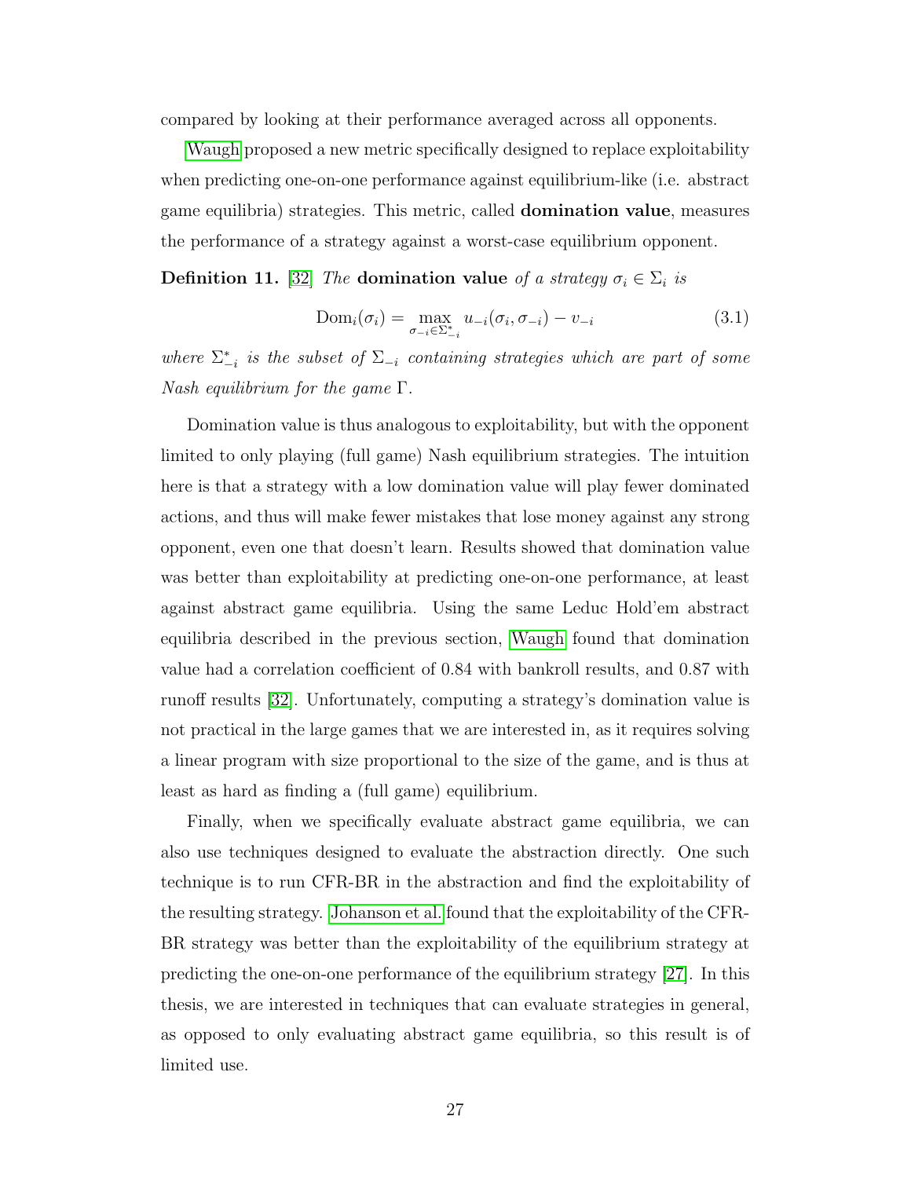compared by looking at their performance averaged across all opponents.

Waugh proposed a new metric specifically designed to replace exploitability when predicting one-on-one performance against equilibrium-like (i.e. abstract game equilibria) strategies. This metric, called **domination value**, measures the performance of a strategy against a worst-case equilibrium opponent.

**Definition 11.** [32] *The* **domination value** *of a strategy* $\sigma_i \in \Sigma_i$ *is*

$$\text{Dom}_i(\sigma_i) = \max_{\sigma_{-i} \in \Sigma^*_{-i}} u_{-i}(\sigma_i, \sigma_{-i}) - v_{-i} \tag{3.1}$$

*where* $\Sigma^*_{-i}$ *is the subset of* $\Sigma_{-i}$ *containing strategies which are part of some Nash equilibrium for the game* $\Gamma$.

Domination value is thus analogous to exploitability, but with the opponent limited to only playing (full game) Nash equilibrium strategies. The intuition here is that a strategy with a low domination value will play fewer dominated actions, and thus will make fewer mistakes that lose money against any strong opponent, even one that doesn't learn. Results showed that domination value was better than exploitability at predicting one-on-one performance, at least against abstract game equilibria. Using the same Leduc Hold'em abstract equilibria described in the previous section, Waugh found that domination value had a correlation coefficient of 0.84 with bankroll results, and 0.87 with runoff results [32]. Unfortunately, computing a strategy's domination value is not practical in the large games that we are interested in, as it requires solving a linear program with size proportional to the size of the game, and is thus at least as hard as finding a (full game) equilibrium.

Finally, when we specifically evaluate abstract game equilibria, we can also use techniques designed to evaluate the abstraction directly. One such technique is to run CFR-BR in the abstraction and find the exploitability of the resulting strategy. Johanson et al. found that the exploitability of the CFR-BR strategy was better than the exploitability of the equilibrium strategy at predicting the one-on-one performance of the equilibrium strategy [27]. In this thesis, we are interested in techniques that can evaluate strategies in general, as opposed to only evaluating abstract game equilibria, so this result is of limited use.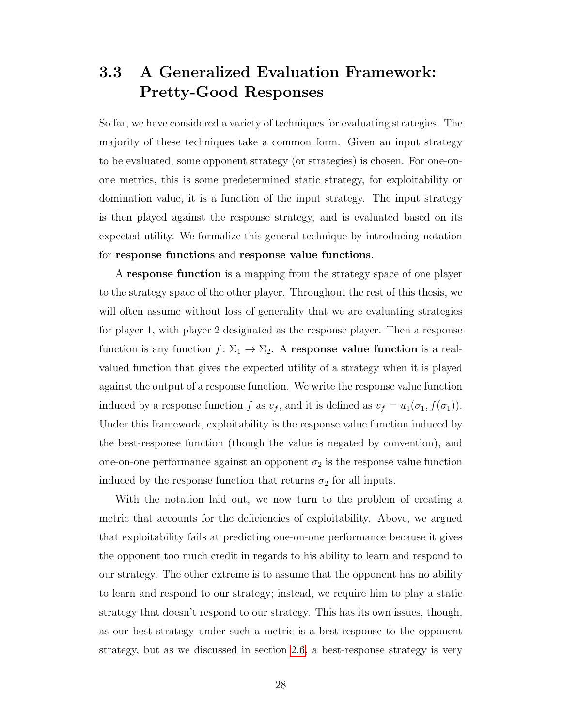## 3.3 A Generalized Evaluation Framework: Pretty-Good Responses

So far, we have considered a variety of techniques for evaluating strategies. The majority of these techniques take a common form. Given an input strategy to be evaluated, some opponent strategy (or strategies) is chosen. For one-on-one metrics, this is some predetermined static strategy, for exploitability or domination value, it is a function of the input strategy. The input strategy is then played against the response strategy, and is evaluated based on its expected utility. We formalize this general technique by introducing notation for **response functions** and **response value functions**.

A **response function** is a mapping from the strategy space of one player to the strategy space of the other player. Throughout the rest of this thesis, we will often assume without loss of generality that we are evaluating strategies for player 1, with player 2 designated as the response player. Then a response function is any function $f\colon \Sigma_1 \to \Sigma_2$. A **response value function** is a real-valued function that gives the expected utility of a strategy when it is played against the output of a response function. We write the response value function induced by a response function $f$ as $v_f$, and it is defined as $v_f = u_1(\sigma_1, f(\sigma_1))$. Under this framework, exploitability is the response value function induced by the best-response function (though the value is negated by convention), and one-on-one performance against an opponent $\sigma_2$ is the response value function induced by the response function that returns $\sigma_2$ for all inputs.

With the notation laid out, we now turn to the problem of creating a metric that accounts for the deficiencies of exploitability. Above, we argued that exploitability fails at predicting one-on-one performance because it gives the opponent too much credit in regards to his ability to learn and respond to our strategy. The other extreme is to assume that the opponent has no ability to learn and respond to our strategy; instead, we require him to play a static strategy that doesn't respond to our strategy. This has its own issues, though, as our best strategy under such a metric is a best-response to the opponent strategy, but as we discussed in section 2.6, a best-response strategy is very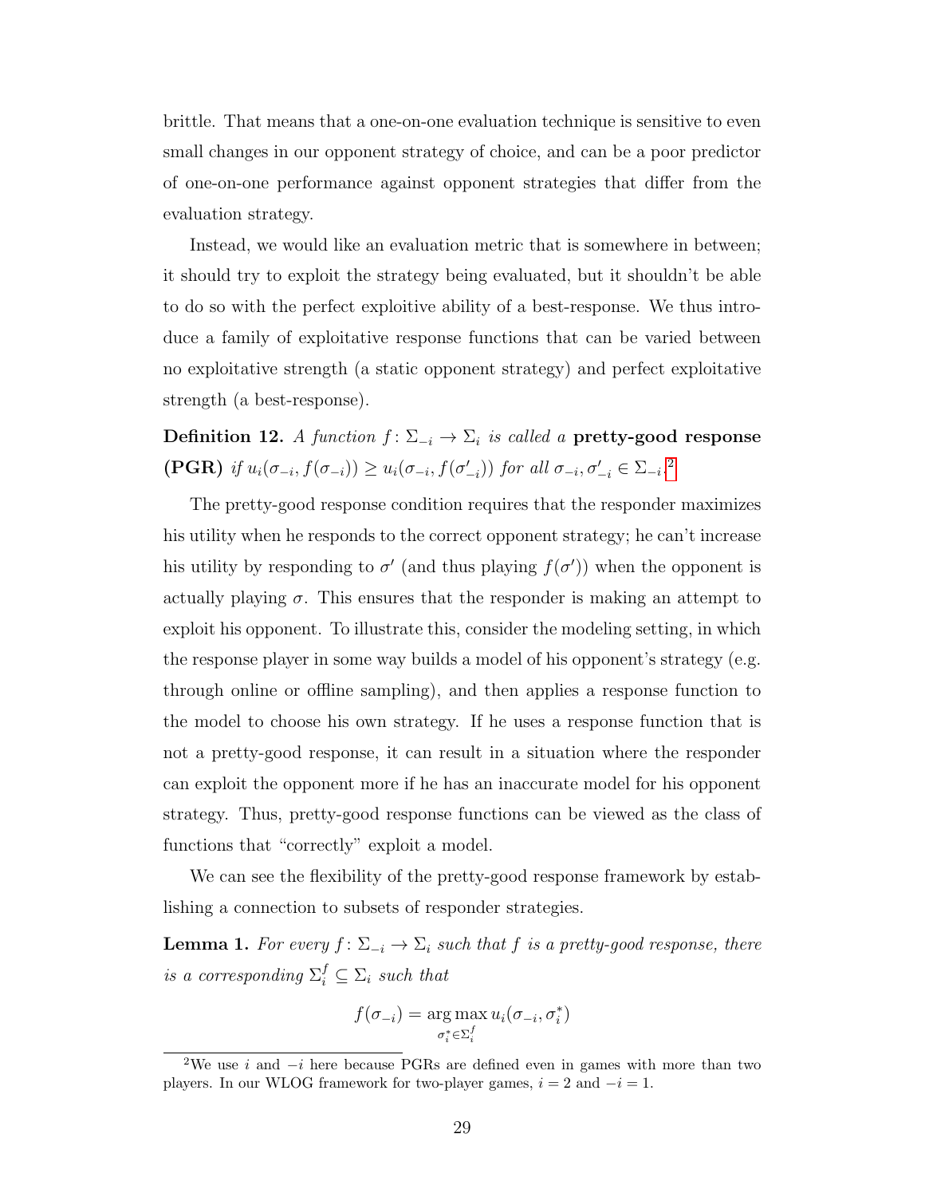brittle. That means that a one-on-one evaluation technique is sensitive to even small changes in our opponent strategy of choice, and can be a poor predictor of one-on-one performance against opponent strategies that differ from the evaluation strategy.

Instead, we would like an evaluation metric that is somewhere in between; it should try to exploit the strategy being evaluated, but it shouldn't be able to do so with the perfect exploitive ability of a best-response. We thus introduce a family of exploitative response functions that can be varied between no exploitative strength (a static opponent strategy) and perfect exploitative strength (a best-response).

**Definition 12.** *A function $f\colon \Sigma_{-i} \to \Sigma_i$ is called a* **pretty-good response (PGR)** *if $u_i(\sigma_{-i}, f(\sigma_{-i})) \geq u_i(\sigma_{-i}, f(\sigma'_{-i}))$ for all $\sigma_{-i}, \sigma'_{-i} \in \Sigma_{-i}$.*[2]

The pretty-good response condition requires that the responder maximizes his utility when he responds to the correct opponent strategy; he can't increase his utility by responding to $\sigma'$ (and thus playing $f(\sigma')$) when the opponent is actually playing $\sigma$. This ensures that the responder is making an attempt to exploit his opponent. To illustrate this, consider the modeling setting, in which the response player in some way builds a model of his opponent's strategy (e.g. through online or offline sampling), and then applies a response function to the model to choose his own strategy. If he uses a response function that is not a pretty-good response, it can result in a situation where the responder can exploit the opponent more if he has an inaccurate model for his opponent strategy. Thus, pretty-good response functions can be viewed as the class of functions that "correctly" exploit a model.

We can see the flexibility of the pretty-good response framework by establishing a connection to subsets of responder strategies.

**Lemma 1.** *For every $f\colon \Sigma_{-i} \to \Sigma_i$ such that $f$ is a pretty-good response, there is a corresponding $\Sigma_i^f \subseteq \Sigma_i$ such that*

$$f(\sigma_{-i}) = \operatorname*{arg\,max}_{\sigma_i^* \in \Sigma_i^f} u_i(\sigma_{-i}, \sigma_i^*)$$

[2]We use $i$ and $-i$ here because PGRs are defined even in games with more than two players. In our WLOG framework for two-player games, $i = 2$ and $-i = 1$.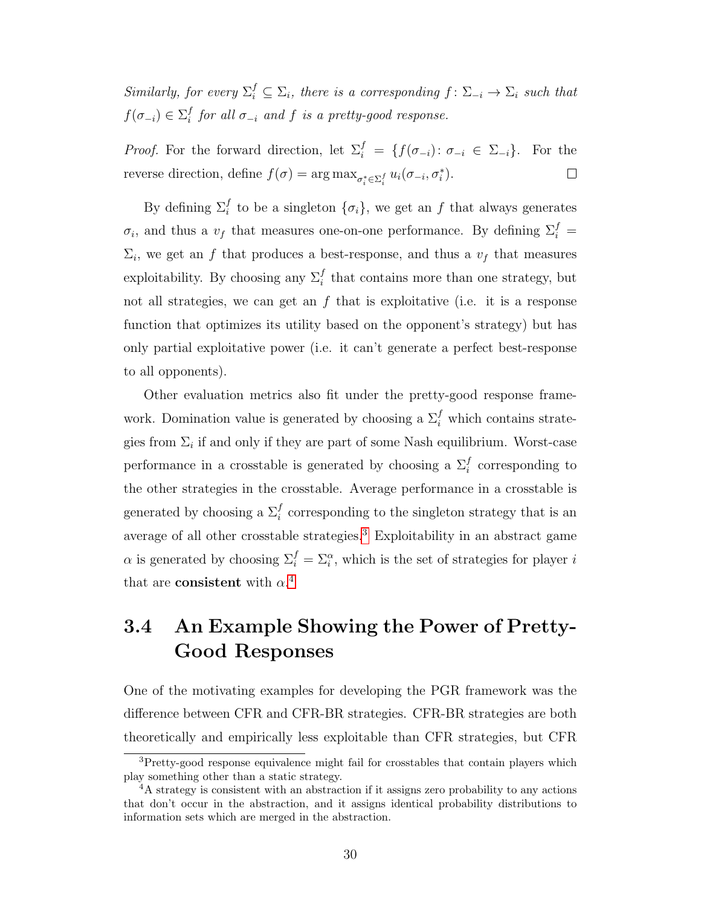*Similarly, for every $\Sigma_i^f \subseteq \Sigma_i$, there is a corresponding $f\colon \Sigma_{-i} \to \Sigma_i$ such that $f(\sigma_{-i}) \in \Sigma_i^f$ for all $\sigma_{-i}$ and $f$ is a pretty-good response.*

*Proof.* For the forward direction, let $\Sigma_i^f = \{f(\sigma_{-i})\colon \sigma_{-i} \in \Sigma_{-i}\}$. For the reverse direction, define $f(\sigma) = \arg\max_{\sigma_i^* \in \Sigma_i^f} u_i(\sigma_{-i}, \sigma_i^*)$. □

By defining $\Sigma_i^f$ to be a singleton $\{\sigma_i\}$, we get an $f$ that always generates $\sigma_i$, and thus a $v_f$ that measures one-on-one performance. By defining $\Sigma_i^f = \Sigma_i$, we get an $f$ that produces a best-response, and thus a $v_f$ that measures exploitability. By choosing any $\Sigma_i^f$ that contains more than one strategy, but not all strategies, we can get an $f$ that is exploitative (i.e. it is a response function that optimizes its utility based on the opponent's strategy) but has only partial exploitative power (i.e. it can't generate a perfect best-response to all opponents).

Other evaluation metrics also fit under the pretty-good response framework. Domination value is generated by choosing a $\Sigma_i^f$ which contains strategies from $\Sigma_i$ if and only if they are part of some Nash equilibrium. Worst-case performance in a crosstable is generated by choosing a $\Sigma_i^f$ corresponding to the other strategies in the crosstable. Average performance in a crosstable is generated by choosing a $\Sigma_i^f$ corresponding to the singleton strategy that is an average of all other crosstable strategies.[3] Exploitability in an abstract game $\alpha$ is generated by choosing $\Sigma_i^f = \Sigma_i^\alpha$, which is the set of strategies for player $i$ that are **consistent** with $\alpha$.[4]

## 3.4 An Example Showing the Power of Pretty-Good Responses

One of the motivating examples for developing the PGR framework was the difference between CFR and CFR-BR strategies. CFR-BR strategies are both theoretically and empirically less exploitable than CFR strategies, but CFR

---

[3] Pretty-good response equivalence might fail for crosstables that contain players which play something other than a static strategy.

[4] A strategy is consistent with an abstraction if it assigns zero probability to any actions that don't occur in the abstraction, and it assigns identical probability distributions to information sets which are merged in the abstraction.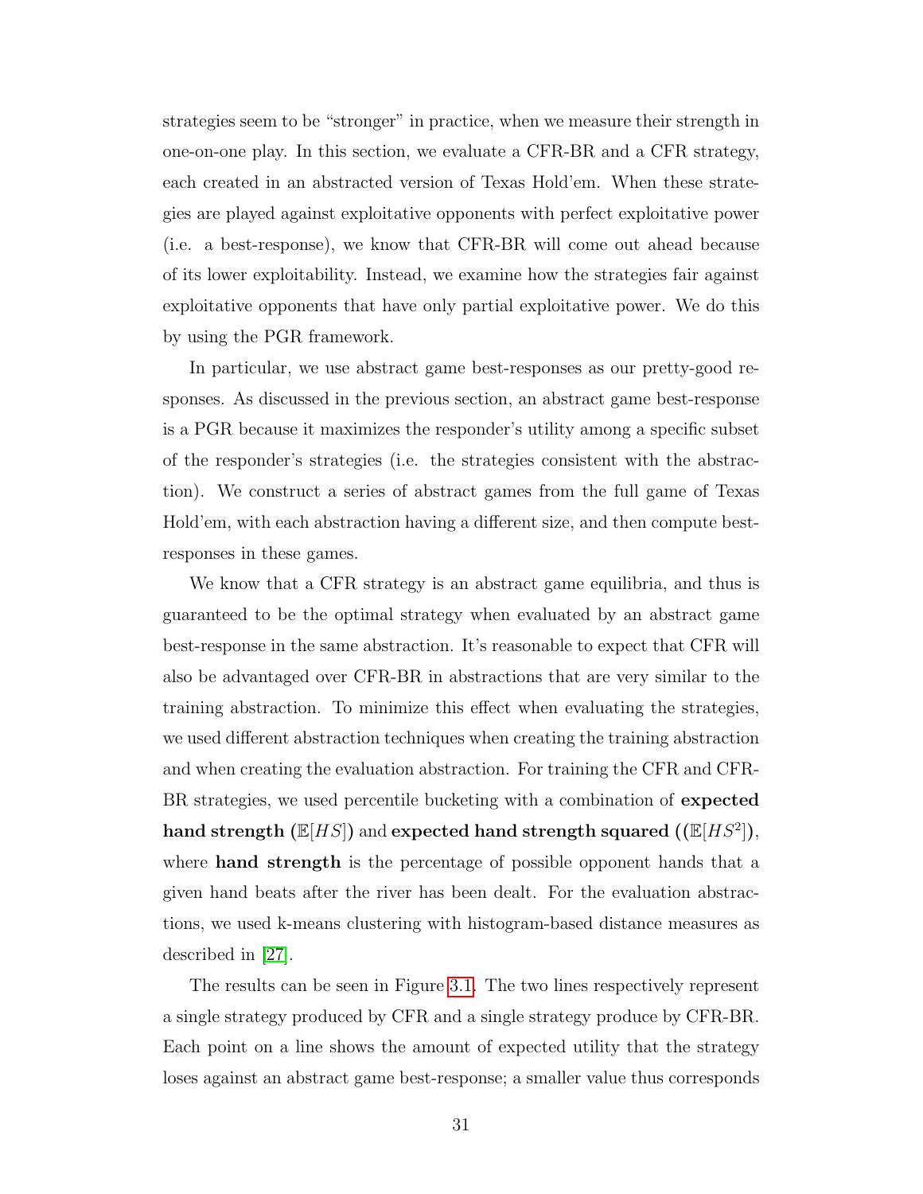strategies seem to be "stronger" in practice, when we measure their strength in one-on-one play. In this section, we evaluate a CFR-BR and a CFR strategy, each created in an abstracted version of Texas Hold'em. When these strategies are played against exploitative opponents with perfect exploitative power (i.e. a best-response), we know that CFR-BR will come out ahead because of its lower exploitability. Instead, we examine how the strategies fair against exploitative opponents that have only partial exploitative power. We do this by using the PGR framework.

In particular, we use abstract game best-responses as our pretty-good responses. As discussed in the previous section, an abstract game best-response is a PGR because it maximizes the responder's utility among a specific subset of the responder's strategies (i.e. the strategies consistent with the abstraction). We construct a series of abstract games from the full game of Texas Hold'em, with each abstraction having a different size, and then compute best-responses in these games.

We know that a CFR strategy is an abstract game equilibria, and thus is guaranteed to be the optimal strategy when evaluated by an abstract game best-response in the same abstraction. It's reasonable to expect that CFR will also be advantaged over CFR-BR in abstractions that are very similar to the training abstraction. To minimize this effect when evaluating the strategies, we used different abstraction techniques when creating the training abstraction and when creating the evaluation abstraction. For training the CFR and CFR-BR strategies, we used percentile bucketing with a combination of **expected hand strength** ($\mathbb{E}[HS]$) and **expected hand strength squared** (($\mathbb{E}[HS^2]$), where **hand strength** is the percentage of possible opponent hands that a given hand beats after the river has been dealt. For the evaluation abstractions, we used k-means clustering with histogram-based distance measures as described in [27].

The results can be seen in Figure 3.1. The two lines respectively represent a single strategy produced by CFR and a single strategy produce by CFR-BR. Each point on a line shows the amount of expected utility that the strategy loses against an abstract game best-response; a smaller value thus corresponds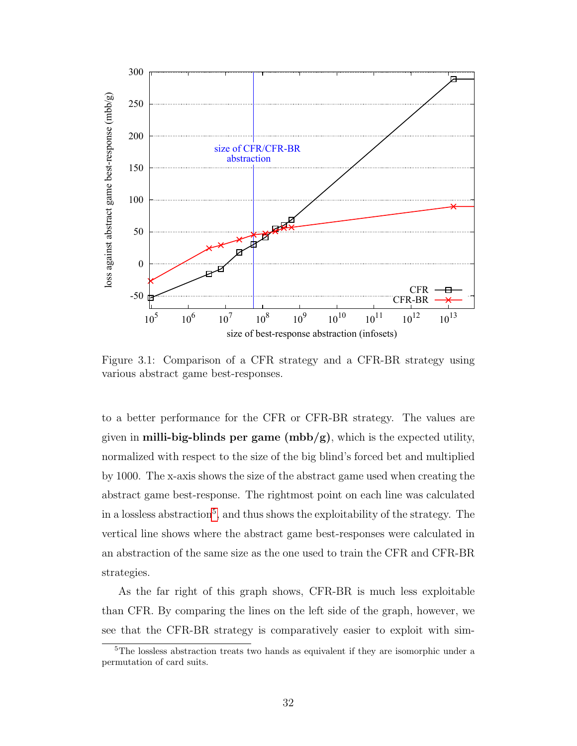Figure 3.1: Comparison of a CFR strategy and a CFR-BR strategy using various abstract game best-responses.

to a better performance for the CFR or CFR-BR strategy. The values are given in **milli-big-blinds per game (mbb/g)**, which is the expected utility, normalized with respect to the size of the big blind's forced bet and multiplied by 1000. The x-axis shows the size of the abstract game used when creating the abstract game best-response. The rightmost point on each line was calculated in a lossless abstraction[5], and thus shows the exploitability of the strategy. The vertical line shows where the abstract game best-responses were calculated in an abstraction of the same size as the one used to train the CFR and CFR-BR strategies.

As the far right of this graph shows, CFR-BR is much less exploitable than CFR. By comparing the lines on the left side of the graph, however, we see that the CFR-BR strategy is comparatively easier to exploit with sim-

[5]The lossless abstraction treats two hands as equivalent if they are isomorphic under a permutation of card suits.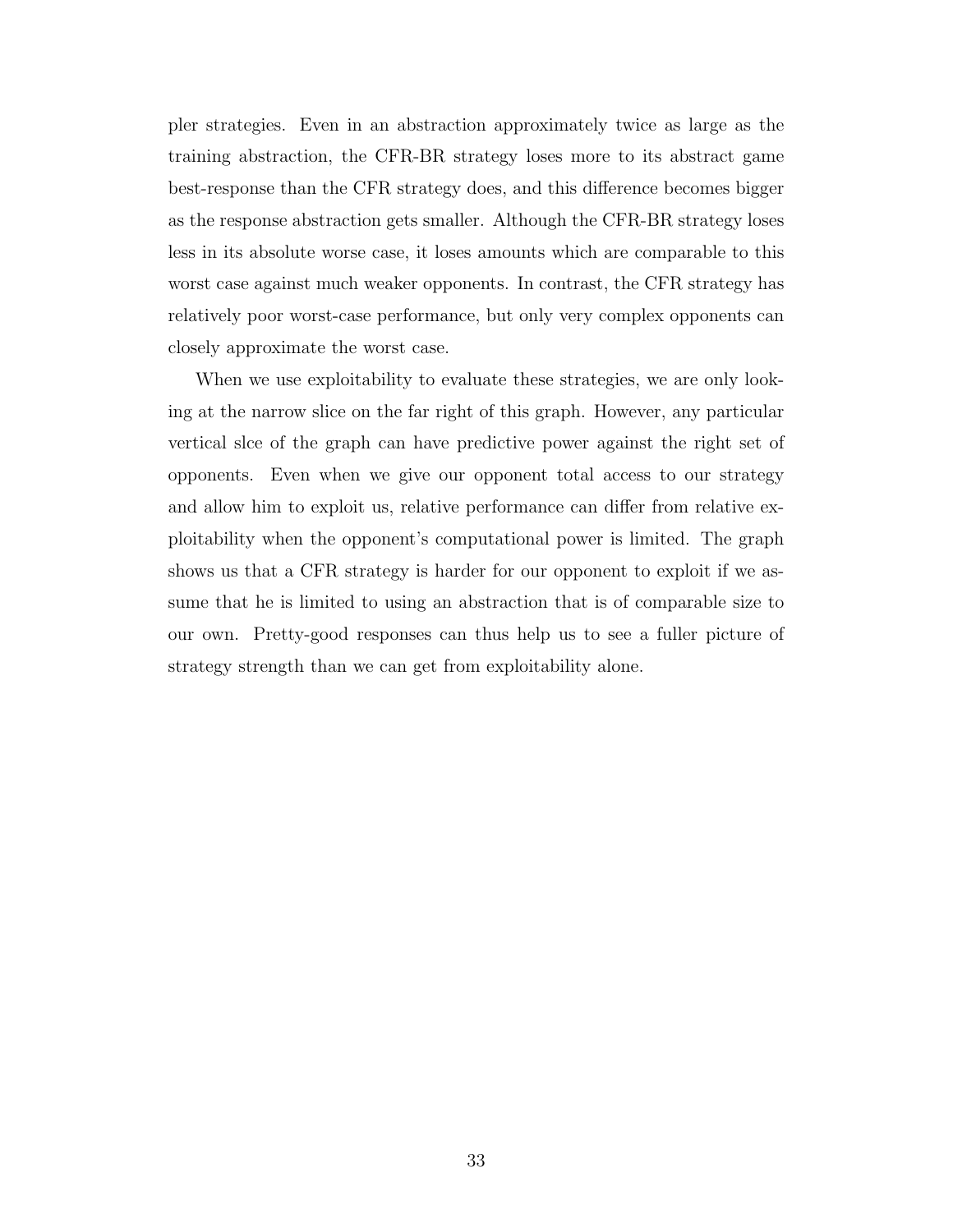pler strategies. Even in an abstraction approximately twice as large as the training abstraction, the CFR-BR strategy loses more to its abstract game best-response than the CFR strategy does, and this difference becomes bigger as the response abstraction gets smaller. Although the CFR-BR strategy loses less in its absolute worse case, it loses amounts which are comparable to this worst case against much weaker opponents. In contrast, the CFR strategy has relatively poor worst-case performance, but only very complex opponents can closely approximate the worst case.

When we use exploitability to evaluate these strategies, we are only looking at the narrow slice on the far right of this graph. However, any particular vertical slce of the graph can have predictive power against the right set of opponents. Even when we give our opponent total access to our strategy and allow him to exploit us, relative performance can differ from relative exploitability when the opponent's computational power is limited. The graph shows us that a CFR strategy is harder for our opponent to exploit if we assume that he is limited to using an abstraction that is of comparable size to our own. Pretty-good responses can thus help us to see a fuller picture of strategy strength than we can get from exploitability alone.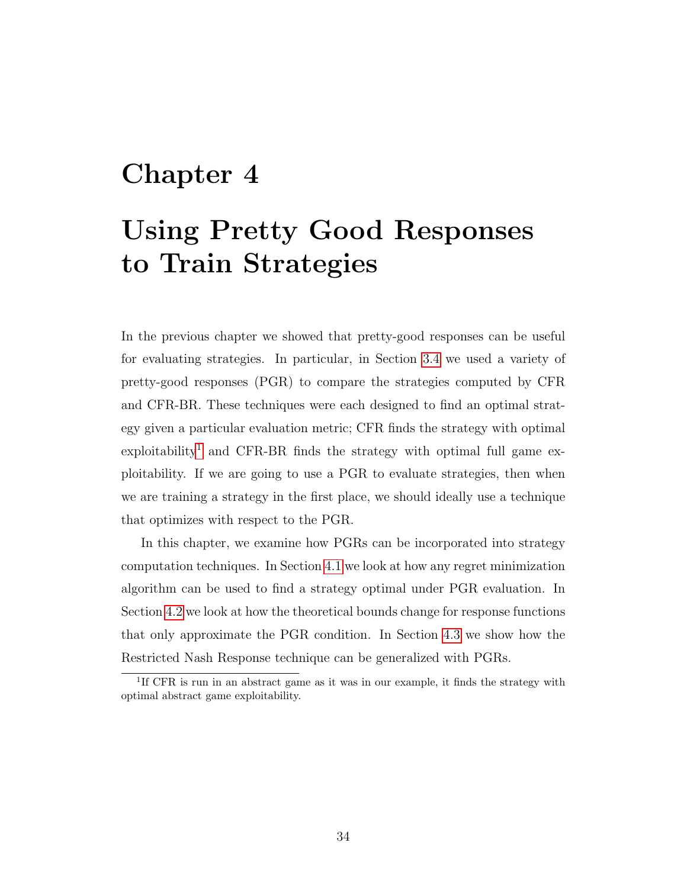# Chapter 4

# Using Pretty Good Responses to Train Strategies

In the previous chapter we showed that pretty-good responses can be useful for evaluating strategies. In particular, in Section 3.4 we used a variety of pretty-good responses (PGR) to compare the strategies computed by CFR and CFR-BR. These techniques were each designed to find an optimal strategy given a particular evaluation metric; CFR finds the strategy with optimal exploitability[1] and CFR-BR finds the strategy with optimal full game exploitability. If we are going to use a PGR to evaluate strategies, then when we are training a strategy in the first place, we should ideally use a technique that optimizes with respect to the PGR.

In this chapter, we examine how PGRs can be incorporated into strategy computation techniques. In Section 4.1 we look at how any regret minimization algorithm can be used to find a strategy optimal under PGR evaluation. In Section 4.2 we look at how the theoretical bounds change for response functions that only approximate the PGR condition. In Section 4.3 we show how the Restricted Nash Response technique can be generalized with PGRs.

[1] If CFR is run in an abstract game as it was in our example, it finds the strategy with optimal abstract game exploitability.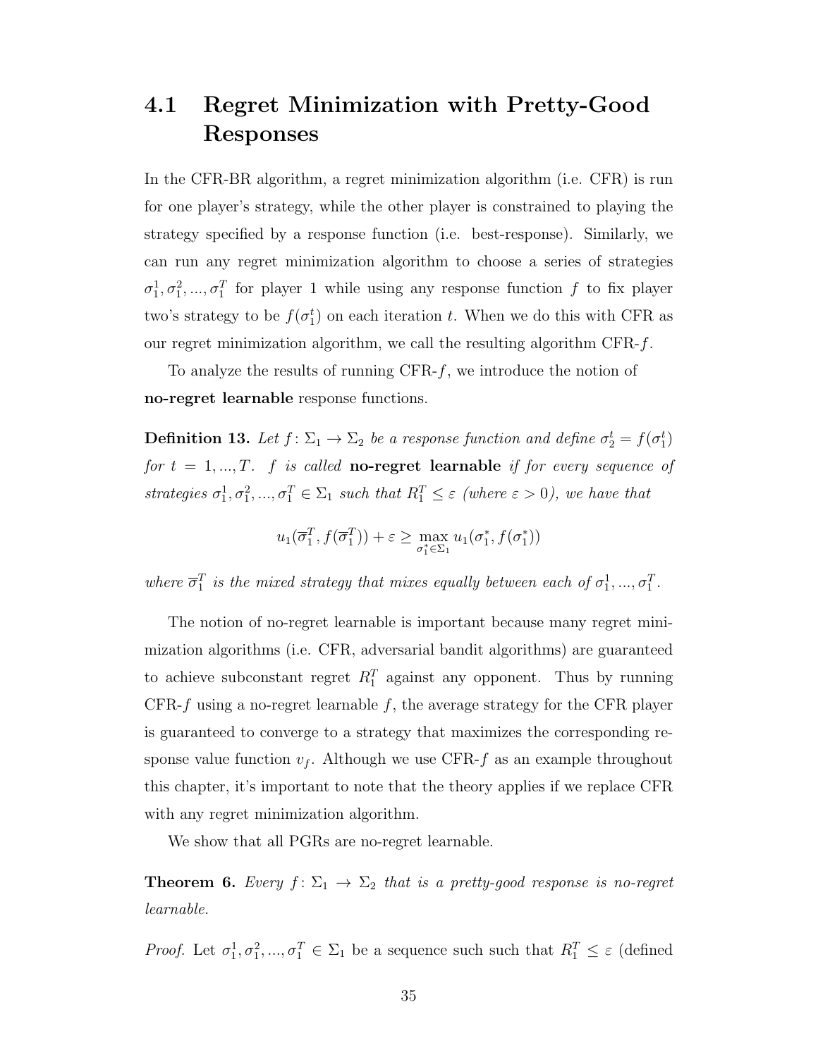## 4.1 Regret Minimization with Pretty-Good Responses

In the CFR-BR algorithm, a regret minimization algorithm (i.e. CFR) is run for one player's strategy, while the other player is constrained to playing the strategy specified by a response function (i.e. best-response). Similarly, we can run any regret minimization algorithm to choose a series of strategies $\sigma_1^1, \sigma_1^2, ..., \sigma_1^T$ for player 1 while using any response function $f$ to fix player two's strategy to be $f(\sigma_1^t)$ on each iteration $t$. When we do this with CFR as our regret minimization algorithm, we call the resulting algorithm CFR-$f$.

To analyze the results of running CFR-$f$, we introduce the notion of **no-regret learnable** response functions.

**Definition 13.** *Let $f\colon \Sigma_1 \to \Sigma_2$ be a response function and define $\sigma_2^t = f(\sigma_1^t)$ for $t = 1, ..., T$. $f$ is called* **no-regret learnable** *if for every sequence of strategies $\sigma_1^1, \sigma_1^2, ..., \sigma_1^T \in \Sigma_1$ such that $R_1^T \leq \varepsilon$ (where $\varepsilon > 0$), we have that*

$$u_1(\overline{\sigma}_1^T, f(\overline{\sigma}_1^T)) + \varepsilon \geq \max_{\sigma_1^* \in \Sigma_1} u_1(\sigma_1^*, f(\sigma_1^*))$$

*where $\overline{\sigma}_1^T$ is the mixed strategy that mixes equally between each of $\sigma_1^1, ..., \sigma_1^T$.*

The notion of no-regret learnable is important because many regret minimization algorithms (i.e. CFR, adversarial bandit algorithms) are guaranteed to achieve subconstant regret $R_1^T$ against any opponent. Thus by running CFR-$f$ using a no-regret learnable $f$, the average strategy for the CFR player is guaranteed to converge to a strategy that maximizes the corresponding response value function $v_f$. Although we use CFR-$f$ as an example throughout this chapter, it's important to note that the theory applies if we replace CFR with any regret minimization algorithm.

We show that all PGRs are no-regret learnable.

**Theorem 6.** *Every $f\colon \Sigma_1 \to \Sigma_2$ that is a pretty-good response is no-regret learnable.*

*Proof.* Let $\sigma_1^1, \sigma_1^2, ..., \sigma_1^T \in \Sigma_1$ be a sequence such such that $R_1^T \leq \varepsilon$ (defined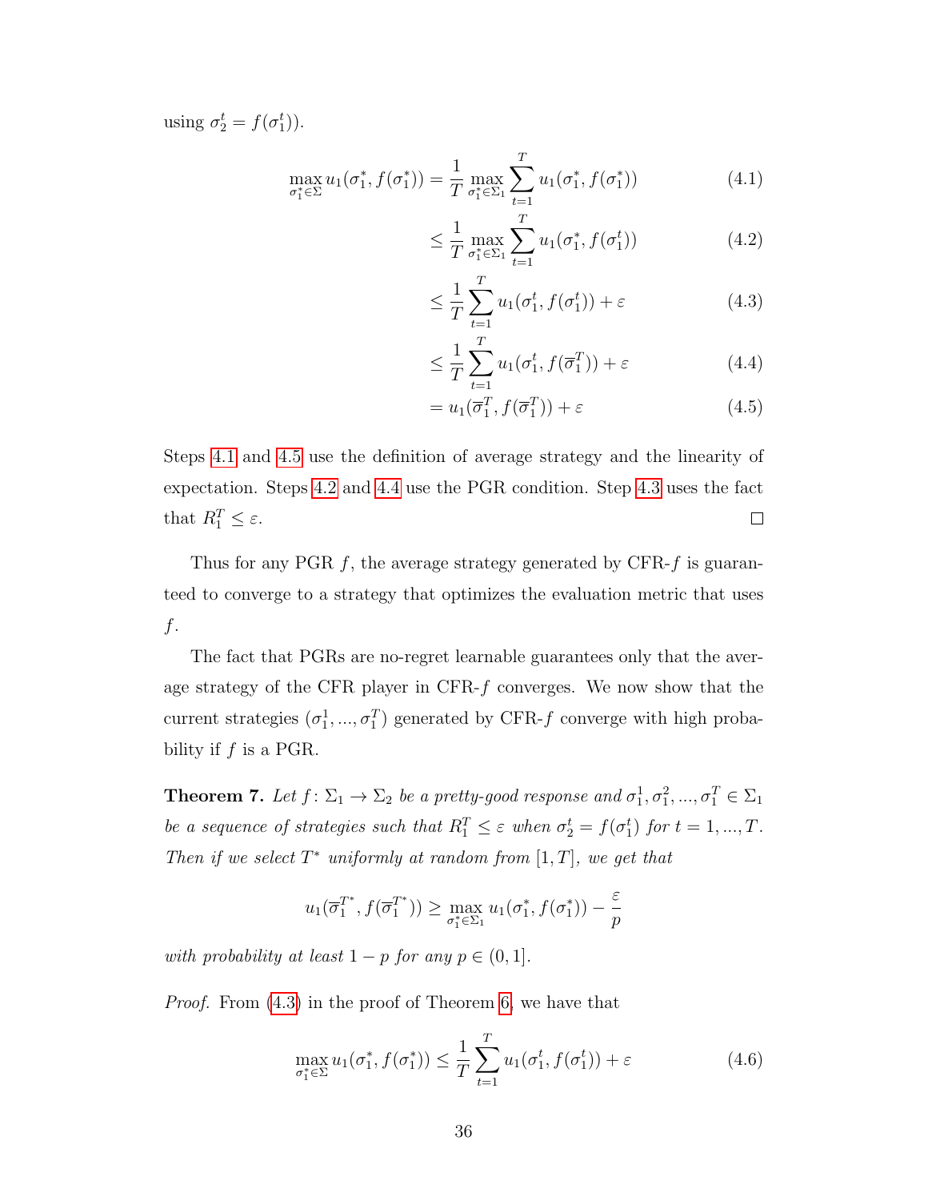using $\sigma_2^t = f(\sigma_1^t)$).

$$\max_{\sigma_1^* \in \Sigma} u_1(\sigma_1^*, f(\sigma_1^*)) = \frac{1}{T} \max_{\sigma_1^* \in \Sigma_1} \sum_{t=1}^{T} u_1(\sigma_1^*, f(\sigma_1^*)) \tag{4.1}$$

$$\leq \frac{1}{T} \max_{\sigma_1^* \in \Sigma_1} \sum_{t=1}^{T} u_1(\sigma_1^*, f(\sigma_1^t)) \tag{4.2}$$

$$\leq \frac{1}{T} \sum_{t=1}^{T} u_1(\sigma_1^t, f(\sigma_1^t)) + \varepsilon \tag{4.3}$$

$$\leq \frac{1}{T} \sum_{t=1}^{T} u_1(\sigma_1^t, f(\overline{\sigma}_1^T)) + \varepsilon \tag{4.4}$$

$$= u_1(\overline{\sigma}_1^T, f(\overline{\sigma}_1^T)) + \varepsilon \tag{4.5}$$

Steps 4.1 and 4.5 use the definition of average strategy and the linearity of expectation. Steps 4.2 and 4.4 use the PGR condition. Step 4.3 uses the fact that $R_1^T \leq \varepsilon$. □

Thus for any PGR $f$, the average strategy generated by CFR-$f$ is guaranteed to converge to a strategy that optimizes the evaluation metric that uses $f$.

The fact that PGRs are no-regret learnable guarantees only that the average strategy of the CFR player in CFR-$f$ converges. We now show that the current strategies $(\sigma_1^1, ..., \sigma_1^T)$ generated by CFR-$f$ converge with high probability if $f$ is a PGR.

**Theorem 7.** *Let $f\colon \Sigma_1 \to \Sigma_2$ be a pretty-good response and $\sigma_1^1, \sigma_1^2, ..., \sigma_1^T \in \Sigma_1$ be a sequence of strategies such that $R_1^T \leq \varepsilon$ when $\sigma_2^t = f(\sigma_1^t)$ for $t = 1, ..., T$. Then if we select $T^*$ uniformly at random from $[1, T]$, we get that*

$$u_1(\overline{\sigma}_1^{T^*}, f(\overline{\sigma}_1^{T^*})) \geq \max_{\sigma_1^* \in \Sigma_1} u_1(\sigma_1^*, f(\sigma_1^*)) - \frac{\varepsilon}{p}$$

*with probability at least $1 - p$ for any $p \in (0, 1]$.*

*Proof.* From (4.3) in the proof of Theorem 6, we have that

$$\max_{\sigma_1^* \in \Sigma} u_1(\sigma_1^*, f(\sigma_1^*)) \leq \frac{1}{T} \sum_{t=1}^{T} u_1(\sigma_1^t, f(\sigma_1^t)) + \varepsilon \tag{4.6}$$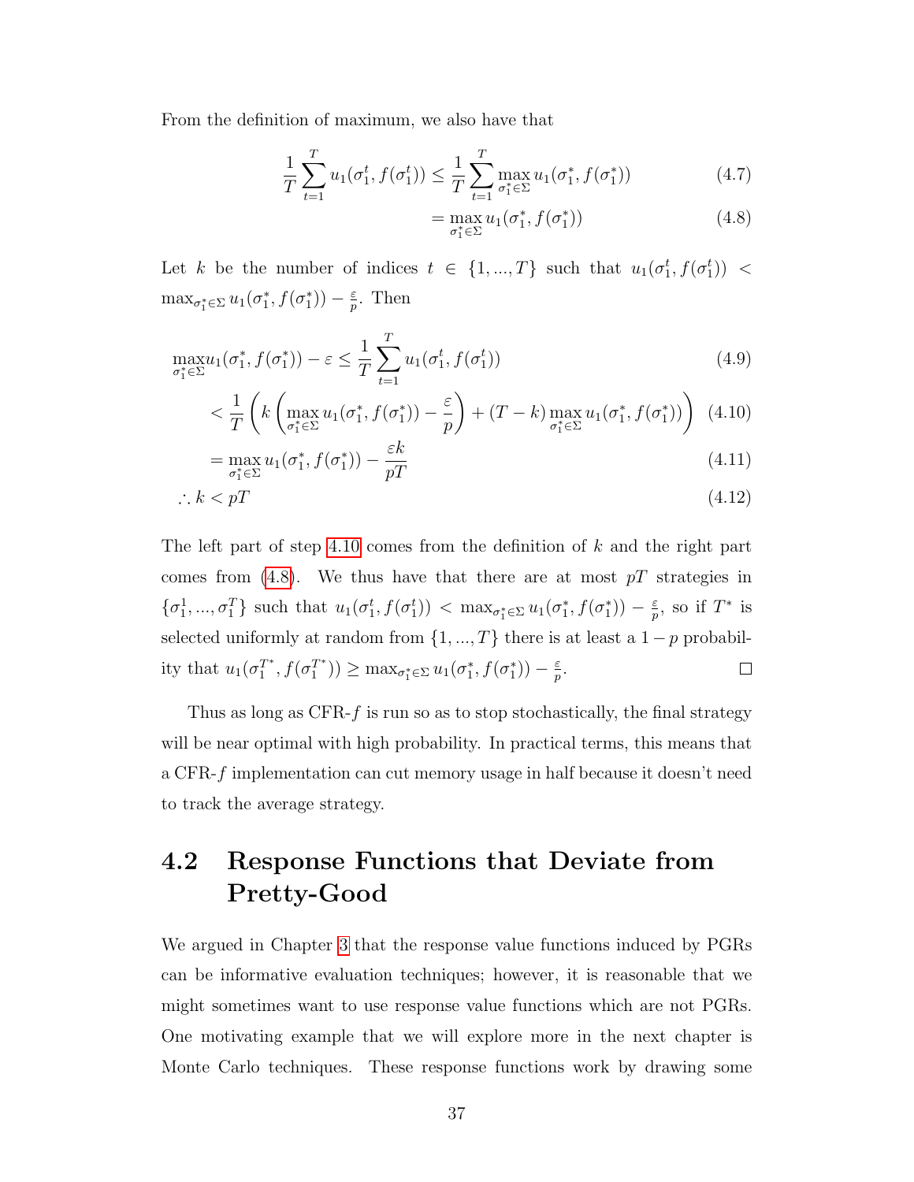From the definition of maximum, we also have that

$$\frac{1}{T}\sum_{t=1}^{T} u_1(\sigma_1^t, f(\sigma_1^t)) \leq \frac{1}{T}\sum_{t=1}^{T} \max_{\sigma_1^* \in \Sigma} u_1(\sigma_1^*, f(\sigma_1^*)) \tag{4.7}$$

$$= \max_{\sigma_1^* \in \Sigma} u_1(\sigma_1^*, f(\sigma_1^*)) \tag{4.8}$$

Let $k$ be the number of indices $t \in \{1, ..., T\}$ such that $u_1(\sigma_1^t, f(\sigma_1^t)) < \max_{\sigma_1^* \in \Sigma} u_1(\sigma_1^*, f(\sigma_1^*)) - \frac{\varepsilon}{p}$. Then

$$\max_{\sigma_1^* \in \Sigma} u_1(\sigma_1^*, f(\sigma_1^*)) - \varepsilon \leq \frac{1}{T}\sum_{t=1}^{T} u_1(\sigma_1^t, f(\sigma_1^t)) \tag{4.9}$$

$$< \frac{1}{T}\left(k\left(\max_{\sigma_1^* \in \Sigma} u_1(\sigma_1^*, f(\sigma_1^*)) - \frac{\varepsilon}{p}\right) + (T-k)\max_{\sigma_1^* \in \Sigma} u_1(\sigma_1^*, f(\sigma_1^*))\right) \tag{4.10}$$

$$= \max_{\sigma_1^* \in \Sigma} u_1(\sigma_1^*, f(\sigma_1^*)) - \frac{\varepsilon k}{pT} \tag{4.11}$$

$$\therefore k < pT \tag{4.12}$$

The left part of step 4.10 comes from the definition of $k$ and the right part comes from (4.8). We thus have that there are at most $pT$ strategies in $\{\sigma_1^1, ..., \sigma_1^T\}$ such that $u_1(\sigma_1^t, f(\sigma_1^t)) < \max_{\sigma_1^* \in \Sigma} u_1(\sigma_1^*, f(\sigma_1^*)) - \frac{\varepsilon}{p}$, so if $T^*$ is selected uniformly at random from $\{1, ..., T\}$ there is at least a $1-p$ probability that $u_1(\sigma_1^{T^*}, f(\sigma_1^{T^*})) \geq \max_{\sigma_1^* \in \Sigma} u_1(\sigma_1^*, f(\sigma_1^*)) - \frac{\varepsilon}{p}$. □

Thus as long as CFR-$f$ is run so as to stop stochastically, the final strategy will be near optimal with high probability. In practical terms, this means that a CFR-$f$ implementation can cut memory usage in half because it doesn't need to track the average strategy.

## 4.2 Response Functions that Deviate from Pretty-Good

We argued in Chapter 3 that the response value functions induced by PGRs can be informative evaluation techniques; however, it is reasonable that we might sometimes want to use response value functions which are not PGRs. One motivating example that we will explore more in the next chapter is Monte Carlo techniques. These response functions work by drawing some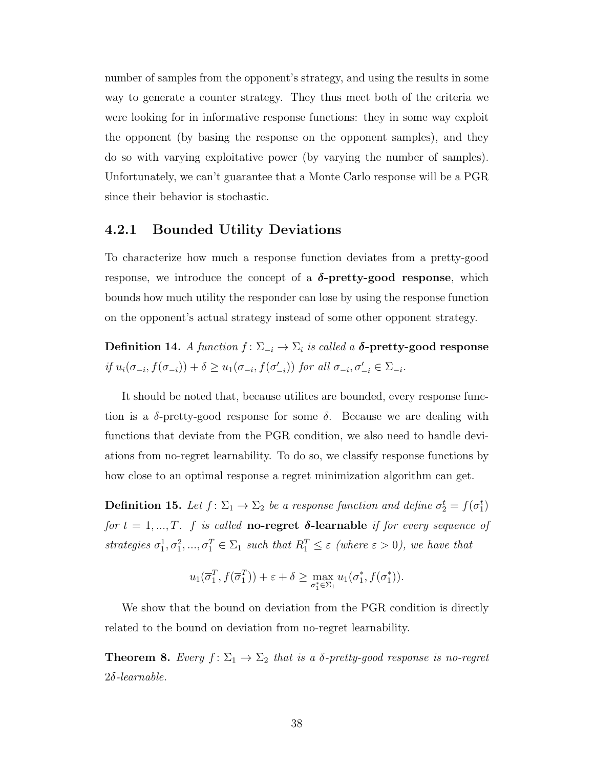number of samples from the opponent's strategy, and using the results in some way to generate a counter strategy. They thus meet both of the criteria we were looking for in informative response functions: they in some way exploit the opponent (by basing the response on the opponent samples), and they do so with varying exploitative power (by varying the number of samples). Unfortunately, we can't guarantee that a Monte Carlo response will be a PGR since their behavior is stochastic.

### 4.2.1 Bounded Utility Deviations

To characterize how much a response function deviates from a pretty-good response, we introduce the concept of a ***δ*-pretty-good response**, which bounds how much utility the responder can lose by using the response function on the opponent's actual strategy instead of some other opponent strategy.

**Definition 14.** *A function $f\colon \Sigma_{-i} \to \Sigma_i$ is called a* ***δ*-pretty-good response** *if $u_i(\sigma_{-i}, f(\sigma_{-i})) + \delta \geq u_1(\sigma_{-i}, f(\sigma'_{-i}))$ for all $\sigma_{-i}, \sigma'_{-i} \in \Sigma_{-i}$.*

It should be noted that, because utilites are bounded, every response function is a $\delta$-pretty-good response for some $\delta$. Because we are dealing with functions that deviate from the PGR condition, we also need to handle deviations from no-regret learnability. To do so, we classify response functions by how close to an optimal response a regret minimization algorithm can get.

**Definition 15.** *Let $f\colon \Sigma_1 \to \Sigma_2$ be a response function and define $\sigma_2^t = f(\sigma_1^t)$ for $t = 1, ..., T$. $f$ is called* **no-regret *δ*-learnable** *if for every sequence of strategies $\sigma_1^1, \sigma_1^2, ..., \sigma_1^T \in \Sigma_1$ such that $R_1^T \leq \varepsilon$ (where $\varepsilon > 0$), we have that*

$$u_1(\overline{\sigma}_1^T, f(\overline{\sigma}_1^T)) + \varepsilon + \delta \geq \max_{\sigma_1^* \in \Sigma_1} u_1(\sigma_1^*, f(\sigma_1^*)).$$

We show that the bound on deviation from the PGR condition is directly related to the bound on deviation from no-regret learnability.

**Theorem 8.** *Every $f\colon \Sigma_1 \to \Sigma_2$ that is a $\delta$-pretty-good response is no-regret $2\delta$-learnable.*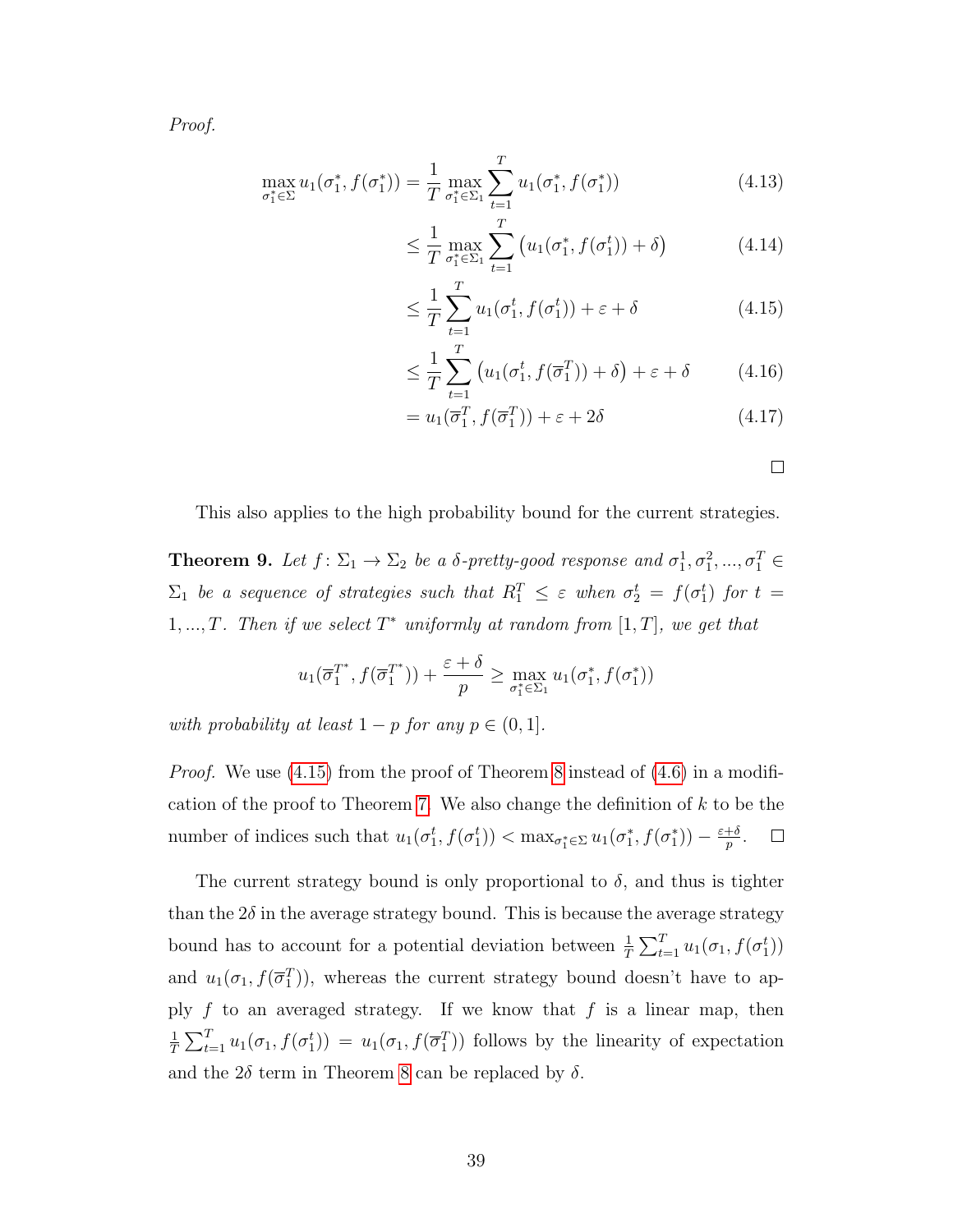*Proof.*

$$\max_{\sigma_1^* \in \Sigma} u_1(\sigma_1^*, f(\sigma_1^*)) = \frac{1}{T} \max_{\sigma_1^* \in \Sigma_1} \sum_{t=1}^{T} u_1(\sigma_1^*, f(\sigma_1^*)) \tag{4.13}$$

$$\leq \frac{1}{T} \max_{\sigma_1^* \in \Sigma_1} \sum_{t=1}^{T} \left( u_1(\sigma_1^*, f(\sigma_1^t)) + \delta \right) \tag{4.14}$$

$$\leq \frac{1}{T} \sum_{t=1}^{T} u_1(\sigma_1^t, f(\sigma_1^t)) + \varepsilon + \delta \tag{4.15}$$

$$\leq \frac{1}{T} \sum_{t=1}^{T} \left( u_1(\sigma_1^t, f(\overline{\sigma}_1^T)) + \delta \right) + \varepsilon + \delta \tag{4.16}$$

$$= u_1(\overline{\sigma}_1^T, f(\overline{\sigma}_1^T)) + \varepsilon + 2\delta \tag{4.17}$$

□

This also applies to the high probability bound for the current strategies.

**Theorem 9.** *Let $f \colon \Sigma_1 \to \Sigma_2$ be a $\delta$-pretty-good response and $\sigma_1^1, \sigma_1^2, ..., \sigma_1^T \in \Sigma_1$ be a sequence of strategies such that $R_1^T \leq \varepsilon$ when $\sigma_2^t = f(\sigma_1^t)$ for $t = 1, ..., T$. Then if we select $T^*$ uniformly at random from $[1, T]$, we get that*

$$u_1(\overline{\sigma}_1^{T^*}, f(\overline{\sigma}_1^{T^*})) + \frac{\varepsilon + \delta}{p} \geq \max_{\sigma_1^* \in \Sigma_1} u_1(\sigma_1^*, f(\sigma_1^*))$$

*with probability at least $1 - p$ for any $p \in (0, 1]$.*

*Proof.* We use (4.15) from the proof of Theorem 8 instead of (4.6) in a modification of the proof to Theorem 7. We also change the definition of $k$ to be the number of indices such that $u_1(\sigma_1^t, f(\sigma_1^t)) < \max_{\sigma_1^* \in \Sigma} u_1(\sigma_1^*, f(\sigma_1^*)) - \frac{\varepsilon+\delta}{p}$. □

The current strategy bound is only proportional to $\delta$, and thus is tighter than the $2\delta$ in the average strategy bound. This is because the average strategy bound has to account for a potential deviation between $\frac{1}{T}\sum_{t=1}^{T} u_1(\sigma_1, f(\sigma_1^t))$ and $u_1(\sigma_1, f(\overline{\sigma}_1^T))$, whereas the current strategy bound doesn't have to apply $f$ to an averaged strategy. If we know that $f$ is a linear map, then $\frac{1}{T}\sum_{t=1}^{T} u_1(\sigma_1, f(\sigma_1^t)) = u_1(\sigma_1, f(\overline{\sigma}_1^T))$ follows by the linearity of expectation and the $2\delta$ term in Theorem 8 can be replaced by $\delta$.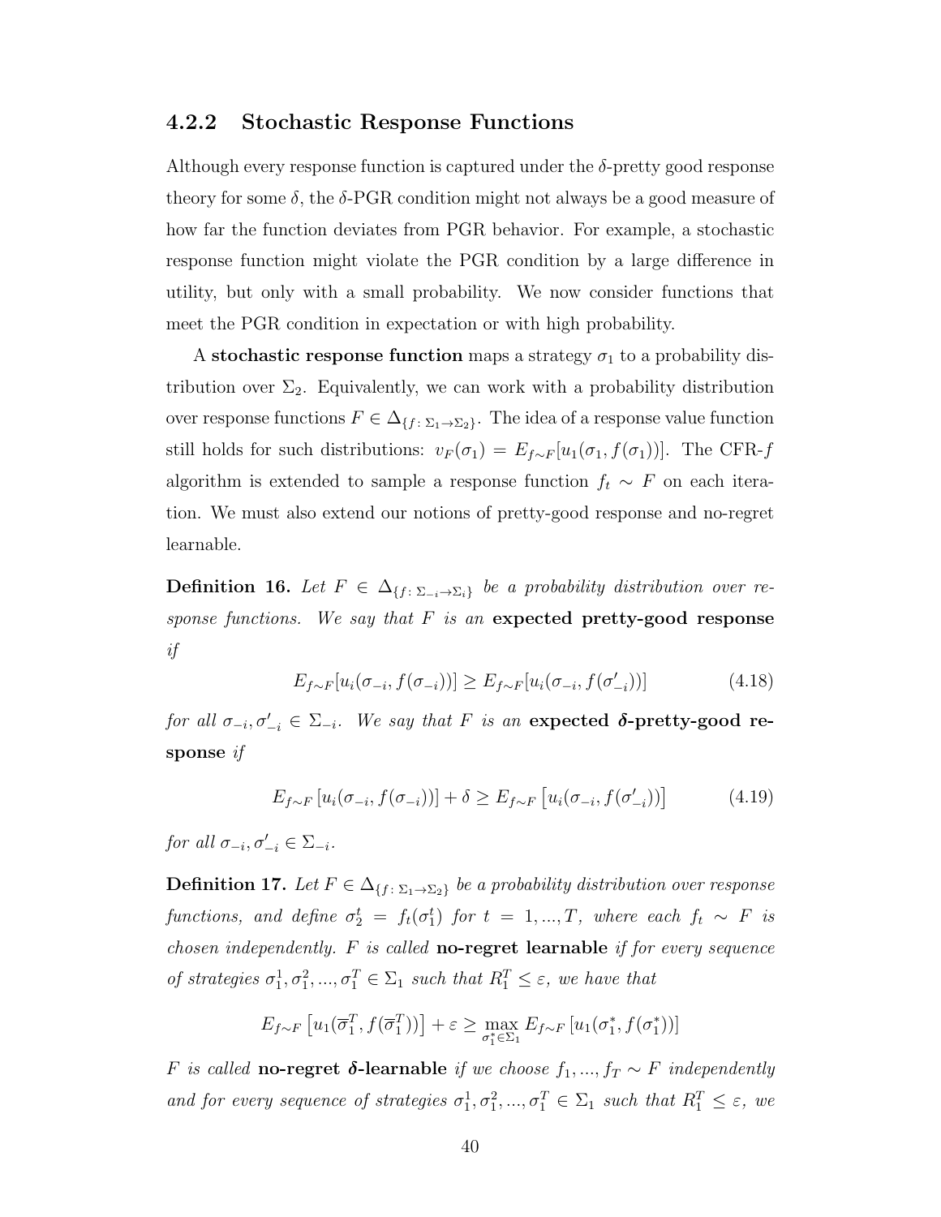### 4.2.2 Stochastic Response Functions

Although every response function is captured under the $\delta$-pretty good response theory for some $\delta$, the $\delta$-PGR condition might not always be a good measure of how far the function deviates from PGR behavior. For example, a stochastic response function might violate the PGR condition by a large difference in utility, but only with a small probability. We now consider functions that meet the PGR condition in expectation or with high probability.

A **stochastic response function** maps a strategy $\sigma_1$ to a probability distribution over $\Sigma_2$. Equivalently, we can work with a probability distribution over response functions $F \in \Delta_{\{f\colon \Sigma_1 \to \Sigma_2\}}$. The idea of a response value function still holds for such distributions: $v_F(\sigma_1) = E_{f \sim F}[u_1(\sigma_1, f(\sigma_1))]$. The CFR-$f$ algorithm is extended to sample a response function $f_t \sim F$ on each iteration. We must also extend our notions of pretty-good response and no-regret learnable.

**Definition 16.** *Let $F \in \Delta_{\{f\colon \Sigma_{-i} \to \Sigma_i\}}$ be a probability distribution over response functions. We say that $F$ is an* **expected pretty-good response** *if*

$$E_{f \sim F}[u_i(\sigma_{-i}, f(\sigma_{-i}))] \geq E_{f \sim F}[u_i(\sigma_{-i}, f(\sigma'_{-i}))] \tag{4.18}$$

*for all $\sigma_{-i}, \sigma'_{-i} \in \Sigma_{-i}$. We say that $F$ is an* **expected $\delta$-pretty-good response** *if*

$$E_{f \sim F}\left[u_i(\sigma_{-i}, f(\sigma_{-i}))\right] + \delta \geq E_{f \sim F}\left[u_i(\sigma_{-i}, f(\sigma'_{-i}))\right] \tag{4.19}$$

*for all $\sigma_{-i}, \sigma'_{-i} \in \Sigma_{-i}$.*

**Definition 17.** *Let $F \in \Delta_{\{f\colon \Sigma_1 \to \Sigma_2\}}$ be a probability distribution over response functions, and define $\sigma_2^t = f_t(\sigma_1^t)$ for $t = 1, ..., T$, where each $f_t \sim F$ is chosen independently. $F$ is called* **no-regret learnable** *if for every sequence of strategies $\sigma_1^1, \sigma_1^2, ..., \sigma_1^T \in \Sigma_1$ such that $R_1^T \leq \varepsilon$, we have that*

$$E_{f \sim F}\left[u_1(\overline{\sigma}_1^T, f(\overline{\sigma}_1^T))\right] + \varepsilon \geq \max_{\sigma_1^* \in \Sigma_1} E_{f \sim F}\left[u_1(\sigma_1^*, f(\sigma_1^*))\right]$$

*$F$ is called* **no-regret $\delta$-learnable** *if we choose $f_1, ..., f_T \sim F$ independently and for every sequence of strategies $\sigma_1^1, \sigma_1^2, ..., \sigma_1^T \in \Sigma_1$ such that $R_1^T \leq \varepsilon$, we*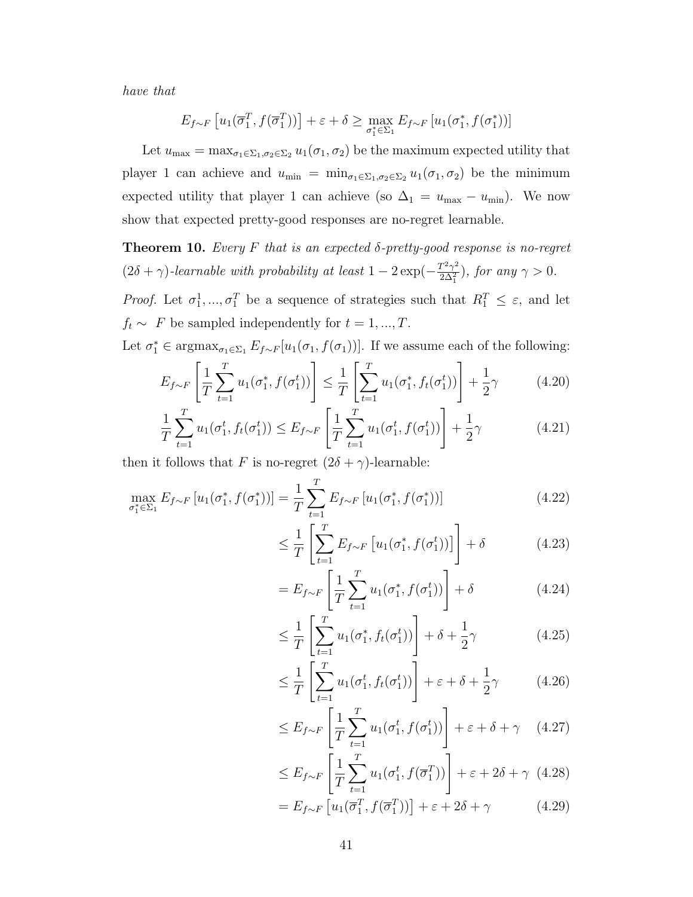*have that*

$$E_{f\sim F}\left[u_1(\overline{\sigma}_1^T, f(\overline{\sigma}_1^T))\right] + \varepsilon + \delta \geq \max_{\sigma_1^* \in \Sigma_1} E_{f\sim F}\left[u_1(\sigma_1^*, f(\sigma_1^*))\right]$$

Let $u_{\max} = \max_{\sigma_1 \in \Sigma_1, \sigma_2 \in \Sigma_2} u_1(\sigma_1, \sigma_2)$ be the maximum expected utility that player 1 can achieve and $u_{\min} = \min_{\sigma_1 \in \Sigma_1, \sigma_2 \in \Sigma_2} u_1(\sigma_1, \sigma_2)$ be the minimum expected utility that player 1 can achieve (so $\Delta_1 = u_{\max} - u_{\min}$). We now show that expected pretty-good responses are no-regret learnable.

**Theorem 10.** *Every $F$ that is an expected $\delta$-pretty-good response is no-regret $(2\delta + \gamma)$-learnable with probability at least $1 - 2\exp(-\frac{T^2\gamma^2}{2\Delta_1^2})$, for any $\gamma > 0$.*

*Proof.* Let $\sigma_1^1, ..., \sigma_1^T$ be a sequence of strategies such that $R_1^T \leq \varepsilon$, and let $f_t \sim F$ be sampled independently for $t = 1, ..., T$.

Let $\sigma_1^* \in \mathrm{argmax}_{\sigma_1 \in \Sigma_1} E_{f\sim F}[u_1(\sigma_1, f(\sigma_1))]$. If we assume each of the following:

$$E_{f\sim F}\left[\frac{1}{T}\sum_{t=1}^{T} u_1(\sigma_1^*, f(\sigma_1^t))\right] \leq \frac{1}{T}\left[\sum_{t=1}^{T} u_1(\sigma_1^*, f_t(\sigma_1^t))\right] + \frac{1}{2}\gamma \tag{4.20}$$

$$\frac{1}{T}\sum_{t=1}^{T} u_1(\sigma_1^t, f_t(\sigma_1^t)) \leq E_{f\sim F}\left[\frac{1}{T}\sum_{t=1}^{T} u_1(\sigma_1^t, f(\sigma_1^t))\right] + \frac{1}{2}\gamma \tag{4.21}$$

then it follows that $F$ is no-regret $(2\delta + \gamma)$-learnable:

$$\begin{aligned}
\max_{\sigma_1^* \in \Sigma_1} E_{f\sim F}\left[u_1(\sigma_1^*, f(\sigma_1^*))\right] &= \frac{1}{T}\sum_{t=1}^{T} E_{f\sim F}\left[u_1(\sigma_1^*, f(\sigma_1^*))\right] &\quad (4.22)\\
&\leq \frac{1}{T}\left[\sum_{t=1}^{T} E_{f\sim F}\left[u_1(\sigma_1^*, f(\sigma_1^t))\right]\right] + \delta &\quad (4.23)\\
&= E_{f\sim F}\left[\frac{1}{T}\sum_{t=1}^{T} u_1(\sigma_1^*, f(\sigma_1^t))\right] + \delta &\quad (4.24)\\
&\leq \frac{1}{T}\left[\sum_{t=1}^{T} u_1(\sigma_1^*, f_t(\sigma_1^t))\right] + \delta + \frac{1}{2}\gamma &\quad (4.25)\\
&\leq \frac{1}{T}\left[\sum_{t=1}^{T} u_1(\sigma_1^t, f_t(\sigma_1^t))\right] + \varepsilon + \delta + \frac{1}{2}\gamma &\quad (4.26)\\
&\leq E_{f\sim F}\left[\frac{1}{T}\sum_{t=1}^{T} u_1(\sigma_1^t, f(\sigma_1^t))\right] + \varepsilon + \delta + \gamma &\quad (4.27)\\
&\leq E_{f\sim F}\left[\frac{1}{T}\sum_{t=1}^{T} u_1(\sigma_1^t, f(\overline{\sigma}_1^T))\right] + \varepsilon + 2\delta + \gamma &\quad (4.28)\\
&= E_{f\sim F}\left[u_1(\overline{\sigma}_1^T, f(\overline{\sigma}_1^T))\right] + \varepsilon + 2\delta + \gamma &\quad (4.29)
\end{aligned}$$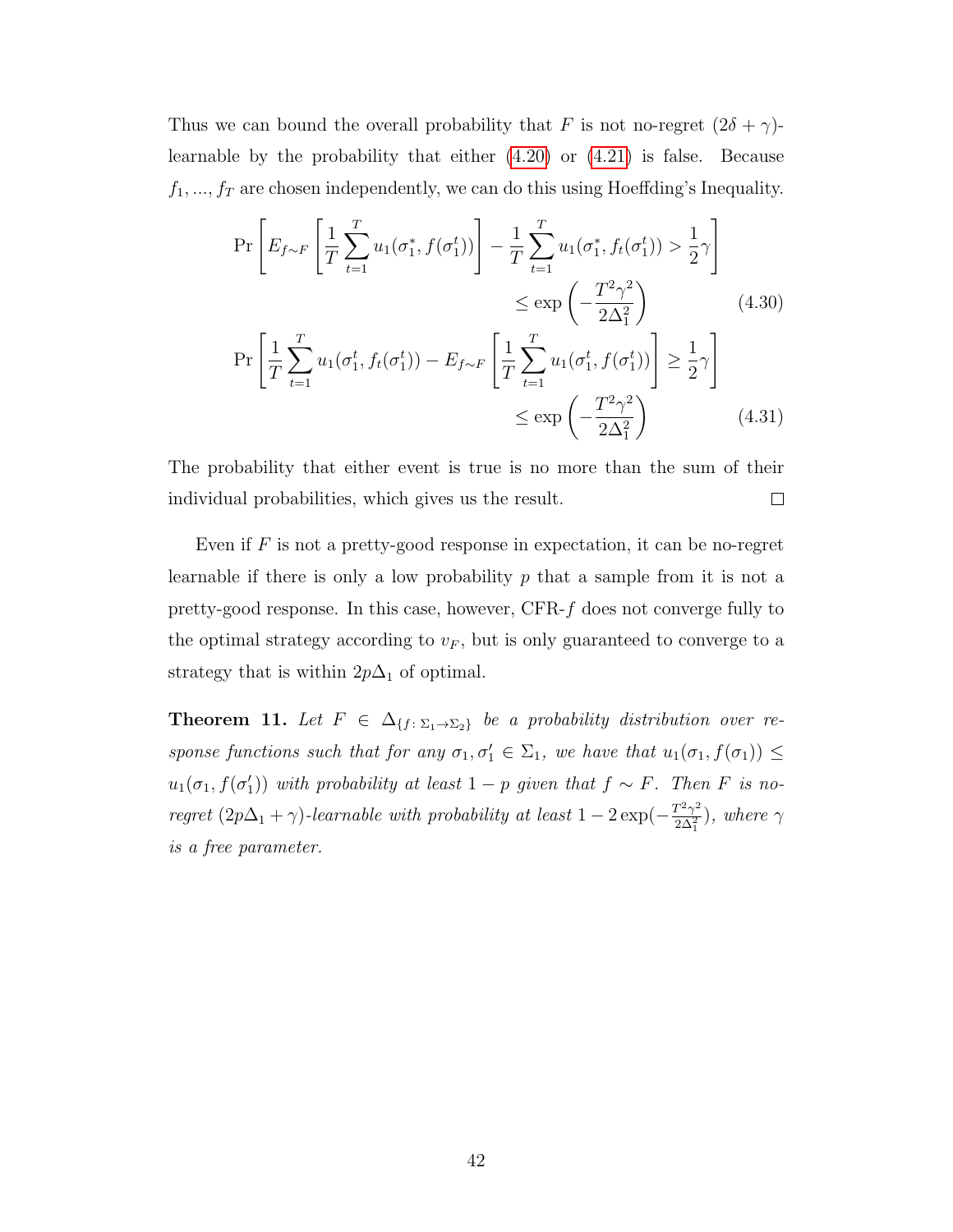Thus we can bound the overall probability that $F$ is not no-regret $(2\delta + \gamma)$-learnable by the probability that either (4.20) or (4.21) is false. Because $f_1, ..., f_T$ are chosen independently, we can do this using Hoeffding's Inequality.

$$\Pr\left[E_{f\sim F}\left[\frac{1}{T}\sum_{t=1}^{T} u_1(\sigma_1^*, f(\sigma_1^t))\right] - \frac{1}{T}\sum_{t=1}^{T} u_1(\sigma_1^*, f_t(\sigma_1^t)) > \frac{1}{2}\gamma\right] \leq \exp\left(-\frac{T^2\gamma^2}{2\Delta_1^2}\right) \tag{4.30}$$

$$\Pr\left[\frac{1}{T}\sum_{t=1}^{T} u_1(\sigma_1^t, f_t(\sigma_1^t)) - E_{f\sim F}\left[\frac{1}{T}\sum_{t=1}^{T} u_1(\sigma_1^t, f(\sigma_1^t))\right] \geq \frac{1}{2}\gamma\right] \leq \exp\left(-\frac{T^2\gamma^2}{2\Delta_1^2}\right) \tag{4.31}$$

The probability that either event is true is no more than the sum of their individual probabilities, which gives us the result. □

Even if $F$ is not a pretty-good response in expectation, it can be no-regret learnable if there is only a low probability $p$ that a sample from it is not a pretty-good response. In this case, however, CFR-$f$ does not converge fully to the optimal strategy according to $v_F$, but is only guaranteed to converge to a strategy that is within $2p\Delta_1$ of optimal.

**Theorem 11.** *Let $F \in \Delta_{\{f\colon \Sigma_1 \to \Sigma_2\}}$ be a probability distribution over response functions such that for any $\sigma_1, \sigma_1' \in \Sigma_1$, we have that $u_1(\sigma_1, f(\sigma_1)) \leq u_1(\sigma_1, f(\sigma_1'))$ with probability at least $1 - p$ given that $f \sim F$. Then $F$ is no-regret $(2p\Delta_1 + \gamma)$-learnable with probability at least $1 - 2\exp(-\frac{T^2\gamma^2}{2\Delta_1^2})$, where $\gamma$ is a free parameter.*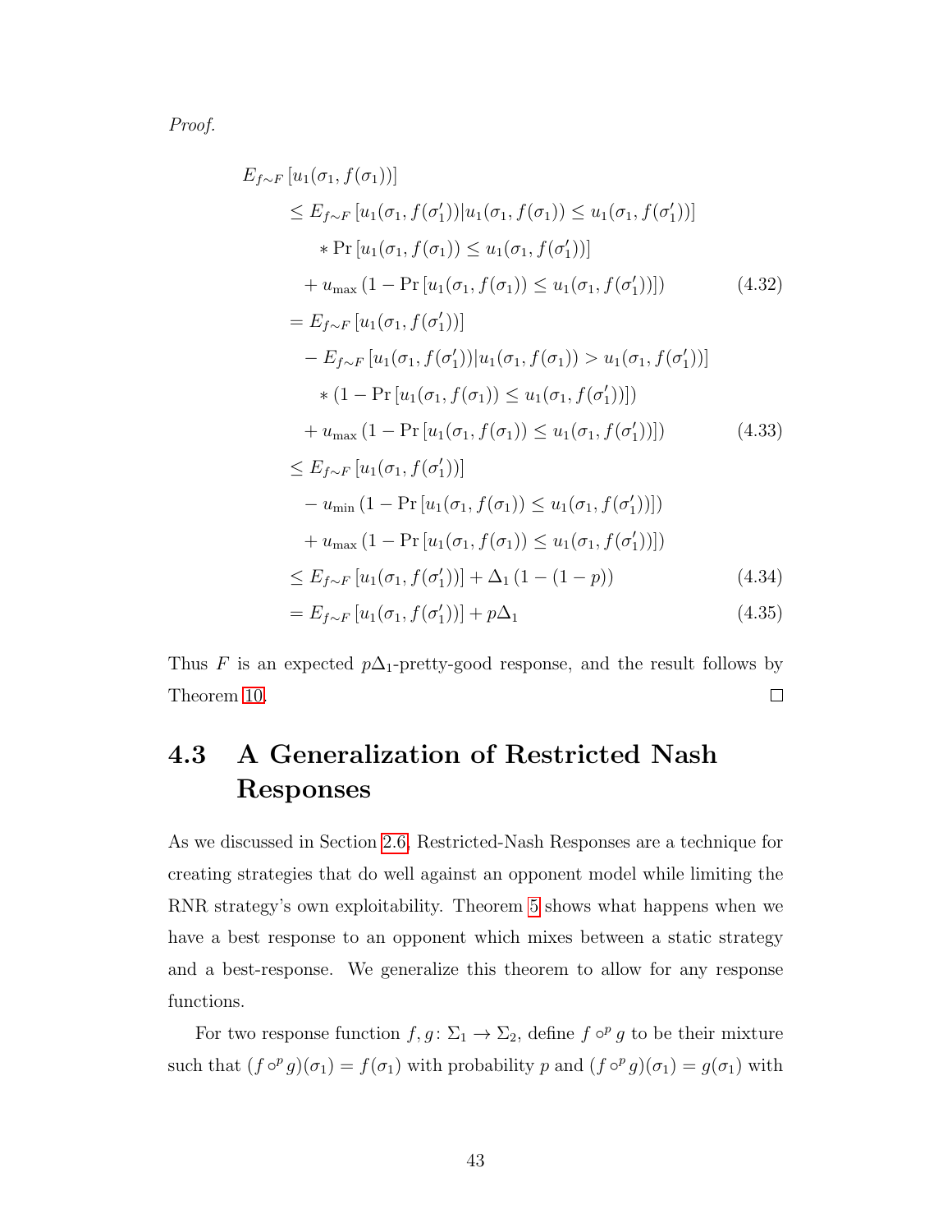*Proof.*

$$
\begin{aligned}
&E_{f\sim F}\left[u_1(\sigma_1, f(\sigma_1))\right] \\
&\quad \le E_{f\sim F}\left[u_1(\sigma_1, f(\sigma_1'))|u_1(\sigma_1, f(\sigma_1)) \le u_1(\sigma_1, f(\sigma_1'))\right] \\
&\qquad * \Pr\left[u_1(\sigma_1, f(\sigma_1)) \le u_1(\sigma_1, f(\sigma_1'))\right] \\
&\qquad + u_{\max}\left(1 - \Pr\left[u_1(\sigma_1, f(\sigma_1)) \le u_1(\sigma_1, f(\sigma_1'))\right]\right) && (4.32) \\
&\quad = E_{f\sim F}\left[u_1(\sigma_1, f(\sigma_1'))\right] \\
&\qquad - E_{f\sim F}\left[u_1(\sigma_1, f(\sigma_1'))|u_1(\sigma_1, f(\sigma_1)) > u_1(\sigma_1, f(\sigma_1'))\right] \\
&\qquad * \left(1 - \Pr\left[u_1(\sigma_1, f(\sigma_1)) \le u_1(\sigma_1, f(\sigma_1'))\right]\right) \\
&\qquad + u_{\max}\left(1 - \Pr\left[u_1(\sigma_1, f(\sigma_1)) \le u_1(\sigma_1, f(\sigma_1'))\right]\right) && (4.33) \\
&\quad \le E_{f\sim F}\left[u_1(\sigma_1, f(\sigma_1'))\right] \\
&\qquad - u_{\min}\left(1 - \Pr\left[u_1(\sigma_1, f(\sigma_1)) \le u_1(\sigma_1, f(\sigma_1'))\right]\right) \\
&\qquad + u_{\max}\left(1 - \Pr\left[u_1(\sigma_1, f(\sigma_1)) \le u_1(\sigma_1, f(\sigma_1'))\right]\right) \\
&\quad \le E_{f\sim F}\left[u_1(\sigma_1, f(\sigma_1'))\right] + \Delta_1\left(1 - (1-p)\right) && (4.34) \\
&\quad = E_{f\sim F}\left[u_1(\sigma_1, f(\sigma_1'))\right] + p\Delta_1 && (4.35)
\end{aligned}
$$

Thus $F$ is an expected $p\Delta_1$-pretty-good response, and the result follows by Theorem 10. □

## 4.3 A Generalization of Restricted Nash Responses

As we discussed in Section 2.6, Restricted-Nash Responses are a technique for creating strategies that do well against an opponent model while limiting the RNR strategy's own exploitability. Theorem 5 shows what happens when we have a best response to an opponent which mixes between a static strategy and a best-response. We generalize this theorem to allow for any response functions.

For two response function $f, g\colon \Sigma_1 \to \Sigma_2$, define $f \circ^p g$ to be their mixture such that $(f \circ^p g)(\sigma_1) = f(\sigma_1)$ with probability $p$ and $(f \circ^p g)(\sigma_1) = g(\sigma_1)$ with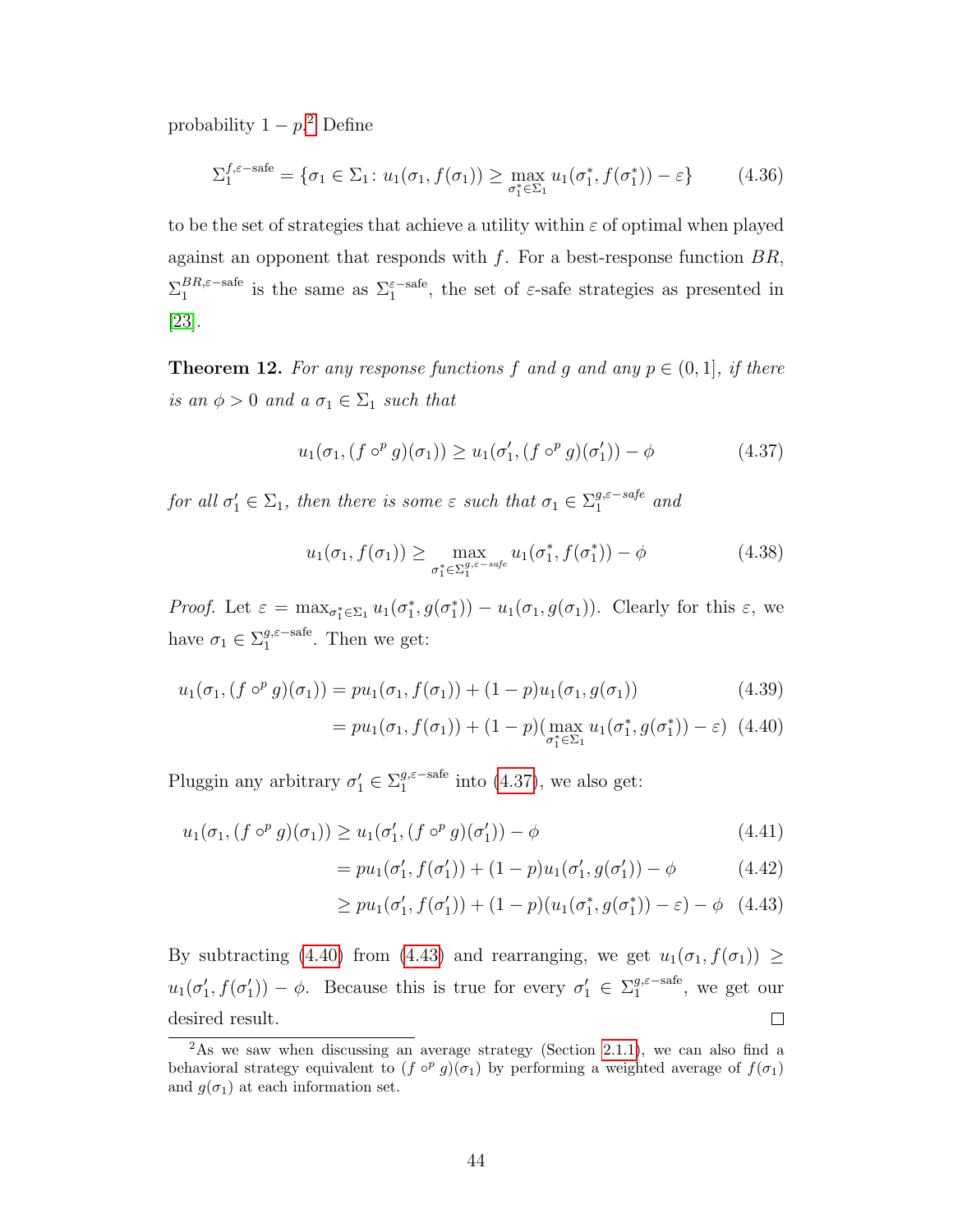probability $1-p$.[2] Define

$$\Sigma_1^{f,\varepsilon-\text{safe}} = \{\sigma_1 \in \Sigma_1 \colon u_1(\sigma_1, f(\sigma_1)) \geq \max_{\sigma_1^* \in \Sigma_1} u_1(\sigma_1^*, f(\sigma_1^*)) - \varepsilon\} \tag{4.36}$$

to be the set of strategies that achieve a utility within $\varepsilon$ of optimal when played against an opponent that responds with $f$. For a best-response function $BR$, $\Sigma_1^{BR,\varepsilon-\text{safe}}$ is the same as $\Sigma_1^{\varepsilon-\text{safe}}$, the set of $\varepsilon$-safe strategies as presented in [23].

**Theorem 12.** *For any response functions $f$ and $g$ and any $p \in (0,1]$, if there is an $\phi > 0$ and a $\sigma_1 \in \Sigma_1$ such that*

$$u_1(\sigma_1, (f \circ^p g)(\sigma_1)) \geq u_1(\sigma_1', (f \circ^p g)(\sigma_1')) - \phi \tag{4.37}$$

*for all $\sigma_1' \in \Sigma_1$, then there is some $\varepsilon$ such that $\sigma_1 \in \Sigma_1^{g,\varepsilon-safe}$ and*

$$u_1(\sigma_1, f(\sigma_1)) \geq \max_{\sigma_1^* \in \Sigma_1^{g,\varepsilon-safe}} u_1(\sigma_1^*, f(\sigma_1^*)) - \phi \tag{4.38}$$

*Proof.* Let $\varepsilon = \max_{\sigma_1^* \in \Sigma_1} u_1(\sigma_1^*, g(\sigma_1^*)) - u_1(\sigma_1, g(\sigma_1))$. Clearly for this $\varepsilon$, we have $\sigma_1 \in \Sigma_1^{g,\varepsilon-\text{safe}}$. Then we get:

$$u_1(\sigma_1, (f \circ^p g)(\sigma_1)) = p u_1(\sigma_1, f(\sigma_1)) + (1-p) u_1(\sigma_1, g(\sigma_1)) \tag{4.39}$$

$$= p u_1(\sigma_1, f(\sigma_1)) + (1-p)(\max_{\sigma_1^* \in \Sigma_1} u_1(\sigma_1^*, g(\sigma_1^*)) - \varepsilon) \tag{4.40}$$

Pluggin any arbitrary $\sigma_1' \in \Sigma_1^{g,\varepsilon-\text{safe}}$ into (4.37), we also get:

$$u_1(\sigma_1, (f \circ^p g)(\sigma_1)) \geq u_1(\sigma_1', (f \circ^p g)(\sigma_1')) - \phi \tag{4.41}$$

$$= p u_1(\sigma_1', f(\sigma_1')) + (1-p) u_1(\sigma_1', g(\sigma_1')) - \phi \tag{4.42}$$

$$\geq p u_1(\sigma_1', f(\sigma_1')) + (1-p)(u_1(\sigma_1^*, g(\sigma_1^*)) - \varepsilon) - \phi \tag{4.43}$$

By subtracting (4.40) from (4.43) and rearranging, we get $u_1(\sigma_1, f(\sigma_1)) \geq u_1(\sigma_1', f(\sigma_1')) - \phi$. Because this is true for every $\sigma_1' \in \Sigma_1^{g,\varepsilon-\text{safe}}$, we get our desired result. $\square$

[2] As we saw when discussing an average strategy (Section 2.1.1), we can also find a behavioral strategy equivalent to $(f \circ^p g)(\sigma_1)$ by performing a weighted average of $f(\sigma_1)$ and $g(\sigma_1)$ at each information set.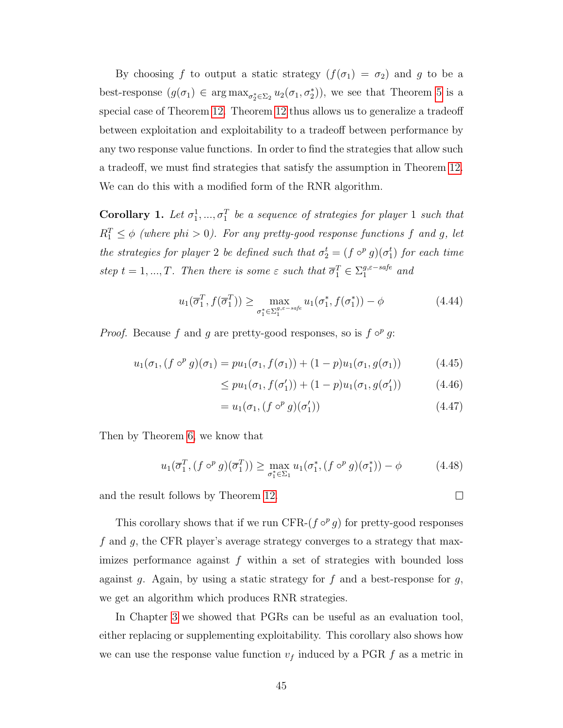By choosing $f$ to output a static strategy ($f(\sigma_1) = \sigma_2$) and $g$ to be a best-response ($g(\sigma_1) \in \arg\max_{\sigma_2^* \in \Sigma_2} u_2(\sigma_1, \sigma_2^*)$), we see that Theorem 5 is a special case of Theorem 12. Theorem 12 thus allows us to generalize a tradeoff between exploitation and exploitability to a tradeoff between performance by any two response value functions. In order to find the strategies that allow such a tradeoff, we must find strategies that satisfy the assumption in Theorem 12. We can do this with a modified form of the RNR algorithm.

**Corollary 1.** *Let $\sigma_1^1, ..., \sigma_1^T$ be a sequence of strategies for player 1 such that $R_1^T \leq \phi$ (where phi $> 0$). For any pretty-good response functions $f$ and $g$, let the strategies for player 2 be defined such that $\sigma_2^t = (f \circ^p g)(\sigma_1^t)$ for each time step $t = 1, ..., T$. Then there is some $\varepsilon$ such that $\overline{\sigma}_1^T \in \Sigma_1^{g,\varepsilon-safe}$ and*

$$u_1(\overline{\sigma}_1^T, f(\overline{\sigma}_1^T)) \geq \max_{\sigma_1^* \in \Sigma_1^{g,\varepsilon-safe}} u_1(\sigma_1^*, f(\sigma_1^*)) - \phi \tag{4.44}$$

*Proof.* Because $f$ and $g$ are pretty-good responses, so is $f \circ^p g$:

$$u_1(\sigma_1, (f \circ^p g)(\sigma_1) = pu_1(\sigma_1, f(\sigma_1)) + (1-p)u_1(\sigma_1, g(\sigma_1)) \tag{4.45}$$

$$\leq pu_1(\sigma_1, f(\sigma_1')) + (1-p)u_1(\sigma_1, g(\sigma_1')) \tag{4.46}$$

$$= u_1(\sigma_1, (f \circ^p g)(\sigma_1')) \tag{4.47}$$

Then by Theorem 6, we know that

$$u_1(\overline{\sigma}_1^T, (f \circ^p g)(\overline{\sigma}_1^T)) \geq \max_{\sigma_1^* \in \Sigma_1} u_1(\sigma_1^*, (f \circ^p g)(\sigma_1^*)) - \phi \tag{4.48}$$

and the result follows by Theorem 12. $\square$

This corollary shows that if we run CFR-($f \circ^p g$) for pretty-good responses $f$ and $g$, the CFR player's average strategy converges to a strategy that maximizes performance against $f$ within a set of strategies with bounded loss against $g$. Again, by using a static strategy for $f$ and a best-response for $g$, we get an algorithm which produces RNR strategies.

In Chapter 3 we showed that PGRs can be useful as an evaluation tool, either replacing or supplementing exploitability. This corollary also shows how we can use the response value function $v_f$ induced by a PGR $f$ as a metric in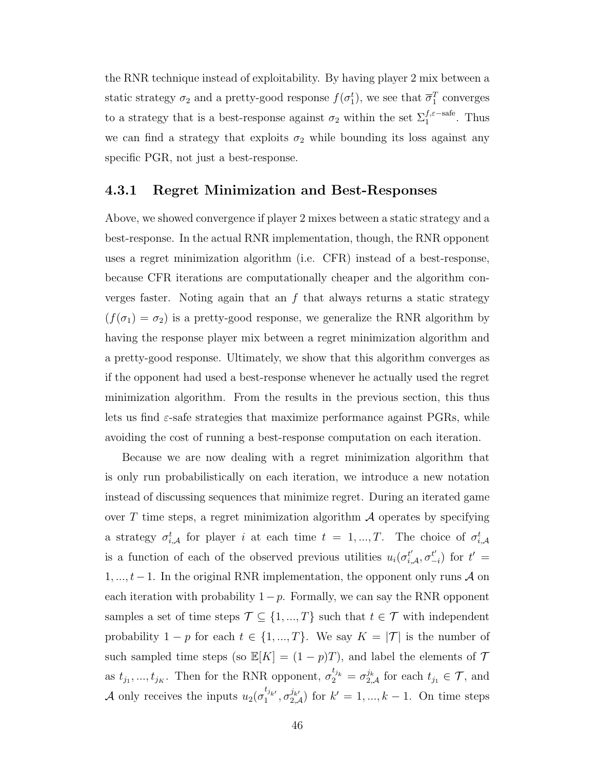the RNR technique instead of exploitability. By having player 2 mix between a static strategy $\sigma_2$ and a pretty-good response $f(\sigma_1^t)$, we see that $\overline{\sigma}_1^T$ converges to a strategy that is a best-response against $\sigma_2$ within the set $\Sigma_1^{f,\varepsilon-\text{safe}}$. Thus we can find a strategy that exploits $\sigma_2$ while bounding its loss against any specific PGR, not just a best-response.

### 4.3.1 Regret Minimization and Best-Responses

Above, we showed convergence if player 2 mixes between a static strategy and a best-response. In the actual RNR implementation, though, the RNR opponent uses a regret minimization algorithm (i.e. CFR) instead of a best-response, because CFR iterations are computationally cheaper and the algorithm converges faster. Noting again that an $f$ that always returns a static strategy ($f(\sigma_1) = \sigma_2$) is a pretty-good response, we generalize the RNR algorithm by having the response player mix between a regret minimization algorithm and a pretty-good response. Ultimately, we show that this algorithm converges as if the opponent had used a best-response whenever he actually used the regret minimization algorithm. From the results in the previous section, this thus lets us find $\varepsilon$-safe strategies that maximize performance against PGRs, while avoiding the cost of running a best-response computation on each iteration.

Because we are now dealing with a regret minimization algorithm that is only run probabilistically on each iteration, we introduce a new notation instead of discussing sequences that minimize regret. During an iterated game over $T$ time steps, a regret minimization algorithm $\mathcal{A}$ operates by specifying a strategy $\sigma_{i,\mathcal{A}}^t$ for player $i$ at each time $t = 1, ..., T$. The choice of $\sigma_{i,\mathcal{A}}^t$ is a function of each of the observed previous utilities $u_i(\sigma_{i,\mathcal{A}}^{t'}, \sigma_{-i}^{t'})$ for $t' = 1, ..., t-1$. In the original RNR implementation, the opponent only runs $\mathcal{A}$ on each iteration with probability $1-p$. Formally, we can say the RNR opponent samples a set of time steps $\mathcal{T} \subseteq \{1, ..., T\}$ such that $t \in \mathcal{T}$ with independent probability $1-p$ for each $t \in \{1, ..., T\}$. We say $K = |\mathcal{T}|$ is the number of such sampled time steps (so $\mathbb{E}[K] = (1-p)T$), and label the elements of $\mathcal{T}$ as $t_{j_1}, ..., t_{j_K}$. Then for the RNR opponent, $\sigma_2^{t_{j_k}} = \sigma_{2,\mathcal{A}}^{j_k}$ for each $t_{j_1} \in \mathcal{T}$, and $\mathcal{A}$ only receives the inputs $u_2(\sigma_1^{t_{j_{k'}}}, \sigma_{2,\mathcal{A}}^{j_{k'}})$ for $k' = 1, ..., k-1$. On time steps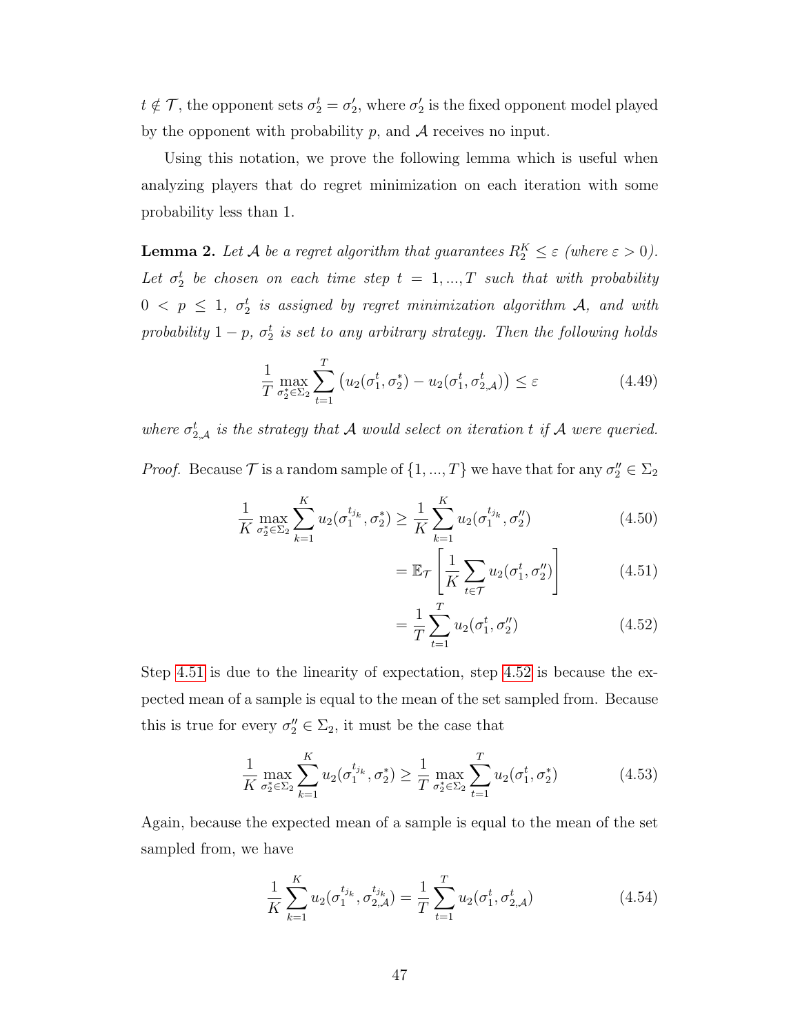$t \notin \mathcal{T}$, the opponent sets $\sigma_2^t = \sigma_2'$, where $\sigma_2'$ is the fixed opponent model played by the opponent with probability $p$, and $\mathcal{A}$ receives no input.

Using this notation, we prove the following lemma which is useful when analyzing players that do regret minimization on each iteration with some probability less than 1.

**Lemma 2.** *Let $\mathcal{A}$ be a regret algorithm that guarantees $R_2^K \leq \varepsilon$ (where $\varepsilon > 0$). Let $\sigma_2^t$ be chosen on each time step $t = 1, ..., T$ such that with probability $0 < p \leq 1$, $\sigma_2^t$ is assigned by regret minimization algorithm $\mathcal{A}$, and with probability $1 - p$, $\sigma_2^t$ is set to any arbitrary strategy. Then the following holds*

$$\frac{1}{T} \max_{\sigma_2^* \in \Sigma_2} \sum_{t=1}^{T} \left( u_2(\sigma_1^t, \sigma_2^*) - u_2(\sigma_1^t, \sigma_{2,\mathcal{A}}^t) \right) \leq \varepsilon \tag{4.49}$$

*where $\sigma_{2,\mathcal{A}}^t$ is the strategy that $\mathcal{A}$ would select on iteration $t$ if $\mathcal{A}$ were queried.*

*Proof.* Because $\mathcal{T}$ is a random sample of $\{1, ..., T\}$ we have that for any $\sigma_2'' \in \Sigma_2$

$$\frac{1}{K} \max_{\sigma_2^* \in \Sigma_2} \sum_{k=1}^{K} u_2(\sigma_1^{t_{j_k}}, \sigma_2^*) \geq \frac{1}{K} \sum_{k=1}^{K} u_2(\sigma_1^{t_{j_k}}, \sigma_2'') \tag{4.50}$$

$$= \mathbb{E}_{\mathcal{T}} \left[ \frac{1}{K} \sum_{t \in \mathcal{T}} u_2(\sigma_1^t, \sigma_2'') \right] \tag{4.51}$$

$$= \frac{1}{T} \sum_{t=1}^{T} u_2(\sigma_1^t, \sigma_2'') \tag{4.52}$$

Step 4.51 is due to the linearity of expectation, step 4.52 is because the expected mean of a sample is equal to the mean of the set sampled from. Because this is true for every $\sigma_2'' \in \Sigma_2$, it must be the case that

$$\frac{1}{K} \max_{\sigma_2^* \in \Sigma_2} \sum_{k=1}^{K} u_2(\sigma_1^{t_{j_k}}, \sigma_2^*) \geq \frac{1}{T} \max_{\sigma_2^* \in \Sigma_2} \sum_{t=1}^{T} u_2(\sigma_1^t, \sigma_2^*) \tag{4.53}$$

Again, because the expected mean of a sample is equal to the mean of the set sampled from, we have

$$\frac{1}{K} \sum_{k=1}^{K} u_2(\sigma_1^{t_{j_k}}, \sigma_{2,\mathcal{A}}^{t_{j_k}}) = \frac{1}{T} \sum_{t=1}^{T} u_2(\sigma_1^t, \sigma_{2,\mathcal{A}}^t) \tag{4.54}$$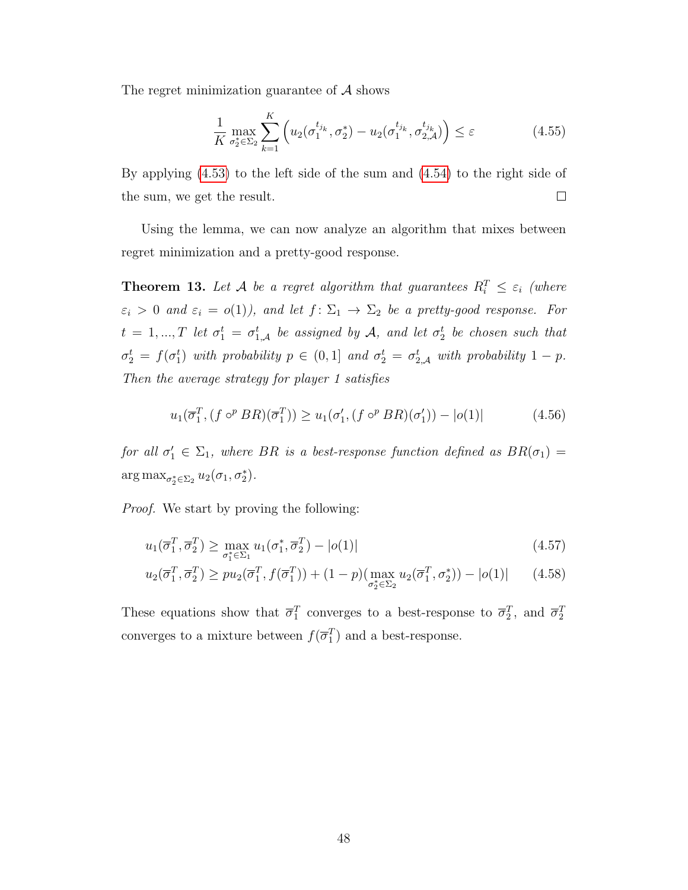The regret minimization guarantee of $\mathcal{A}$ shows

$$\frac{1}{K} \max_{\sigma_2^* \in \Sigma_2} \sum_{k=1}^{K} \left( u_2(\sigma_1^{t_{j_k}}, \sigma_2^*) - u_2(\sigma_1^{t_{j_k}}, \sigma_{2,\mathcal{A}}^{t_{j_k}}) \right) \leq \varepsilon \tag{4.55}$$

By applying (4.53) to the left side of the sum and (4.54) to the right side of the sum, we get the result. □

Using the lemma, we can now analyze an algorithm that mixes between regret minimization and a pretty-good response.

**Theorem 13.** *Let $\mathcal{A}$ be a regret algorithm that guarantees $R_i^T \leq \varepsilon_i$ (where $\varepsilon_i > 0$ and $\varepsilon_i = o(1)$), and let $f \colon \Sigma_1 \to \Sigma_2$ be a pretty-good response. For $t = 1, ..., T$ let $\sigma_1^t = \sigma_{1,\mathcal{A}}^t$ be assigned by $\mathcal{A}$, and let $\sigma_2^t$ be chosen such that $\sigma_2^t = f(\sigma_1^t)$ with probability $p \in (0, 1]$ and $\sigma_2^t = \sigma_{2,\mathcal{A}}^t$ with probability $1 - p$. Then the average strategy for player 1 satisfies*

$$u_1(\overline{\sigma}_1^T, (f \circ^p BR)(\overline{\sigma}_1^T)) \geq u_1(\sigma_1', (f \circ^p BR)(\sigma_1')) - |o(1)| \tag{4.56}$$

*for all $\sigma_1' \in \Sigma_1$, where $BR$ is a best-response function defined as $BR(\sigma_1) = \arg\max_{\sigma_2^* \in \Sigma_2} u_2(\sigma_1, \sigma_2^*)$.*

*Proof.* We start by proving the following:

$$u_1(\overline{\sigma}_1^T, \overline{\sigma}_2^T) \geq \max_{\sigma_1^* \in \Sigma_1} u_1(\sigma_1^*, \overline{\sigma}_2^T) - |o(1)| \tag{4.57}$$

$$u_2(\overline{\sigma}_1^T, \overline{\sigma}_2^T) \geq p u_2(\overline{\sigma}_1^T, f(\overline{\sigma}_1^T)) + (1 - p)(\max_{\sigma_2^* \in \Sigma_2} u_2(\overline{\sigma}_1^T, \sigma_2^*)) - |o(1)| \tag{4.58}$$

These equations show that $\overline{\sigma}_1^T$ converges to a best-response to $\overline{\sigma}_2^T$, and $\overline{\sigma}_2^T$ converges to a mixture between $f(\overline{\sigma}_1^T)$ and a best-response.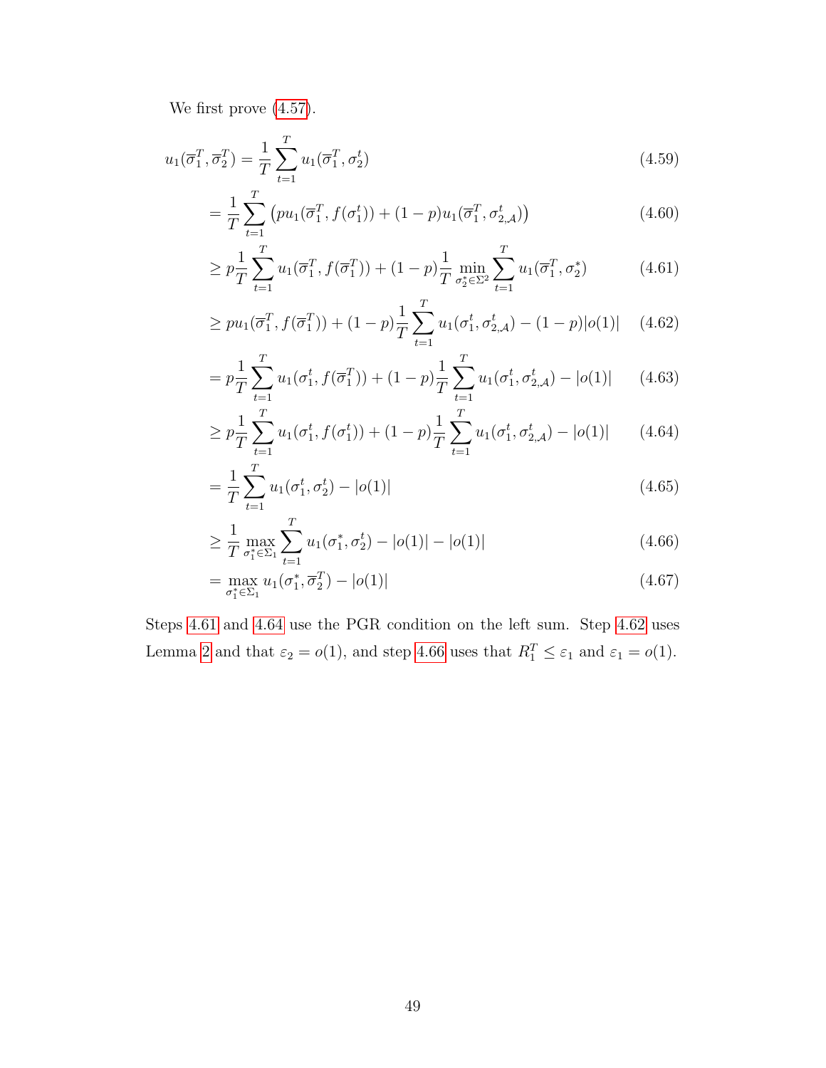We first prove (4.57).

$$
\begin{aligned}
u_1(\overline{\sigma}_1^T, \overline{\sigma}_2^T) &= \frac{1}{T}\sum_{t=1}^{T} u_1(\overline{\sigma}_1^T, \sigma_2^t) &(4.59)\\
&= \frac{1}{T}\sum_{t=1}^{T} \left(p u_1(\overline{\sigma}_1^T, f(\sigma_1^t)) + (1-p) u_1(\overline{\sigma}_1^T, \sigma_{2,\mathcal{A}}^t)\right) &(4.60)\\
&\geq p\frac{1}{T}\sum_{t=1}^{T} u_1(\overline{\sigma}_1^T, f(\overline{\sigma}_1^T)) + (1-p)\frac{1}{T}\min_{\sigma_2^* \in \Sigma^2}\sum_{t=1}^{T} u_1(\overline{\sigma}_1^T, \sigma_2^*) &(4.61)\\
&\geq p u_1(\overline{\sigma}_1^T, f(\overline{\sigma}_1^T)) + (1-p)\frac{1}{T}\sum_{t=1}^{T} u_1(\sigma_1^t, \sigma_{2,\mathcal{A}}^t) - (1-p)|o(1)| &(4.62)\\
&= p\frac{1}{T}\sum_{t=1}^{T} u_1(\sigma_1^t, f(\overline{\sigma}_1^T)) + (1-p)\frac{1}{T}\sum_{t=1}^{T} u_1(\sigma_1^t, \sigma_{2,\mathcal{A}}^t) - |o(1)| &(4.63)\\
&\geq p\frac{1}{T}\sum_{t=1}^{T} u_1(\sigma_1^t, f(\sigma_1^t)) + (1-p)\frac{1}{T}\sum_{t=1}^{T} u_1(\sigma_1^t, \sigma_{2,\mathcal{A}}^t) - |o(1)| &(4.64)\\
&= \frac{1}{T}\sum_{t=1}^{T} u_1(\sigma_1^t, \sigma_2^t) - |o(1)| &(4.65)\\
&\geq \frac{1}{T}\max_{\sigma_1^* \in \Sigma_1}\sum_{t=1}^{T} u_1(\sigma_1^*, \sigma_2^t) - |o(1)| - |o(1)| &(4.66)\\
&= \max_{\sigma_1^* \in \Sigma_1} u_1(\sigma_1^*, \overline{\sigma}_2^T) - |o(1)| &(4.67)
\end{aligned}
$$

Steps 4.61 and 4.64 use the PGR condition on the left sum. Step 4.62 uses Lemma 2 and that $\varepsilon_2 = o(1)$, and step 4.66 uses that $R_1^T \leq \varepsilon_1$ and $\varepsilon_1 = o(1)$.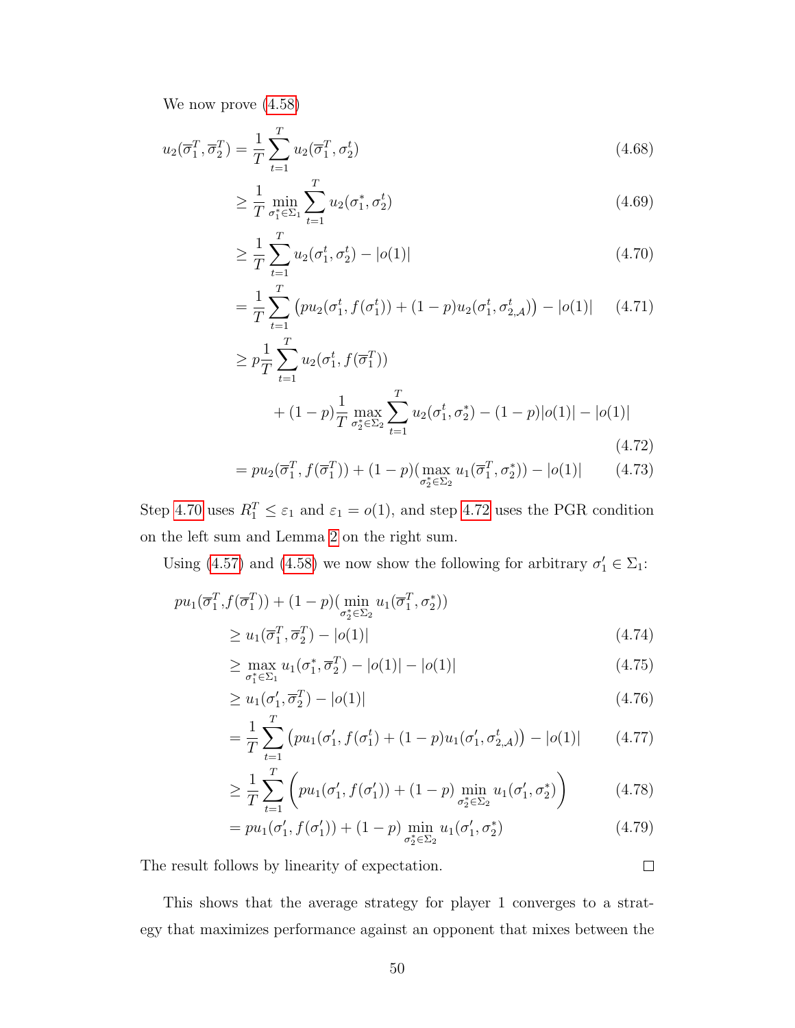We now prove (4.58)

$$
\begin{aligned}
u_2(\overline{\sigma}_1^T, \overline{\sigma}_2^T) &= \frac{1}{T}\sum_{t=1}^{T} u_2(\overline{\sigma}_1^T, \sigma_2^t) && (4.68)\\
&\geq \frac{1}{T}\min_{\sigma_1^*\in\Sigma_1}\sum_{t=1}^{T} u_2(\sigma_1^*, \sigma_2^t) && (4.69)\\
&\geq \frac{1}{T}\sum_{t=1}^{T} u_2(\sigma_1^t, \sigma_2^t) - |o(1)| && (4.70)\\
&= \frac{1}{T}\sum_{t=1}^{T}\left(pu_2(\sigma_1^t, f(\sigma_1^t)) + (1-p)u_2(\sigma_1^t, \sigma_{2,\mathcal{A}}^t)\right) - |o(1)| && (4.71)\\
&\geq p\frac{1}{T}\sum_{t=1}^{T} u_2(\sigma_1^t, f(\overline{\sigma}_1^T))\\
&\qquad + (1-p)\frac{1}{T}\max_{\sigma_2^*\in\Sigma_2}\sum_{t=1}^{T} u_2(\sigma_1^t, \sigma_2^*) - (1-p)|o(1)| - |o(1)| && (4.72)\\
&= pu_2(\overline{\sigma}_1^T, f(\overline{\sigma}_1^T)) + (1-p)(\max_{\sigma_2^*\in\Sigma_2} u_1(\overline{\sigma}_1^T, \sigma_2^*)) - |o(1)| && (4.73)
\end{aligned}
$$

Step 4.70 uses $R_1^T \leq \varepsilon_1$ and $\varepsilon_1 = o(1)$, and step 4.72 uses the PGR condition on the left sum and Lemma 2 on the right sum.

Using (4.57) and (4.58) we now show the following for arbitrary $\sigma_1' \in \Sigma_1$:

$$
\begin{aligned}
pu_1(\overline{\sigma}_1^T,& f(\overline{\sigma}_1^T)) + (1-p)(\min_{\sigma_2^*\in\Sigma_2} u_1(\overline{\sigma}_1^T, \sigma_2^*))\\
&\geq u_1(\overline{\sigma}_1^T, \overline{\sigma}_2^T) - |o(1)| && (4.74)\\
&\geq \max_{\sigma_1^*\in\Sigma_1} u_1(\sigma_1^*, \overline{\sigma}_2^T) - |o(1)| - |o(1)| && (4.75)\\
&\geq u_1(\sigma_1', \overline{\sigma}_2^T) - |o(1)| && (4.76)\\
&= \frac{1}{T}\sum_{t=1}^{T}\left(pu_1(\sigma_1', f(\sigma_1^t) + (1-p)u_1(\sigma_1', \sigma_{2,\mathcal{A}}^t)\right) - |o(1)| && (4.77)\\
&\geq \frac{1}{T}\sum_{t=1}^{T}\left(pu_1(\sigma_1', f(\sigma_1')) + (1-p)\min_{\sigma_2^*\in\Sigma_2} u_1(\sigma_1', \sigma_2^*)\right) && (4.78)\\
&= pu_1(\sigma_1', f(\sigma_1')) + (1-p)\min_{\sigma_2^*\in\Sigma_2} u_1(\sigma_1', \sigma_2^*) && (4.79)
\end{aligned}
$$

The result follows by linearity of expectation. □

This shows that the average strategy for player 1 converges to a strategy that maximizes performance against an opponent that mixes between the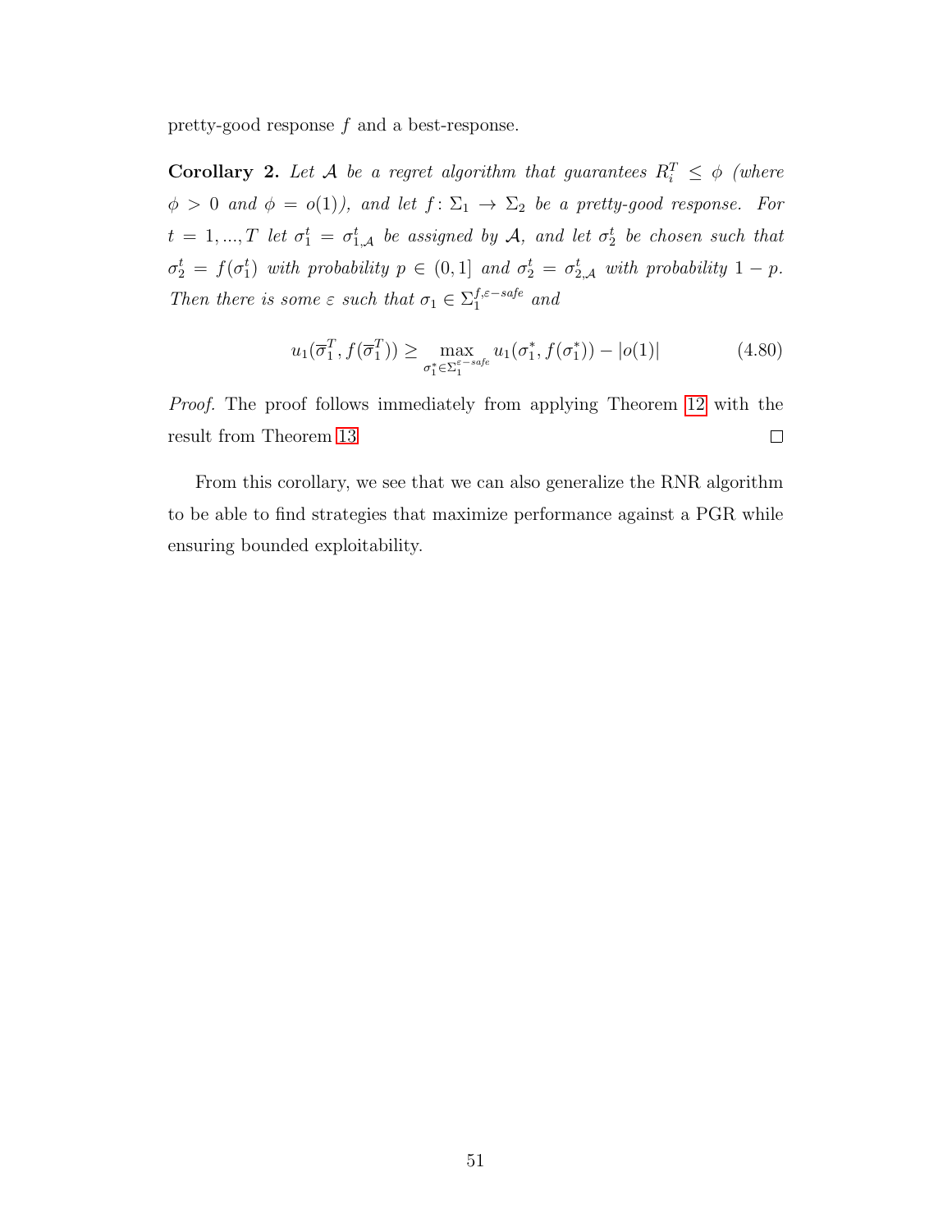pretty-good response $f$ and a best-response.

**Corollary 2.** *Let $\mathcal{A}$ be a regret algorithm that guarantees $R_i^T \leq \phi$ (where $\phi > 0$ and $\phi = o(1)$), and let $f \colon \Sigma_1 \to \Sigma_2$ be a pretty-good response. For $t = 1, ..., T$ let $\sigma_1^t = \sigma_{1,\mathcal{A}}^t$ be assigned by $\mathcal{A}$, and let $\sigma_2^t$ be chosen such that $\sigma_2^t = f(\sigma_1^t)$ with probability $p \in (0, 1]$ and $\sigma_2^t = \sigma_{2,\mathcal{A}}^t$ with probability $1 - p$. Then there is some $\varepsilon$ such that $\sigma_1 \in \Sigma_1^{f,\varepsilon-safe}$ and*

$$u_1(\overline{\sigma}_1^T, f(\overline{\sigma}_1^T)) \geq \max_{\sigma_1^* \in \Sigma_1^{\varepsilon-safe}} u_1(\sigma_1^*, f(\sigma_1^*)) - |o(1)| \tag{4.80}$$

*Proof.* The proof follows immediately from applying Theorem 12 with the result from Theorem 13. □

From this corollary, we see that we can also generalize the RNR algorithm to be able to find strategies that maximize performance against a PGR while ensuring bounded exploitability.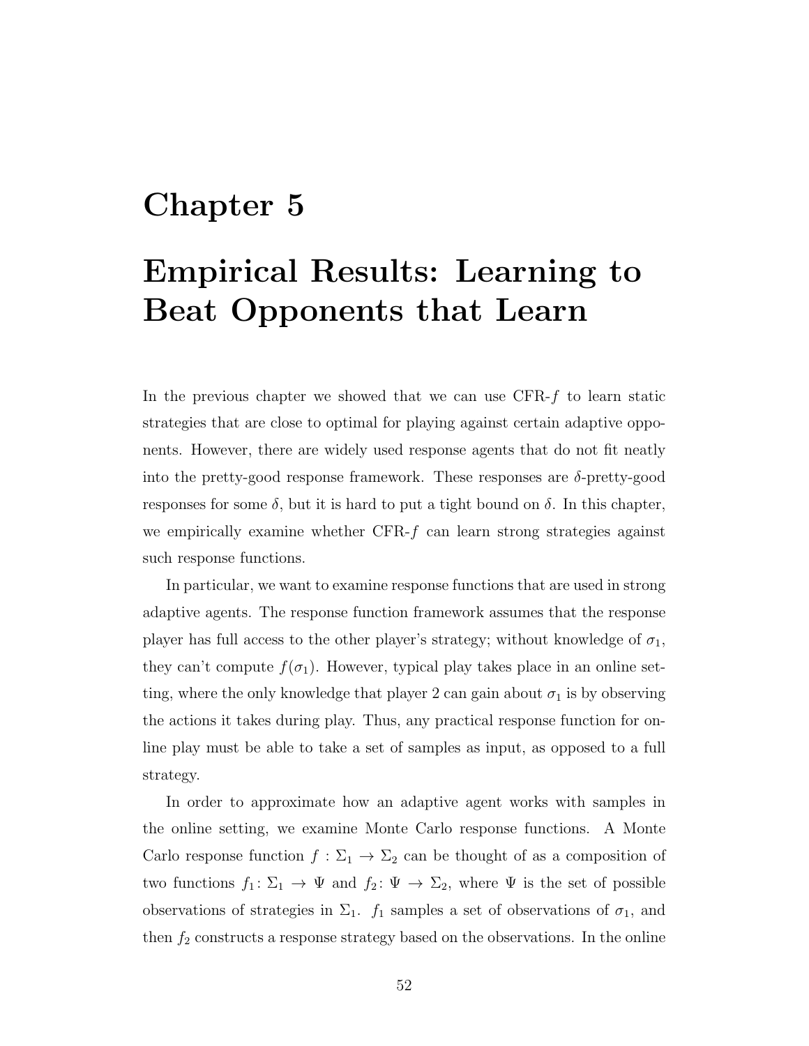# Chapter 5

# Empirical Results: Learning to Beat Opponents that Learn

In the previous chapter we showed that we can use CFR-$f$ to learn static strategies that are close to optimal for playing against certain adaptive opponents. However, there are widely used response agents that do not fit neatly into the pretty-good response framework. These responses are $\delta$-pretty-good responses for some $\delta$, but it is hard to put a tight bound on $\delta$. In this chapter, we empirically examine whether CFR-$f$ can learn strong strategies against such response functions.

In particular, we want to examine response functions that are used in strong adaptive agents. The response function framework assumes that the response player has full access to the other player's strategy; without knowledge of $\sigma_1$, they can't compute $f(\sigma_1)$. However, typical play takes place in an online setting, where the only knowledge that player 2 can gain about $\sigma_1$ is by observing the actions it takes during play. Thus, any practical response function for online play must be able to take a set of samples as input, as opposed to a full strategy.

In order to approximate how an adaptive agent works with samples in the online setting, we examine Monte Carlo response functions. A Monte Carlo response function $f : \Sigma_1 \rightarrow \Sigma_2$ can be thought of as a composition of two functions $f_1 : \Sigma_1 \rightarrow \Psi$ and $f_2 : \Psi \rightarrow \Sigma_2$, where $\Psi$ is the set of possible observations of strategies in $\Sigma_1$. $f_1$ samples a set of observations of $\sigma_1$, and then $f_2$ constructs a response strategy based on the observations. In the online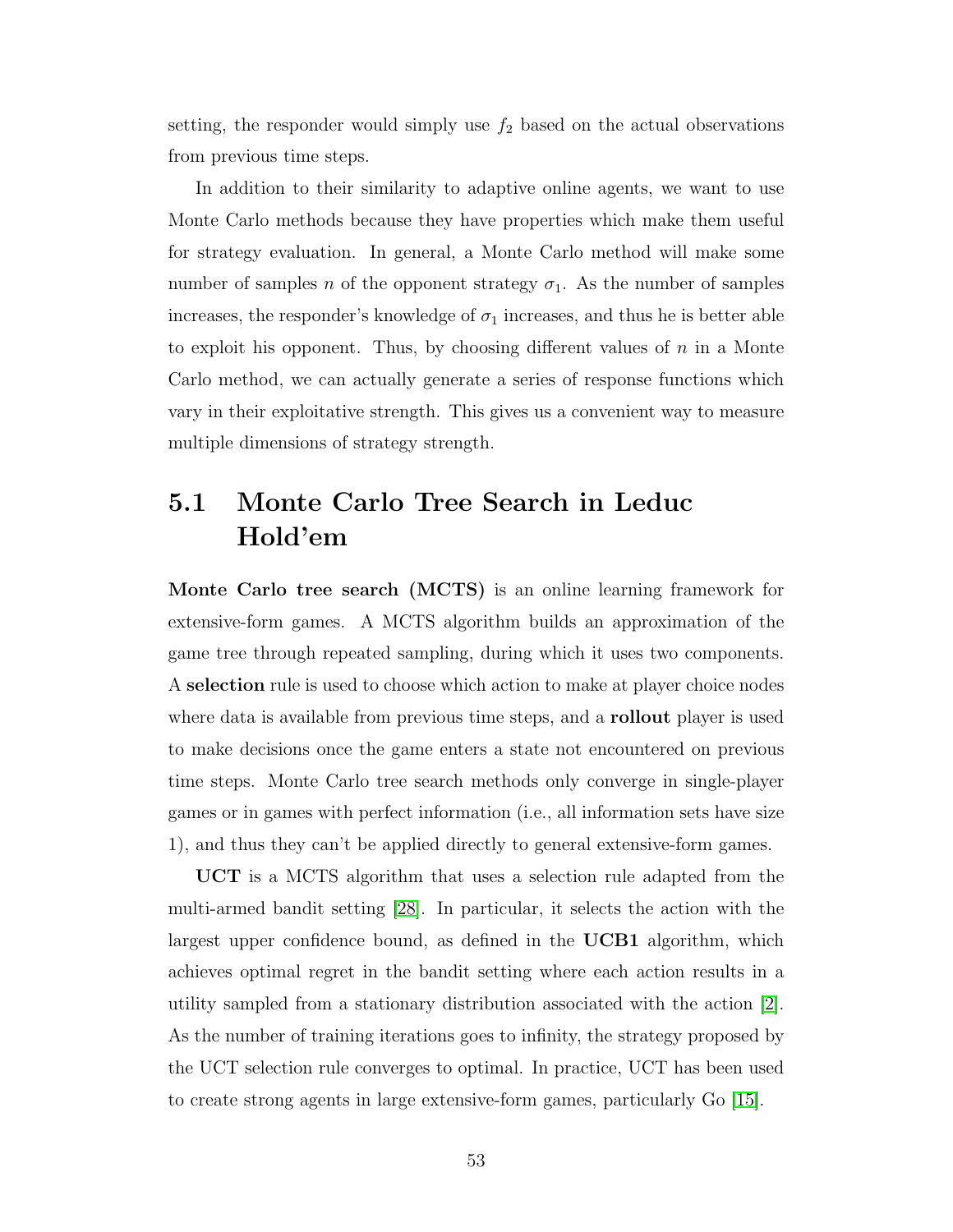setting, the responder would simply use $f_2$ based on the actual observations from previous time steps.

In addition to their similarity to adaptive online agents, we want to use Monte Carlo methods because they have properties which make them useful for strategy evaluation. In general, a Monte Carlo method will make some number of samples $n$ of the opponent strategy $\sigma_1$. As the number of samples increases, the responder's knowledge of $\sigma_1$ increases, and thus he is better able to exploit his opponent. Thus, by choosing different values of $n$ in a Monte Carlo method, we can actually generate a series of response functions which vary in their exploitative strength. This gives us a convenient way to measure multiple dimensions of strategy strength.

## 5.1 Monte Carlo Tree Search in Leduc Hold'em

**Monte Carlo tree search (MCTS)** is an online learning framework for extensive-form games. A MCTS algorithm builds an approximation of the game tree through repeated sampling, during which it uses two components. A **selection** rule is used to choose which action to make at player choice nodes where data is available from previous time steps, and a **rollout** player is used to make decisions once the game enters a state not encountered on previous time steps. Monte Carlo tree search methods only converge in single-player games or in games with perfect information (i.e., all information sets have size 1), and thus they can't be applied directly to general extensive-form games.

**UCT** is a MCTS algorithm that uses a selection rule adapted from the multi-armed bandit setting [28]. In particular, it selects the action with the largest upper confidence bound, as defined in the **UCB1** algorithm, which achieves optimal regret in the bandit setting where each action results in a utility sampled from a stationary distribution associated with the action [2]. As the number of training iterations goes to infinity, the strategy proposed by the UCT selection rule converges to optimal. In practice, UCT has been used to create strong agents in large extensive-form games, particularly Go [15].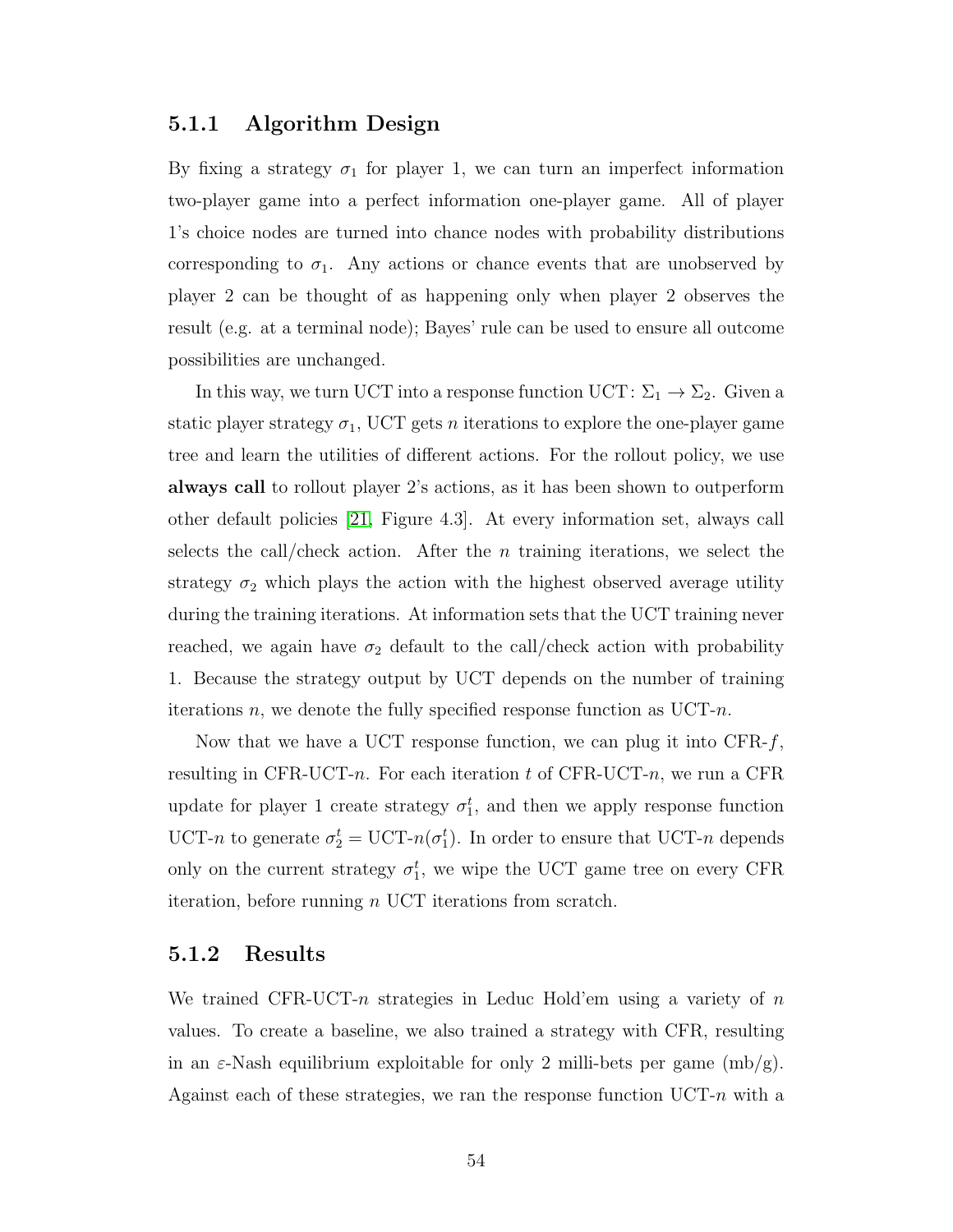### 5.1.1 Algorithm Design

By fixing a strategy $\sigma_1$ for player 1, we can turn an imperfect information two-player game into a perfect information one-player game. All of player 1's choice nodes are turned into chance nodes with probability distributions corresponding to $\sigma_1$. Any actions or chance events that are unobserved by player 2 can be thought of as happening only when player 2 observes the result (e.g. at a terminal node); Bayes' rule can be used to ensure all outcome possibilities are unchanged.

In this way, we turn UCT into a response function $\text{UCT}\colon \Sigma_1 \to \Sigma_2$. Given a static player strategy $\sigma_1$, UCT gets $n$ iterations to explore the one-player game tree and learn the utilities of different actions. For the rollout policy, we use **always call** to rollout player 2's actions, as it has been shown to outperform other default policies [21, Figure 4.3]. At every information set, always call selects the call/check action. After the $n$ training iterations, we select the strategy $\sigma_2$ which plays the action with the highest observed average utility during the training iterations. At information sets that the UCT training never reached, we again have $\sigma_2$ default to the call/check action with probability 1. Because the strategy output by UCT depends on the number of training iterations $n$, we denote the fully specified response function as UCT-$n$.

Now that we have a UCT response function, we can plug it into CFR-$f$, resulting in CFR-UCT-$n$. For each iteration $t$ of CFR-UCT-$n$, we run a CFR update for player 1 create strategy $\sigma_1^t$, and then we apply response function UCT-$n$ to generate $\sigma_2^t = \text{UCT-}n(\sigma_1^t)$. In order to ensure that UCT-$n$ depends only on the current strategy $\sigma_1^t$, we wipe the UCT game tree on every CFR iteration, before running $n$ UCT iterations from scratch.

### 5.1.2 Results

We trained CFR-UCT-$n$ strategies in Leduc Hold'em using a variety of $n$ values. To create a baseline, we also trained a strategy with CFR, resulting in an $\varepsilon$-Nash equilibrium exploitable for only 2 milli-bets per game (mb/g). Against each of these strategies, we ran the response function UCT-$n$ with a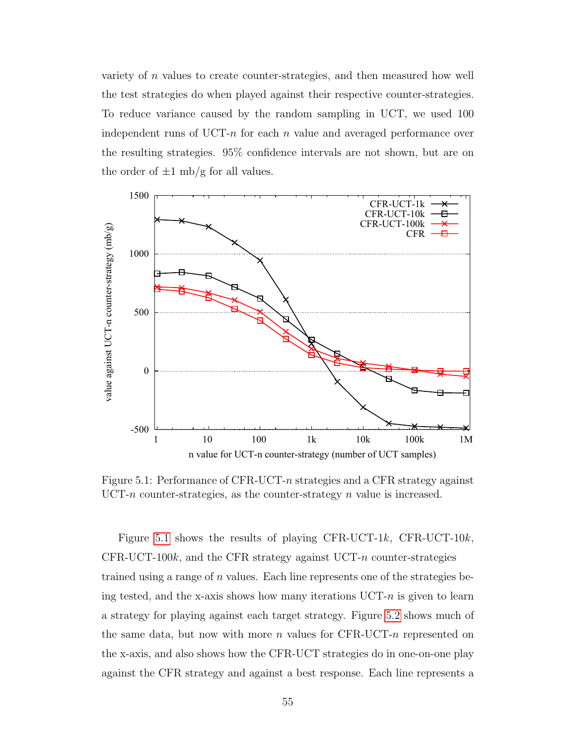variety of $n$ values to create counter-strategies, and then measured how well the test strategies do when played against their respective counter-strategies. To reduce variance caused by the random sampling in UCT, we used 100 independent runs of UCT-$n$ for each $n$ value and averaged performance over the resulting strategies. 95% confidence intervals are not shown, but are on the order of $\pm 1$ mb/g for all values.

Figure 5.1: Performance of CFR-UCT-$n$ strategies and a CFR strategy against UCT-$n$ counter-strategies, as the counter-strategy $n$ value is increased.

Figure 5.1 shows the results of playing CFR-UCT-1$k$, CFR-UCT-10$k$, CFR-UCT-100$k$, and the CFR strategy against UCT-$n$ counter-strategies trained using a range of $n$ values. Each line represents one of the strategies being tested, and the x-axis shows how many iterations UCT-$n$ is given to learn a strategy for playing against each target strategy. Figure 5.2 shows much of the same data, but now with more $n$ values for CFR-UCT-$n$ represented on the x-axis, and also shows how the CFR-UCT strategies do in one-on-one play against the CFR strategy and against a best response. Each line represents a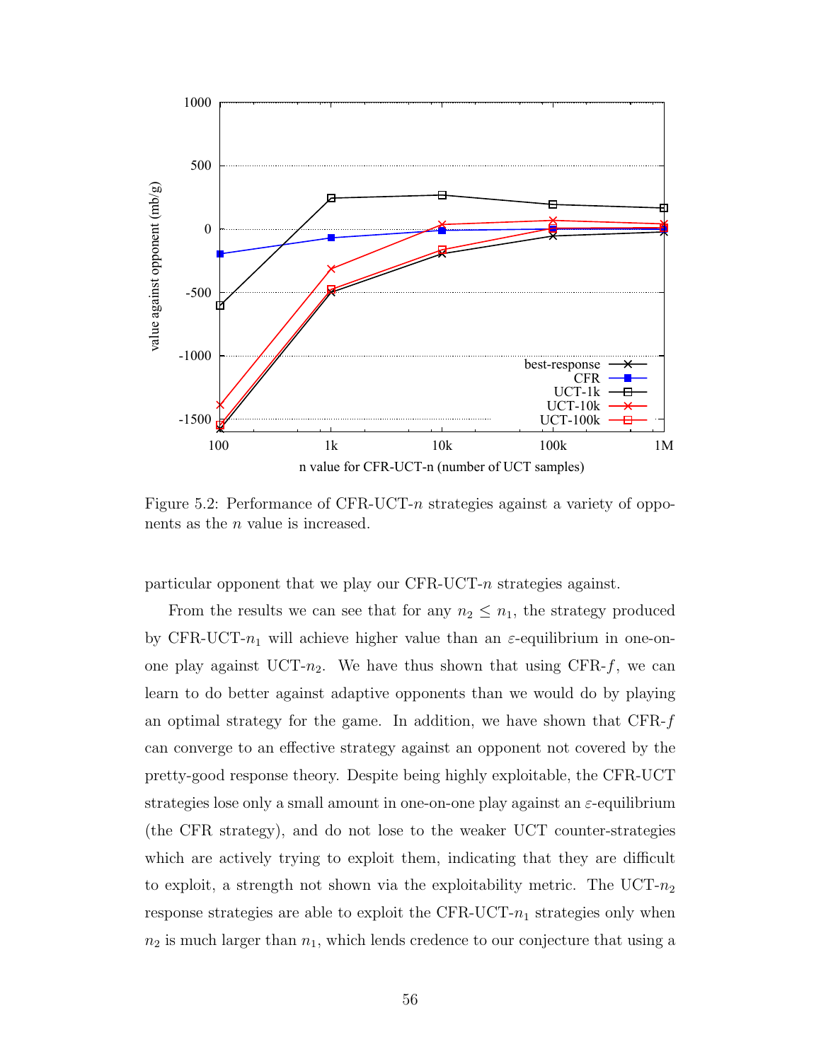Figure 5.2: Performance of CFR-UCT-$n$ strategies against a variety of opponents as the $n$ value is increased.

particular opponent that we play our CFR-UCT-$n$ strategies against.

From the results we can see that for any $n_2 \leq n_1$, the strategy produced by CFR-UCT-$n_1$ will achieve higher value than an $\varepsilon$-equilibrium in one-on-one play against UCT-$n_2$. We have thus shown that using CFR-$f$, we can learn to do better against adaptive opponents than we would do by playing an optimal strategy for the game. In addition, we have shown that CFR-$f$ can converge to an effective strategy against an opponent not covered by the pretty-good response theory. Despite being highly exploitable, the CFR-UCT strategies lose only a small amount in one-on-one play against an $\varepsilon$-equilibrium (the CFR strategy), and do not lose to the weaker UCT counter-strategies which are actively trying to exploit them, indicating that they are difficult to exploit, a strength not shown via the exploitability metric. The UCT-$n_2$ response strategies are able to exploit the CFR-UCT-$n_1$ strategies only when $n_2$ is much larger than $n_1$, which lends credence to our conjecture that using a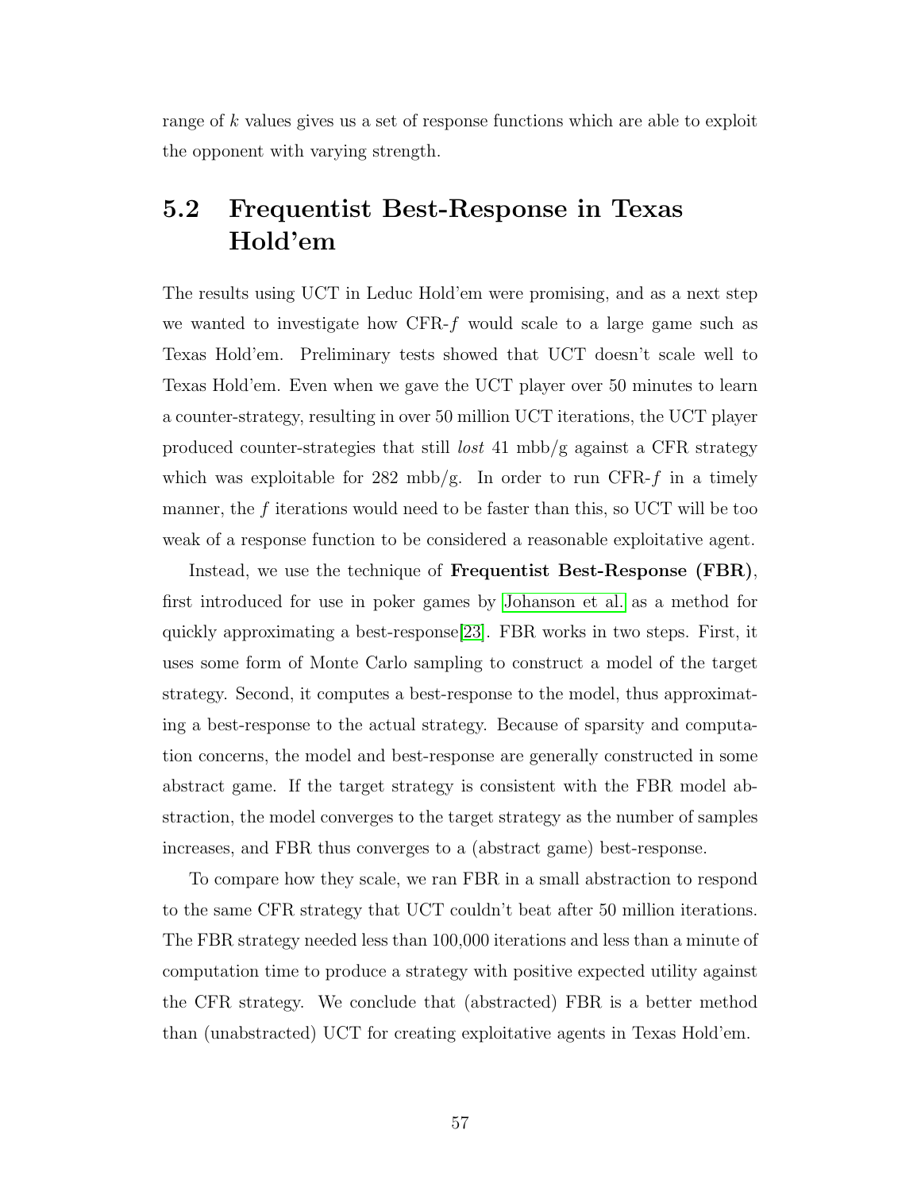range of $k$ values gives us a set of response functions which are able to exploit the opponent with varying strength.

## 5.2 Frequentist Best-Response in Texas Hold'em

The results using UCT in Leduc Hold'em were promising, and as a next step we wanted to investigate how CFR-$f$ would scale to a large game such as Texas Hold'em. Preliminary tests showed that UCT doesn't scale well to Texas Hold'em. Even when we gave the UCT player over 50 minutes to learn a counter-strategy, resulting in over 50 million UCT iterations, the UCT player produced counter-strategies that still *lost* 41 mbb/g against a CFR strategy which was exploitable for 282 mbb/g. In order to run CFR-$f$ in a timely manner, the $f$ iterations would need to be faster than this, so UCT will be too weak of a response function to be considered a reasonable exploitative agent.

Instead, we use the technique of **Frequentist Best-Response (FBR)**, first introduced for use in poker games by Johanson et al. as a method for quickly approximating a best-response[23]. FBR works in two steps. First, it uses some form of Monte Carlo sampling to construct a model of the target strategy. Second, it computes a best-response to the model, thus approximating a best-response to the actual strategy. Because of sparsity and computation concerns, the model and best-response are generally constructed in some abstract game. If the target strategy is consistent with the FBR model abstraction, the model converges to the target strategy as the number of samples increases, and FBR thus converges to a (abstract game) best-response.

To compare how they scale, we ran FBR in a small abstraction to respond to the same CFR strategy that UCT couldn't beat after 50 million iterations. The FBR strategy needed less than 100,000 iterations and less than a minute of computation time to produce a strategy with positive expected utility against the CFR strategy. We conclude that (abstracted) FBR is a better method than (unabstracted) UCT for creating exploitative agents in Texas Hold'em.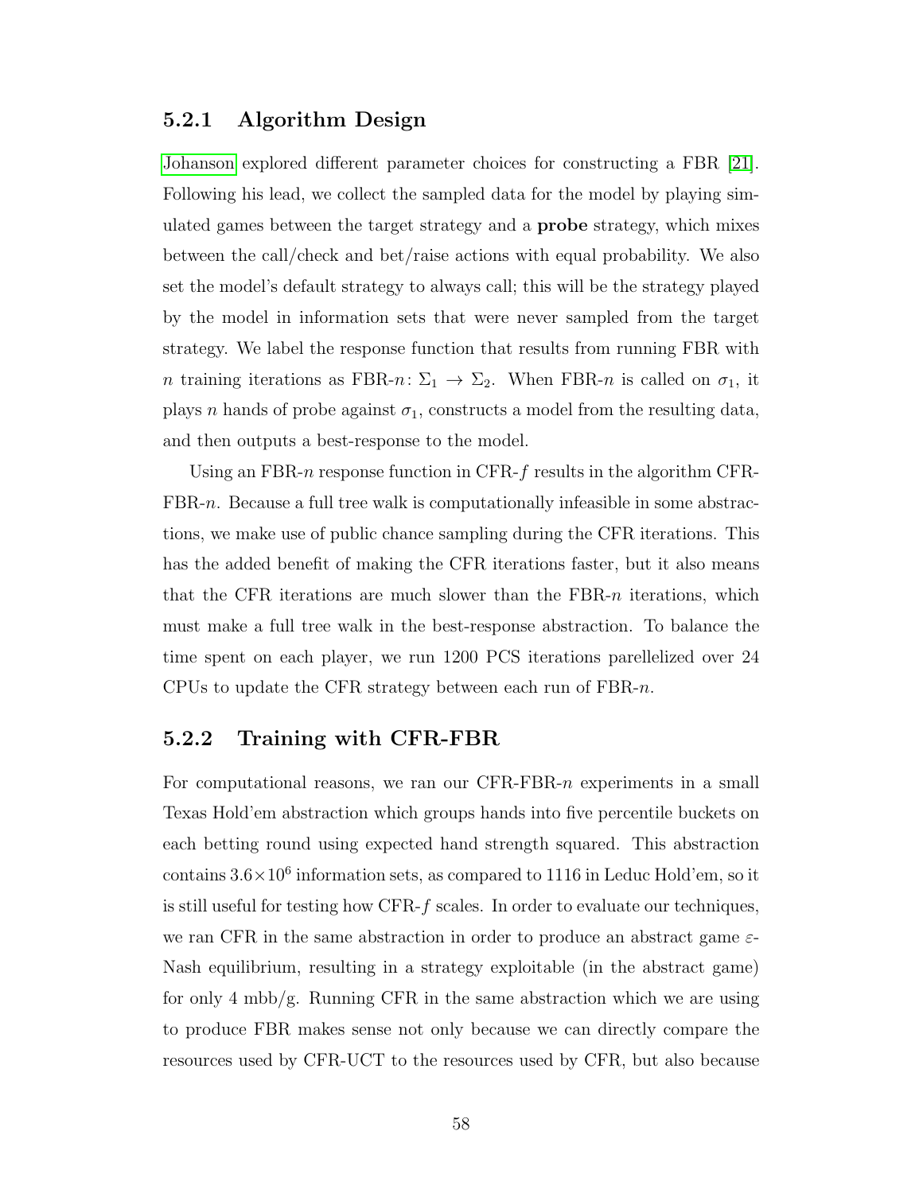### 5.2.1 Algorithm Design

Johanson explored different parameter choices for constructing a FBR [21]. Following his lead, we collect the sampled data for the model by playing simulated games between the target strategy and a **probe** strategy, which mixes between the call/check and bet/raise actions with equal probability. We also set the model's default strategy to always call; this will be the strategy played by the model in information sets that were never sampled from the target strategy. We label the response function that results from running FBR with $n$ training iterations as FBR-$n$: $\Sigma_1 \rightarrow \Sigma_2$. When FBR-$n$ is called on $\sigma_1$, it plays $n$ hands of probe against $\sigma_1$, constructs a model from the resulting data, and then outputs a best-response to the model.

Using an FBR-$n$ response function in CFR-$f$ results in the algorithm CFR-FBR-$n$. Because a full tree walk is computationally infeasible in some abstractions, we make use of public chance sampling during the CFR iterations. This has the added benefit of making the CFR iterations faster, but it also means that the CFR iterations are much slower than the FBR-$n$ iterations, which must make a full tree walk in the best-response abstraction. To balance the time spent on each player, we run 1200 PCS iterations parellelized over 24 CPUs to update the CFR strategy between each run of FBR-$n$.

### 5.2.2 Training with CFR-FBR

For computational reasons, we ran our CFR-FBR-$n$ experiments in a small Texas Hold'em abstraction which groups hands into five percentile buckets on each betting round using expected hand strength squared. This abstraction contains $3.6 \times 10^6$ information sets, as compared to 1116 in Leduc Hold'em, so it is still useful for testing how CFR-$f$ scales. In order to evaluate our techniques, we ran CFR in the same abstraction in order to produce an abstract game $\varepsilon$-Nash equilibrium, resulting in a strategy exploitable (in the abstract game) for only 4 mbb/g. Running CFR in the same abstraction which we are using to produce FBR makes sense not only because we can directly compare the resources used by CFR-UCT to the resources used by CFR, but also because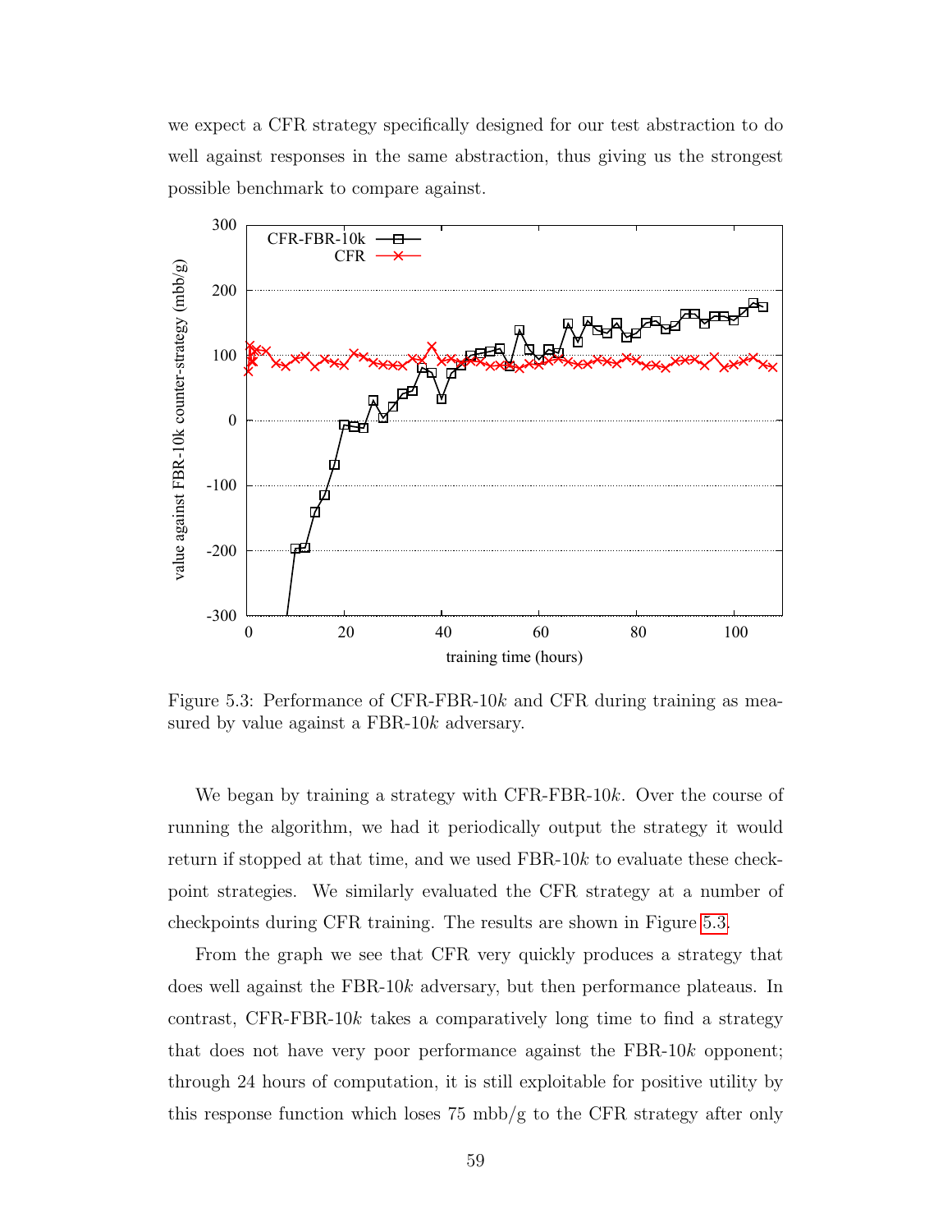we expect a CFR strategy specifically designed for our test abstraction to do well against responses in the same abstraction, thus giving us the strongest possible benchmark to compare against.

Figure 5.3: Performance of CFR-FBR-10$k$ and CFR during training as measured by value against a FBR-10$k$ adversary.

We began by training a strategy with CFR-FBR-10$k$. Over the course of running the algorithm, we had it periodically output the strategy it would return if stopped at that time, and we used FBR-10$k$ to evaluate these checkpoint strategies. We similarly evaluated the CFR strategy at a number of checkpoints during CFR training. The results are shown in Figure 5.3.

From the graph we see that CFR very quickly produces a strategy that does well against the FBR-10$k$ adversary, but then performance plateaus. In contrast, CFR-FBR-10$k$ takes a comparatively long time to find a strategy that does not have very poor performance against the FBR-10$k$ opponent; through 24 hours of computation, it is still exploitable for positive utility by this response function which loses 75 mbb/g to the CFR strategy after only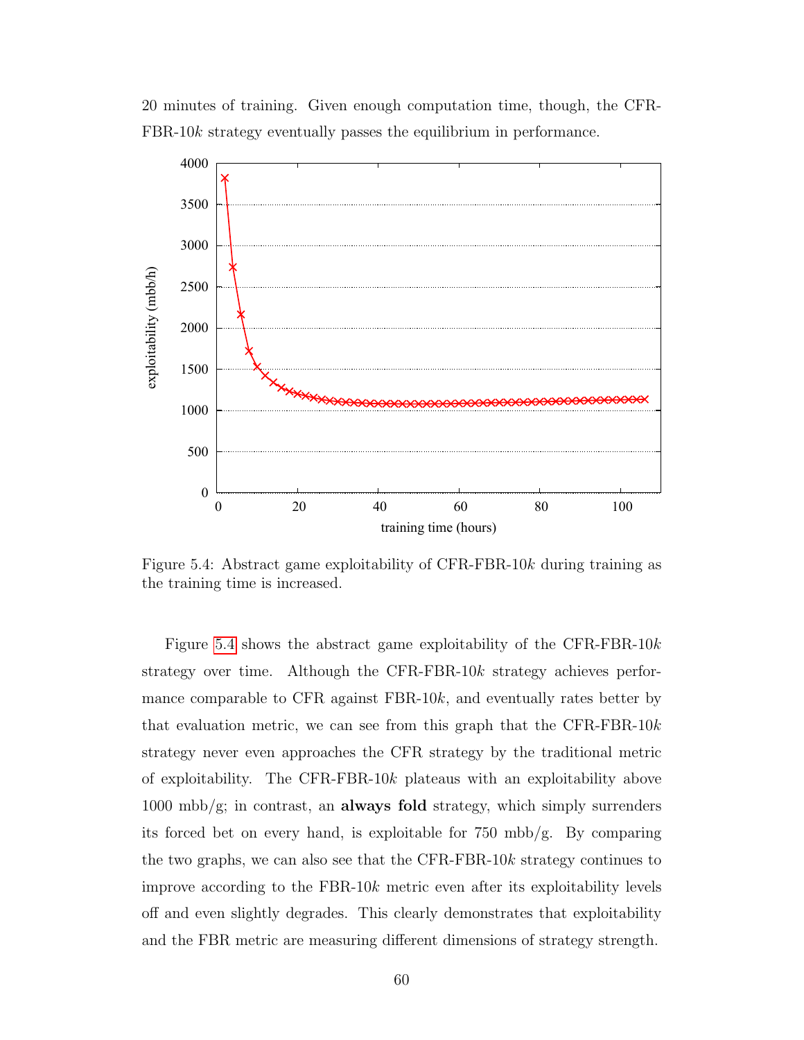20 minutes of training. Given enough computation time, though, the CFR-FBR-10$k$ strategy eventually passes the equilibrium in performance.

Figure 5.4: Abstract game exploitability of CFR-FBR-10$k$ during training as the training time is increased.

Figure 5.4 shows the abstract game exploitability of the CFR-FBR-10$k$ strategy over time. Although the CFR-FBR-10$k$ strategy achieves performance comparable to CFR against FBR-10$k$, and eventually rates better by that evaluation metric, we can see from this graph that the CFR-FBR-10$k$ strategy never even approaches the CFR strategy by the traditional metric of exploitability. The CFR-FBR-10$k$ plateaus with an exploitability above 1000 mbb/g; in contrast, an **always fold** strategy, which simply surrenders its forced bet on every hand, is exploitable for 750 mbb/g. By comparing the two graphs, we can also see that the CFR-FBR-10$k$ strategy continues to improve according to the FBR-10$k$ metric even after its exploitability levels off and even slightly degrades. This clearly demonstrates that exploitability and the FBR metric are measuring different dimensions of strategy strength.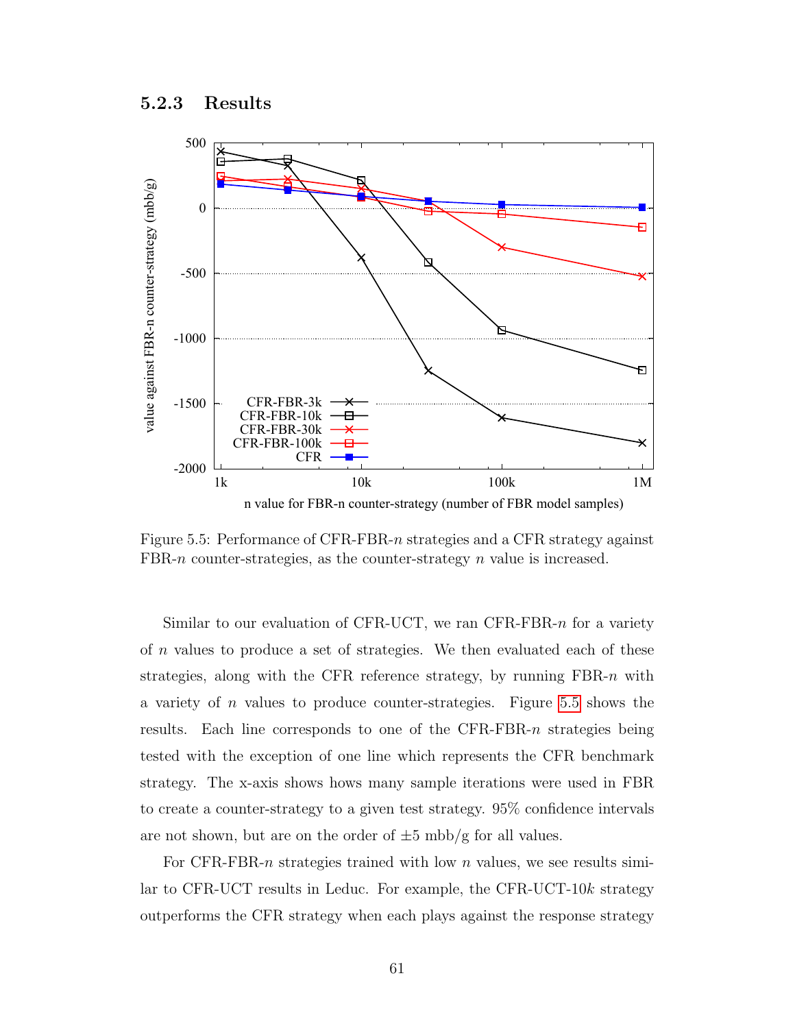### 5.2.3 Results

Figure 5.5: Performance of CFR-FBR-$n$ strategies and a CFR strategy against FBR-$n$ counter-strategies, as the counter-strategy $n$ value is increased.

Similar to our evaluation of CFR-UCT, we ran CFR-FBR-$n$ for a variety of $n$ values to produce a set of strategies. We then evaluated each of these strategies, along with the CFR reference strategy, by running FBR-$n$ with a variety of $n$ values to produce counter-strategies. Figure 5.5 shows the results. Each line corresponds to one of the CFR-FBR-$n$ strategies being tested with the exception of one line which represents the CFR benchmark strategy. The x-axis shows hows many sample iterations were used in FBR to create a counter-strategy to a given test strategy. 95% confidence intervals are not shown, but are on the order of ±5 mbb/g for all values.

For CFR-FBR-$n$ strategies trained with low $n$ values, we see results similar to CFR-UCT results in Leduc. For example, the CFR-UCT-10$k$ strategy outperforms the CFR strategy when each plays against the response strategy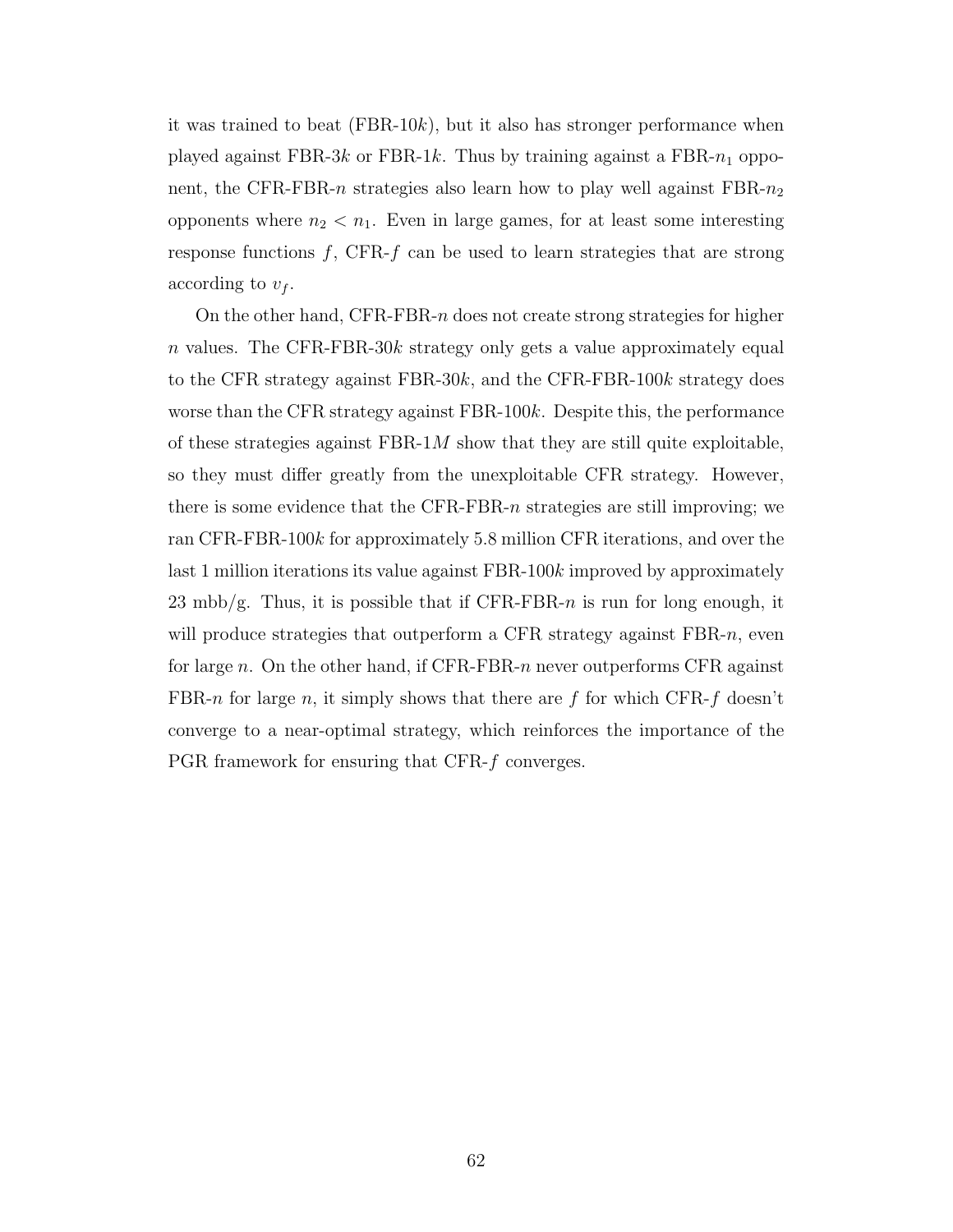it was trained to beat (FBR-10$k$), but it also has stronger performance when played against FBR-3$k$ or FBR-1$k$. Thus by training against a FBR-$n_1$ opponent, the CFR-FBR-$n$ strategies also learn how to play well against FBR-$n_2$ opponents where $n_2 < n_1$. Even in large games, for at least some interesting response functions $f$, CFR-$f$ can be used to learn strategies that are strong according to $v_f$.

On the other hand, CFR-FBR-$n$ does not create strong strategies for higher $n$ values. The CFR-FBR-30$k$ strategy only gets a value approximately equal to the CFR strategy against FBR-30$k$, and the CFR-FBR-100$k$ strategy does worse than the CFR strategy against FBR-100$k$. Despite this, the performance of these strategies against FBR-1$M$ show that they are still quite exploitable, so they must differ greatly from the unexploitable CFR strategy. However, there is some evidence that the CFR-FBR-$n$ strategies are still improving; we ran CFR-FBR-100$k$ for approximately 5.8 million CFR iterations, and over the last 1 million iterations its value against FBR-100$k$ improved by approximately 23 mbb/g. Thus, it is possible that if CFR-FBR-$n$ is run for long enough, it will produce strategies that outperform a CFR strategy against FBR-$n$, even for large $n$. On the other hand, if CFR-FBR-$n$ never outperforms CFR against FBR-$n$ for large $n$, it simply shows that there are $f$ for which CFR-$f$ doesn't converge to a near-optimal strategy, which reinforces the importance of the PGR framework for ensuring that CFR-$f$ converges.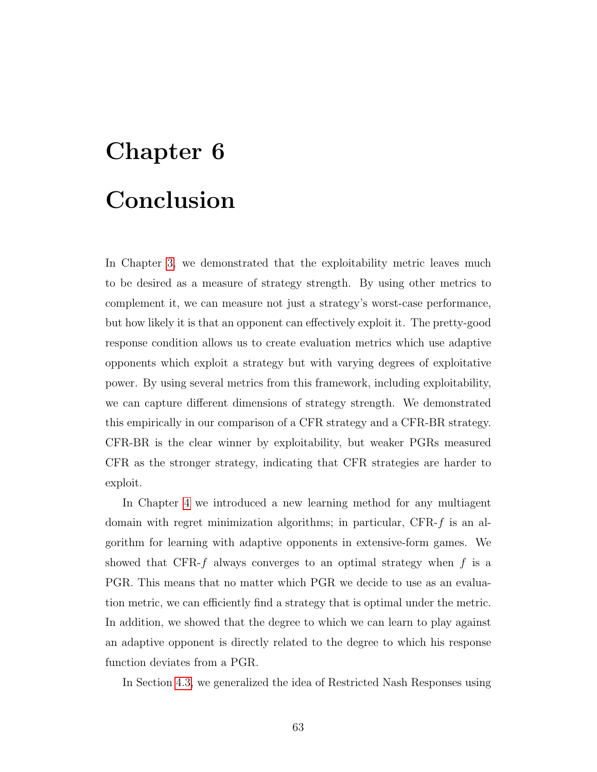# Chapter 6

# Conclusion

In Chapter 3, we demonstrated that the exploitability metric leaves much to be desired as a measure of strategy strength. By using other metrics to complement it, we can measure not just a strategy's worst-case performance, but how likely it is that an opponent can effectively exploit it. The pretty-good response condition allows us to create evaluation metrics which use adaptive opponents which exploit a strategy but with varying degrees of exploitative power. By using several metrics from this framework, including exploitability, we can capture different dimensions of strategy strength. We demonstrated this empirically in our comparison of a CFR strategy and a CFR-BR strategy. CFR-BR is the clear winner by exploitability, but weaker PGRs measured CFR as the stronger strategy, indicating that CFR strategies are harder to exploit.

In Chapter 4 we introduced a new learning method for any multiagent domain with regret minimization algorithms; in particular, CFR-$f$ is an algorithm for learning with adaptive opponents in extensive-form games. We showed that CFR-$f$ always converges to an optimal strategy when $f$ is a PGR. This means that no matter which PGR we decide to use as an evaluation metric, we can efficiently find a strategy that is optimal under the metric. In addition, we showed that the degree to which we can learn to play against an adaptive opponent is directly related to the degree to which his response function deviates from a PGR.

In Section 4.3, we generalized the idea of Restricted Nash Responses using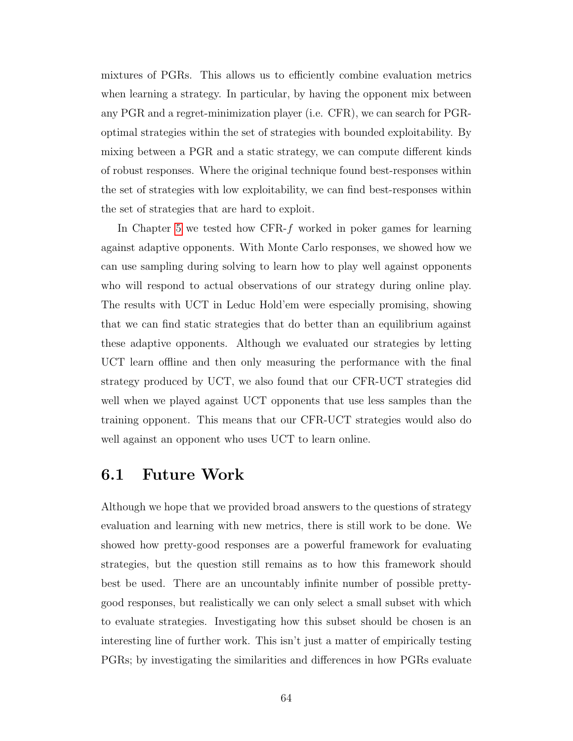mixtures of PGRs. This allows us to efficiently combine evaluation metrics when learning a strategy. In particular, by having the opponent mix between any PGR and a regret-minimization player (i.e. CFR), we can search for PGR-optimal strategies within the set of strategies with bounded exploitability. By mixing between a PGR and a static strategy, we can compute different kinds of robust responses. Where the original technique found best-responses within the set of strategies with low exploitability, we can find best-responses within the set of strategies that are hard to exploit.

In Chapter 5 we tested how CFR-$f$ worked in poker games for learning against adaptive opponents. With Monte Carlo responses, we showed how we can use sampling during solving to learn how to play well against opponents who will respond to actual observations of our strategy during online play. The results with UCT in Leduc Hold'em were especially promising, showing that we can find static strategies that do better than an equilibrium against these adaptive opponents. Although we evaluated our strategies by letting UCT learn offline and then only measuring the performance with the final strategy produced by UCT, we also found that our CFR-UCT strategies did well when we played against UCT opponents that use less samples than the training opponent. This means that our CFR-UCT strategies would also do well against an opponent who uses UCT to learn online.

## 6.1 Future Work

Although we hope that we provided broad answers to the questions of strategy evaluation and learning with new metrics, there is still work to be done. We showed how pretty-good responses are a powerful framework for evaluating strategies, but the question still remains as to how this framework should best be used. There are an uncountably infinite number of possible pretty-good responses, but realistically we can only select a small subset with which to evaluate strategies. Investigating how this subset should be chosen is an interesting line of further work. This isn't just a matter of empirically testing PGRs; by investigating the similarities and differences in how PGRs evaluate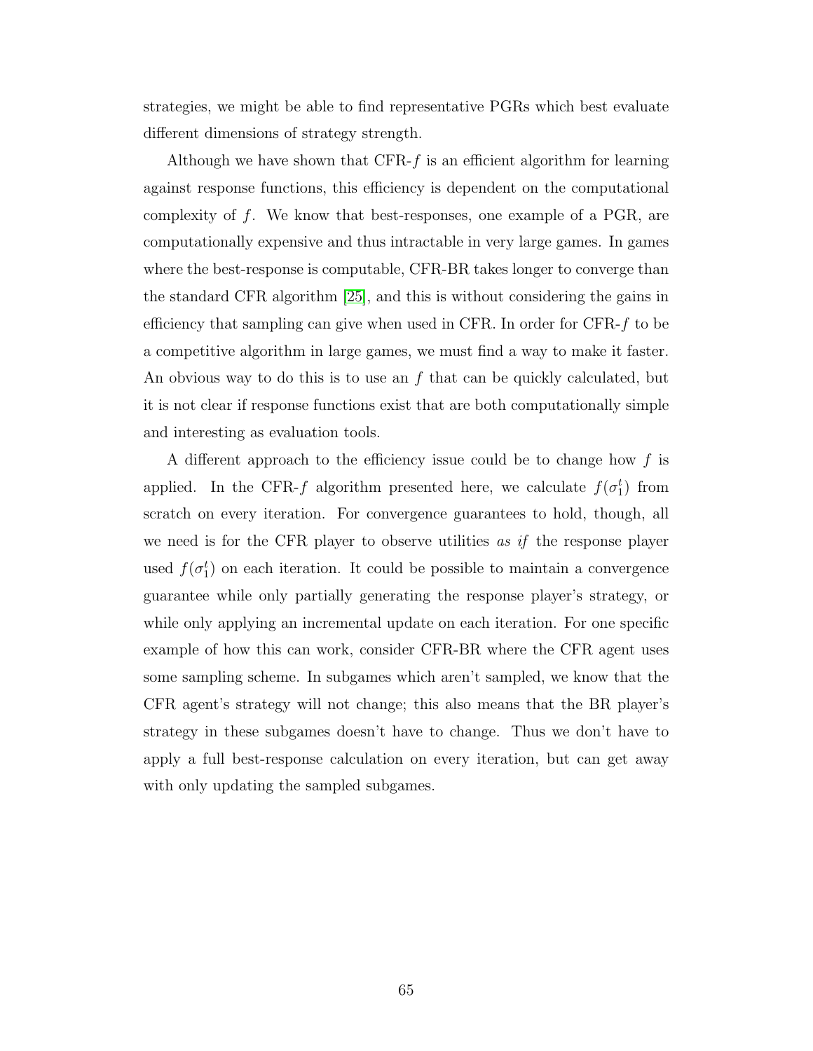strategies, we might be able to find representative PGRs which best evaluate different dimensions of strategy strength.

Although we have shown that CFR-$f$ is an efficient algorithm for learning against response functions, this efficiency is dependent on the computational complexity of $f$. We know that best-responses, one example of a PGR, are computationally expensive and thus intractable in very large games. In games where the best-response is computable, CFR-BR takes longer to converge than the standard CFR algorithm [25], and this is without considering the gains in efficiency that sampling can give when used in CFR. In order for CFR-$f$ to be a competitive algorithm in large games, we must find a way to make it faster. An obvious way to do this is to use an $f$ that can be quickly calculated, but it is not clear if response functions exist that are both computationally simple and interesting as evaluation tools.

A different approach to the efficiency issue could be to change how $f$ is applied. In the CFR-$f$ algorithm presented here, we calculate $f(\sigma_1^t)$ from scratch on every iteration. For convergence guarantees to hold, though, all we need is for the CFR player to observe utilities *as if* the response player used $f(\sigma_1^t)$ on each iteration. It could be possible to maintain a convergence guarantee while only partially generating the response player's strategy, or while only applying an incremental update on each iteration. For one specific example of how this can work, consider CFR-BR where the CFR agent uses some sampling scheme. In subgames which aren't sampled, we know that the CFR agent's strategy will not change; this also means that the BR player's strategy in these subgames doesn't have to change. Thus we don't have to apply a full best-response calculation on every iteration, but can get away with only updating the sampled subgames.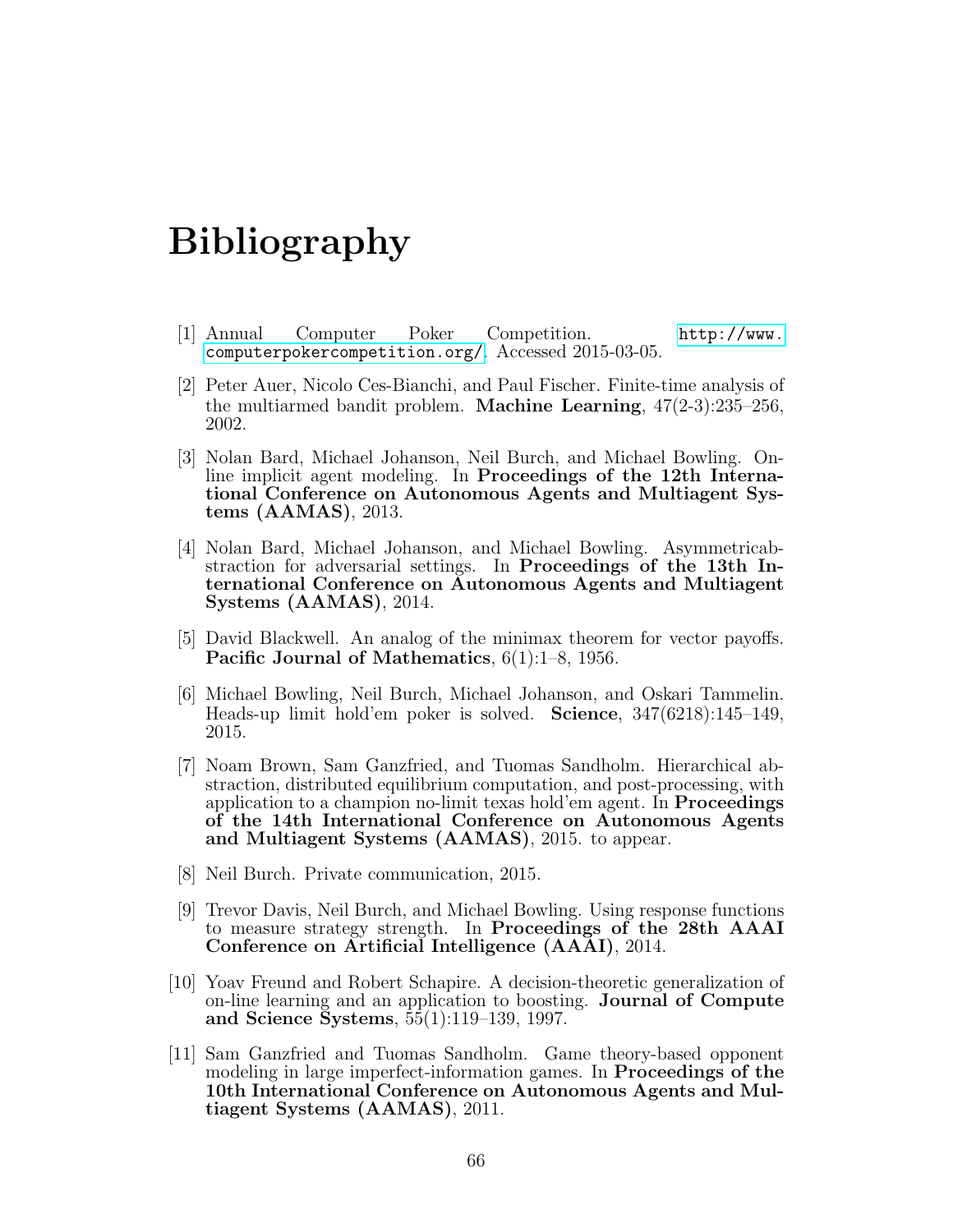# Bibliography

[1] Annual Computer Poker Competition. http://www.computerpokercompetition.org/. Accessed 2015-03-05.

[2] Peter Auer, Nicolo Ces-Bianchi, and Paul Fischer. Finite-time analysis of the multiarmed bandit problem. **Machine Learning**, 47(2-3):235–256, 2002.

[3] Nolan Bard, Michael Johanson, Neil Burch, and Michael Bowling. Online implicit agent modeling. In **Proceedings of the 12th International Conference on Autonomous Agents and Multiagent Systems (AAMAS)**, 2013.

[4] Nolan Bard, Michael Johanson, and Michael Bowling. Asymmetricabstraction for adversarial settings. In **Proceedings of the 13th International Conference on Autonomous Agents and Multiagent Systems (AAMAS)**, 2014.

[5] David Blackwell. An analog of the minimax theorem for vector payoffs. **Pacific Journal of Mathematics**, 6(1):1–8, 1956.

[6] Michael Bowling, Neil Burch, Michael Johanson, and Oskari Tammelin. Heads-up limit hold'em poker is solved. **Science**, 347(6218):145–149, 2015.

[7] Noam Brown, Sam Ganzfried, and Tuomas Sandholm. Hierarchical abstraction, distributed equilibrium computation, and post-processing, with application to a champion no-limit texas hold'em agent. In **Proceedings of the 14th International Conference on Autonomous Agents and Multiagent Systems (AAMAS)**, 2015. to appear.

[8] Neil Burch. Private communication, 2015.

[9] Trevor Davis, Neil Burch, and Michael Bowling. Using response functions to measure strategy strength. In **Proceedings of the 28th AAAI Conference on Artificial Intelligence (AAAI)**, 2014.

[10] Yoav Freund and Robert Schapire. A decision-theoretic generalization of on-line learning and an application to boosting. **Journal of Compute and Science Systems**, 55(1):119–139, 1997.

[11] Sam Ganzfried and Tuomas Sandholm. Game theory-based opponent modeling in large imperfect-information games. In **Proceedings of the 10th International Conference on Autonomous Agents and Multiagent Systems (AAMAS)**, 2011.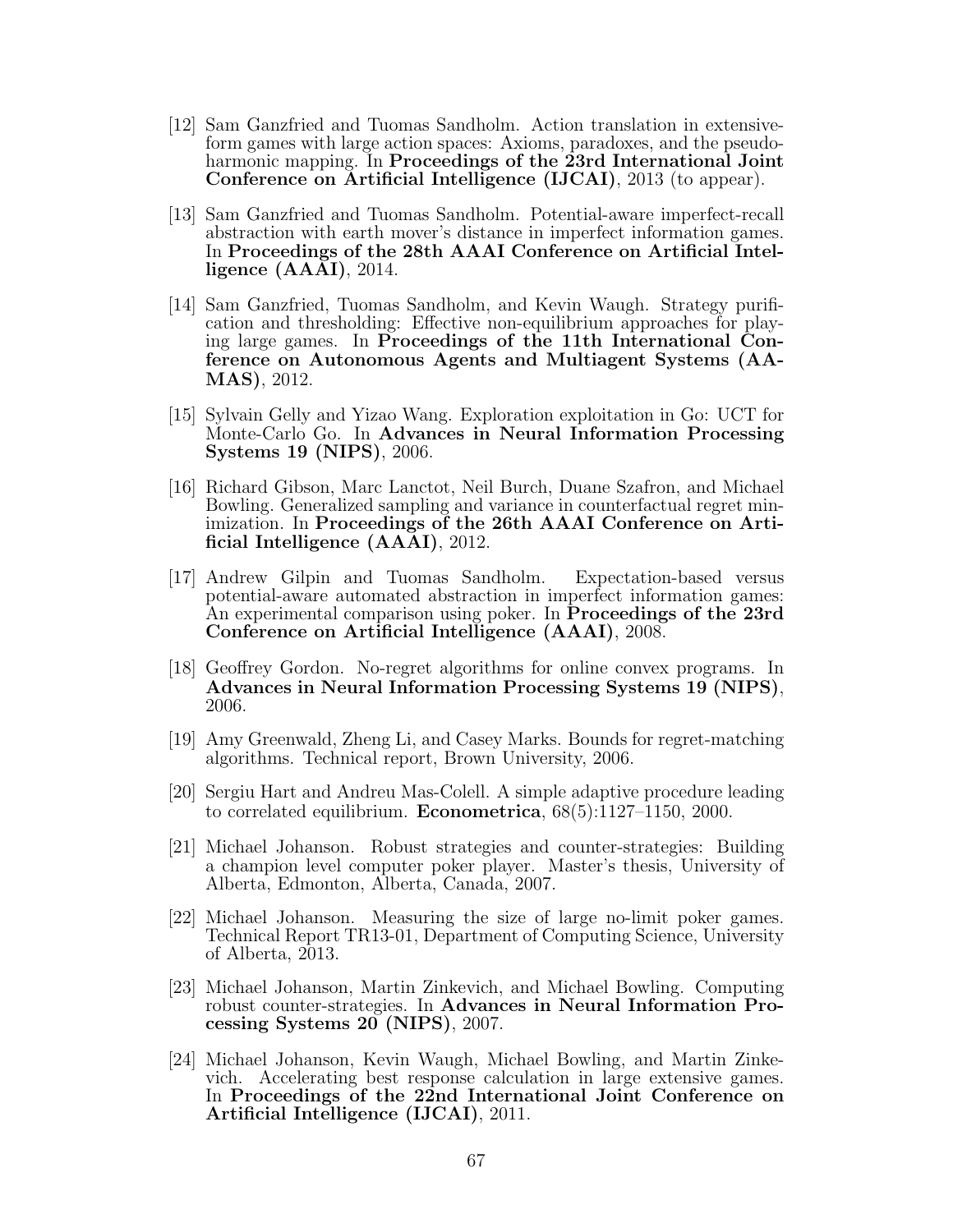[12] Sam Ganzfried and Tuomas Sandholm. Action translation in extensive-form games with large action spaces: Axioms, paradoxes, and the pseudo-harmonic mapping. In **Proceedings of the 23rd International Joint Conference on Artificial Intelligence (IJCAI)**, 2013 (to appear).

[13] Sam Ganzfried and Tuomas Sandholm. Potential-aware imperfect-recall abstraction with earth mover's distance in imperfect information games. In **Proceedings of the 28th AAAI Conference on Artificial Intelligence (AAAI)**, 2014.

[14] Sam Ganzfried, Tuomas Sandholm, and Kevin Waugh. Strategy purification and thresholding: Effective non-equilibrium approaches for playing large games. In **Proceedings of the 11th International Conference on Autonomous Agents and Multiagent Systems (AAMAS)**, 2012.

[15] Sylvain Gelly and Yizao Wang. Exploration exploitation in Go: UCT for Monte-Carlo Go. In **Advances in Neural Information Processing Systems 19 (NIPS)**, 2006.

[16] Richard Gibson, Marc Lanctot, Neil Burch, Duane Szafron, and Michael Bowling. Generalized sampling and variance in counterfactual regret minimization. In **Proceedings of the 26th AAAI Conference on Artificial Intelligence (AAAI)**, 2012.

[17] Andrew Gilpin and Tuomas Sandholm. Expectation-based versus potential-aware automated abstraction in imperfect information games: An experimental comparison using poker. In **Proceedings of the 23rd Conference on Artificial Intelligence (AAAI)**, 2008.

[18] Geoffrey Gordon. No-regret algorithms for online convex programs. In **Advances in Neural Information Processing Systems 19 (NIPS)**, 2006.

[19] Amy Greenwald, Zheng Li, and Casey Marks. Bounds for regret-matching algorithms. Technical report, Brown University, 2006.

[20] Sergiu Hart and Andreu Mas-Colell. A simple adaptive procedure leading to correlated equilibrium. **Econometrica**, 68(5):1127–1150, 2000.

[21] Michael Johanson. Robust strategies and counter-strategies: Building a champion level computer poker player. Master's thesis, University of Alberta, Edmonton, Alberta, Canada, 2007.

[22] Michael Johanson. Measuring the size of large no-limit poker games. Technical Report TR13-01, Department of Computing Science, University of Alberta, 2013.

[23] Michael Johanson, Martin Zinkevich, and Michael Bowling. Computing robust counter-strategies. In **Advances in Neural Information Processing Systems 20 (NIPS)**, 2007.

[24] Michael Johanson, Kevin Waugh, Michael Bowling, and Martin Zinkevich. Accelerating best response calculation in large extensive games. In **Proceedings of the 22nd International Joint Conference on Artificial Intelligence (IJCAI)**, 2011.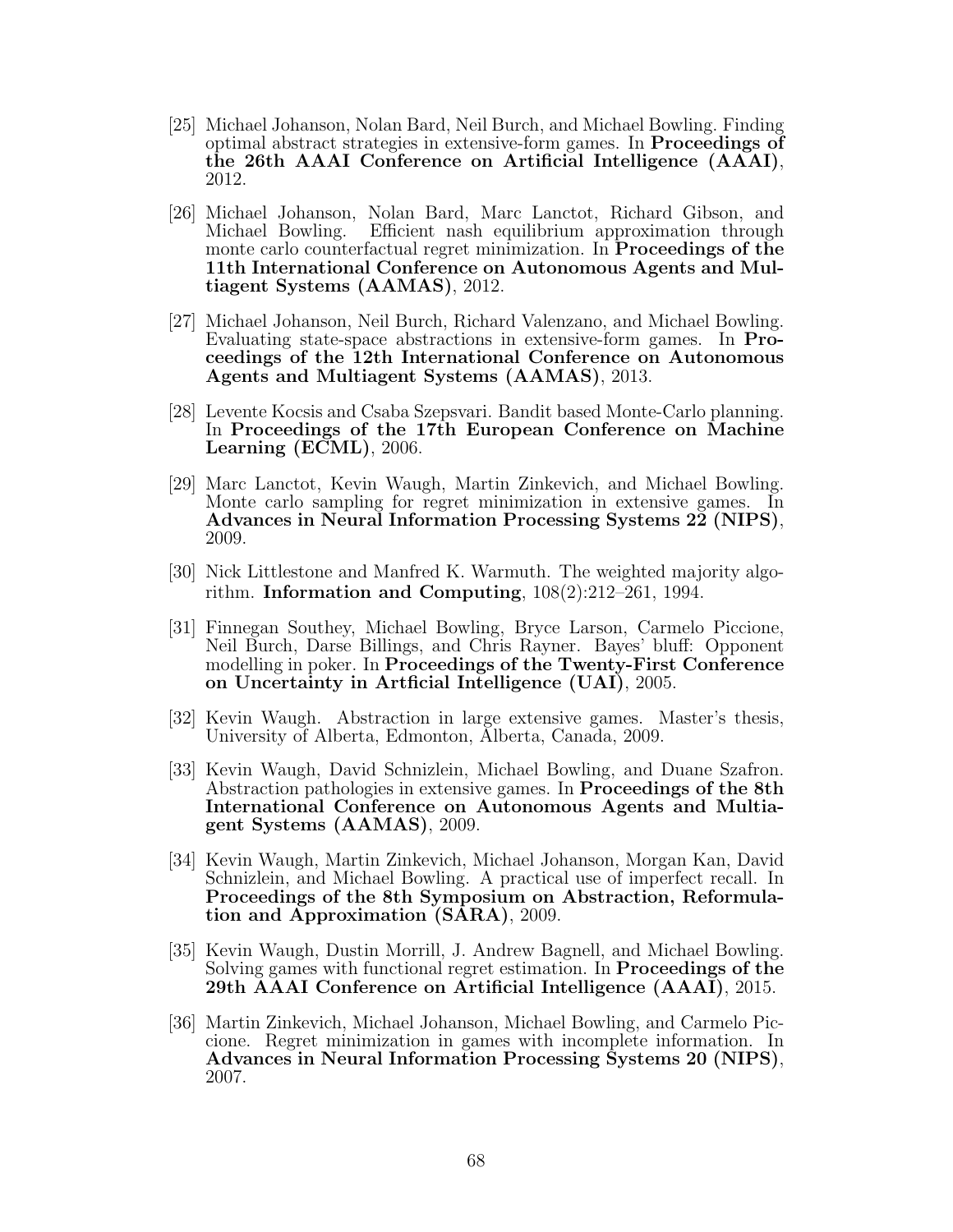[25] Michael Johanson, Nolan Bard, Neil Burch, and Michael Bowling. Finding optimal abstract strategies in extensive-form games. In **Proceedings of the 26th AAAI Conference on Artificial Intelligence (AAAI)**, 2012.

[26] Michael Johanson, Nolan Bard, Marc Lanctot, Richard Gibson, and Michael Bowling. Efficient nash equilibrium approximation through monte carlo counterfactual regret minimization. In **Proceedings of the 11th International Conference on Autonomous Agents and Multiagent Systems (AAMAS)**, 2012.

[27] Michael Johanson, Neil Burch, Richard Valenzano, and Michael Bowling. Evaluating state-space abstractions in extensive-form games. In **Proceedings of the 12th International Conference on Autonomous Agents and Multiagent Systems (AAMAS)**, 2013.

[28] Levente Kocsis and Csaba Szepsvari. Bandit based Monte-Carlo planning. In **Proceedings of the 17th European Conference on Machine Learning (ECML)**, 2006.

[29] Marc Lanctot, Kevin Waugh, Martin Zinkevich, and Michael Bowling. Monte carlo sampling for regret minimization in extensive games. In **Advances in Neural Information Processing Systems 22 (NIPS)**, 2009.

[30] Nick Littlestone and Manfred K. Warmuth. The weighted majority algorithm. **Information and Computing**, 108(2):212–261, 1994.

[31] Finnegan Southey, Michael Bowling, Bryce Larson, Carmelo Piccione, Neil Burch, Darse Billings, and Chris Rayner. Bayes' bluff: Opponent modelling in poker. In **Proceedings of the Twenty-First Conference on Uncertainty in Artficial Intelligence (UAI)**, 2005.

[32] Kevin Waugh. Abstraction in large extensive games. Master's thesis, University of Alberta, Edmonton, Alberta, Canada, 2009.

[33] Kevin Waugh, David Schnizlein, Michael Bowling, and Duane Szafron. Abstraction pathologies in extensive games. In **Proceedings of the 8th International Conference on Autonomous Agents and Multiagent Systems (AAMAS)**, 2009.

[34] Kevin Waugh, Martin Zinkevich, Michael Johanson, Morgan Kan, David Schnizlein, and Michael Bowling. A practical use of imperfect recall. In **Proceedings of the 8th Symposium on Abstraction, Reformulation and Approximation (SARA)**, 2009.

[35] Kevin Waugh, Dustin Morrill, J. Andrew Bagnell, and Michael Bowling. Solving games with functional regret estimation. In **Proceedings of the 29th AAAI Conference on Artificial Intelligence (AAAI)**, 2015.

[36] Martin Zinkevich, Michael Johanson, Michael Bowling, and Carmelo Piccione. Regret minimization in games with incomplete information. In **Advances in Neural Information Processing Systems 20 (NIPS)**, 2007.